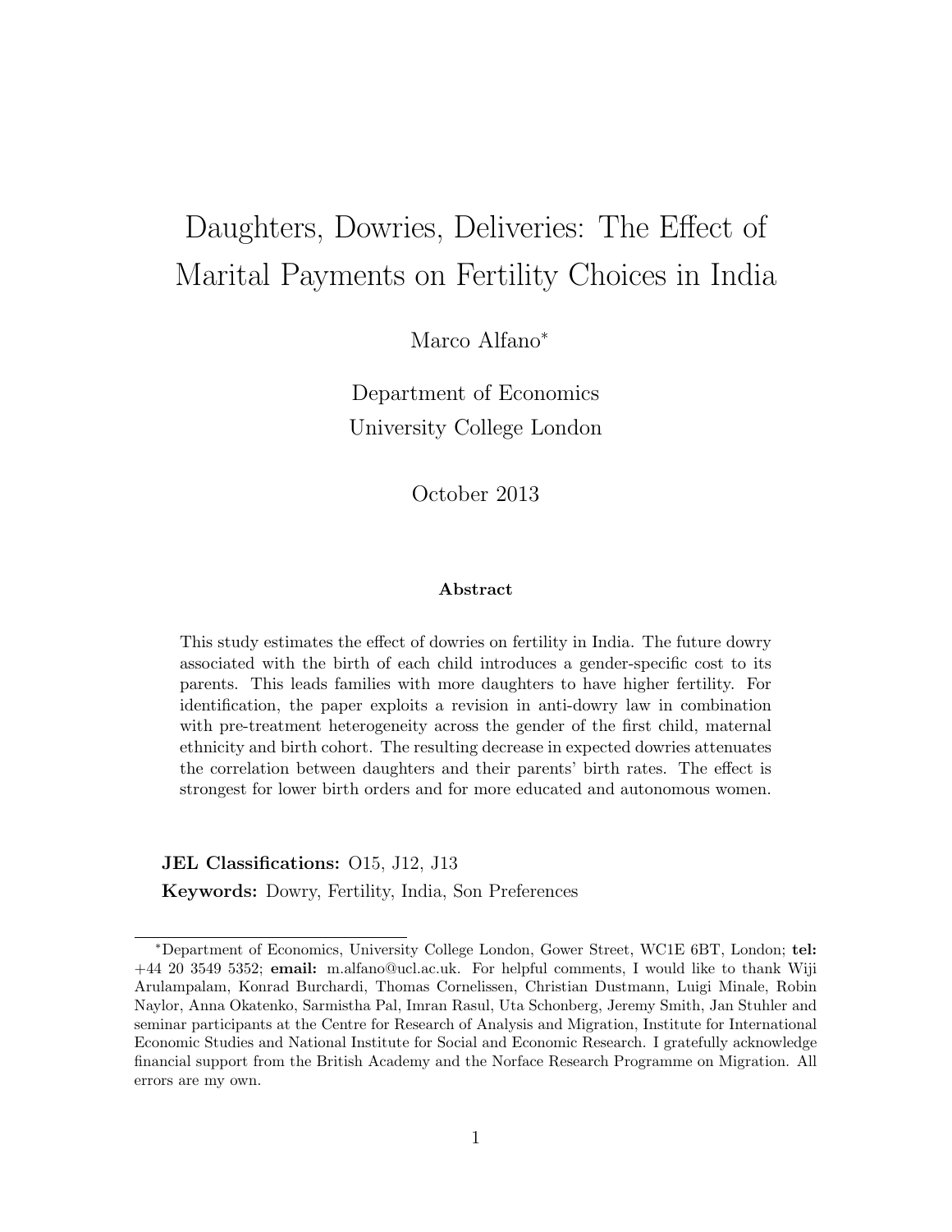# Daughters, Dowries, Deliveries: The Effect of Marital Payments on Fertility Choices in India

Marco Alfano*

Department of Economics
University College London

October 2013

**Abstract**

This study estimates the effect of dowries on fertility in India. The future dowry associated with the birth of each child introduces a gender-specific cost to its parents. This leads families with more daughters to have higher fertility. For identification, the paper exploits a revision in anti-dowry law in combination with pre-treatment heterogeneity across the gender of the first child, maternal ethnicity and birth cohort. The resulting decrease in expected dowries attenuates the correlation between daughters and their parents' birth rates. The effect is strongest for lower birth orders and for more educated and autonomous women.

**JEL Classifications:** O15, J12, J13

**Keywords:** Dowry, Fertility, India, Son Preferences

*Department of Economics, University College London, Gower Street, WC1E 6BT, London; **tel:** +44 20 3549 5352; **email:** m.alfano@ucl.ac.uk. For helpful comments, I would like to thank Wiji Arulampalam, Konrad Burchardi, Thomas Cornelissen, Christian Dustmann, Luigi Minale, Robin Naylor, Anna Okatenko, Sarmistha Pal, Imran Rasul, Uta Schonberg, Jeremy Smith, Jan Stuhler and seminar participants at the Centre for Research of Analysis and Migration, Institute for International Economic Studies and National Institute for Social and Economic Research. I gratefully acknowledge financial support from the British Academy and the Norface Research Programme on Migration. All errors are my own.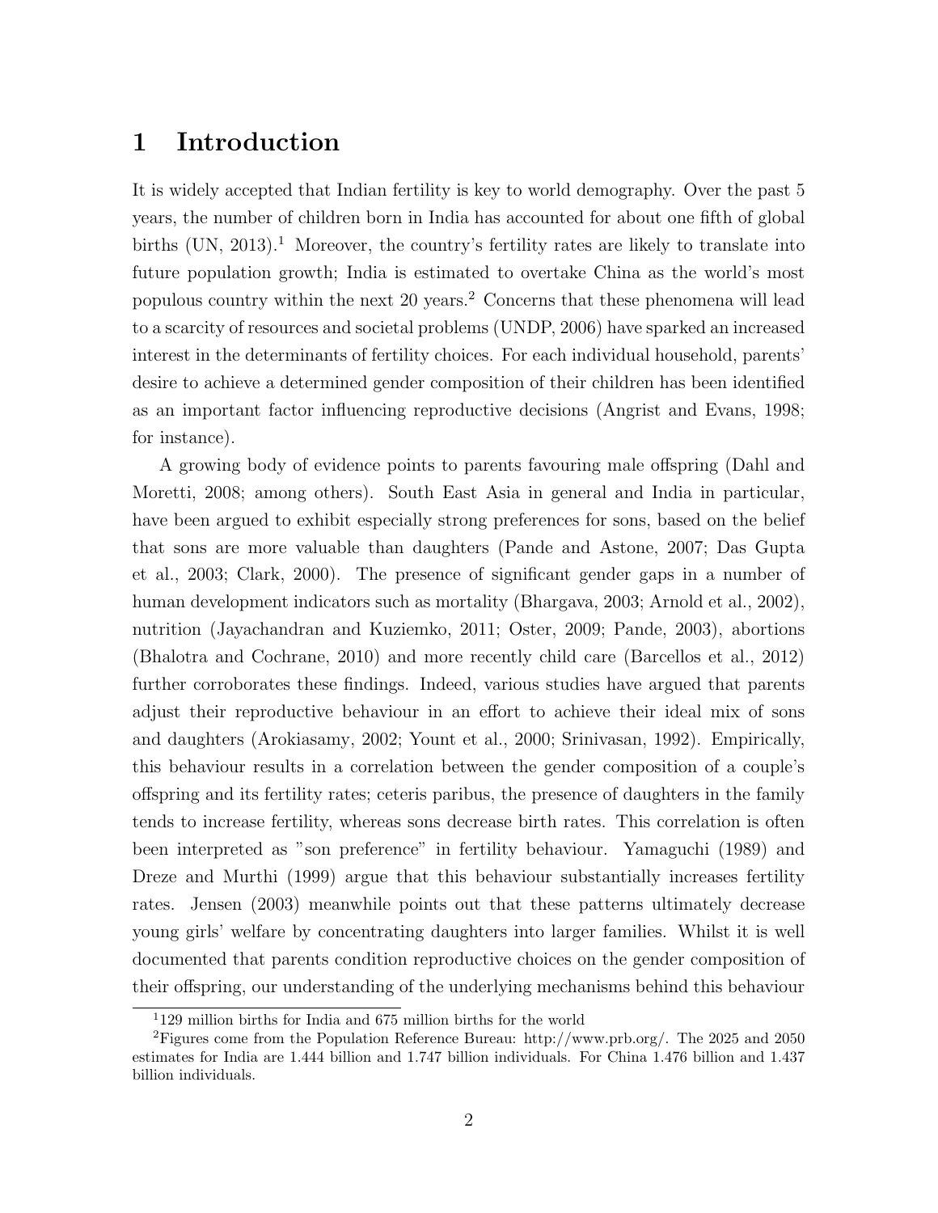# 1 Introduction

It is widely accepted that Indian fertility is key to world demography. Over the past 5 years, the number of children born in India has accounted for about one fifth of global births (UN, 2013).[1] Moreover, the country's fertility rates are likely to translate into future population growth; India is estimated to overtake China as the world's most populous country within the next 20 years.[2] Concerns that these phenomena will lead to a scarcity of resources and societal problems (UNDP, 2006) have sparked an increased interest in the determinants of fertility choices. For each individual household, parents' desire to achieve a determined gender composition of their children has been identified as an important factor influencing reproductive decisions (Angrist and Evans, 1998; for instance).

A growing body of evidence points to parents favouring male offspring (Dahl and Moretti, 2008; among others). South East Asia in general and India in particular, have been argued to exhibit especially strong preferences for sons, based on the belief that sons are more valuable than daughters (Pande and Astone, 2007; Das Gupta et al., 2003; Clark, 2000). The presence of significant gender gaps in a number of human development indicators such as mortality (Bhargava, 2003; Arnold et al., 2002), nutrition (Jayachandran and Kuziemko, 2011; Oster, 2009; Pande, 2003), abortions (Bhalotra and Cochrane, 2010) and more recently child care (Barcellos et al., 2012) further corroborates these findings. Indeed, various studies have argued that parents adjust their reproductive behaviour in an effort to achieve their ideal mix of sons and daughters (Arokiasamy, 2002; Yount et al., 2000; Srinivasan, 1992). Empirically, this behaviour results in a correlation between the gender composition of a couple's offspring and its fertility rates; ceteris paribus, the presence of daughters in the family tends to increase fertility, whereas sons decrease birth rates. This correlation is often been interpreted as "son preference" in fertility behaviour. Yamaguchi (1989) and Dreze and Murthi (1999) argue that this behaviour substantially increases fertility rates. Jensen (2003) meanwhile points out that these patterns ultimately decrease young girls' welfare by concentrating daughters into larger families. Whilst it is well documented that parents condition reproductive choices on the gender composition of their offspring, our understanding of the underlying mechanisms behind this behaviour

[1] 129 million births for India and 675 million births for the world

[2] Figures come from the Population Reference Bureau: http://www.prb.org/. The 2025 and 2050 estimates for India are 1.444 billion and 1.747 billion individuals. For China 1.476 billion and 1.437 billion individuals.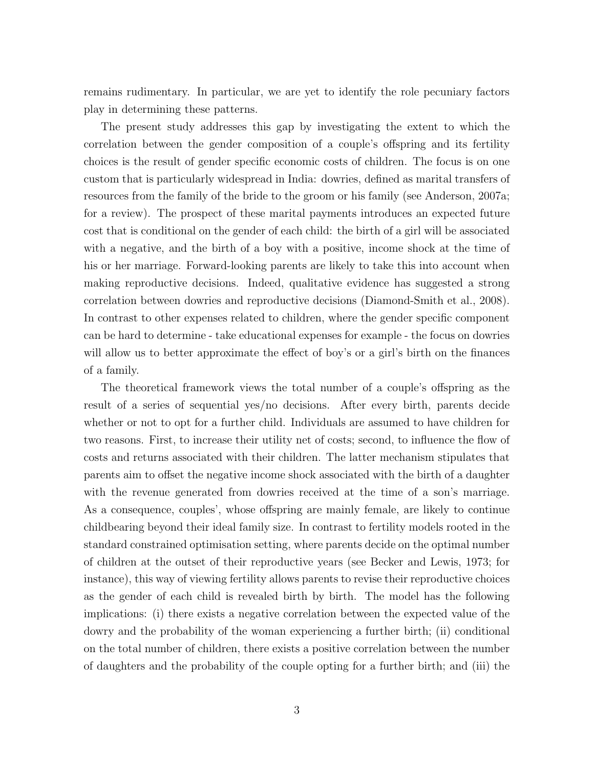remains rudimentary. In particular, we are yet to identify the role pecuniary factors play in determining these patterns.

The present study addresses this gap by investigating the extent to which the correlation between the gender composition of a couple's offspring and its fertility choices is the result of gender specific economic costs of children. The focus is on one custom that is particularly widespread in India: dowries, defined as marital transfers of resources from the family of the bride to the groom or his family (see Anderson, 2007a; for a review). The prospect of these marital payments introduces an expected future cost that is conditional on the gender of each child: the birth of a girl will be associated with a negative, and the birth of a boy with a positive, income shock at the time of his or her marriage. Forward-looking parents are likely to take this into account when making reproductive decisions. Indeed, qualitative evidence has suggested a strong correlation between dowries and reproductive decisions (Diamond-Smith et al., 2008). In contrast to other expenses related to children, where the gender specific component can be hard to determine - take educational expenses for example - the focus on dowries will allow us to better approximate the effect of boy's or a girl's birth on the finances of a family.

The theoretical framework views the total number of a couple's offspring as the result of a series of sequential yes/no decisions. After every birth, parents decide whether or not to opt for a further child. Individuals are assumed to have children for two reasons. First, to increase their utility net of costs; second, to influence the flow of costs and returns associated with their children. The latter mechanism stipulates that parents aim to offset the negative income shock associated with the birth of a daughter with the revenue generated from dowries received at the time of a son's marriage. As a consequence, couples', whose offspring are mainly female, are likely to continue childbearing beyond their ideal family size. In contrast to fertility models rooted in the standard constrained optimisation setting, where parents decide on the optimal number of children at the outset of their reproductive years (see Becker and Lewis, 1973; for instance), this way of viewing fertility allows parents to revise their reproductive choices as the gender of each child is revealed birth by birth. The model has the following implications: (i) there exists a negative correlation between the expected value of the dowry and the probability of the woman experiencing a further birth; (ii) conditional on the total number of children, there exists a positive correlation between the number of daughters and the probability of the couple opting for a further birth; and (iii) the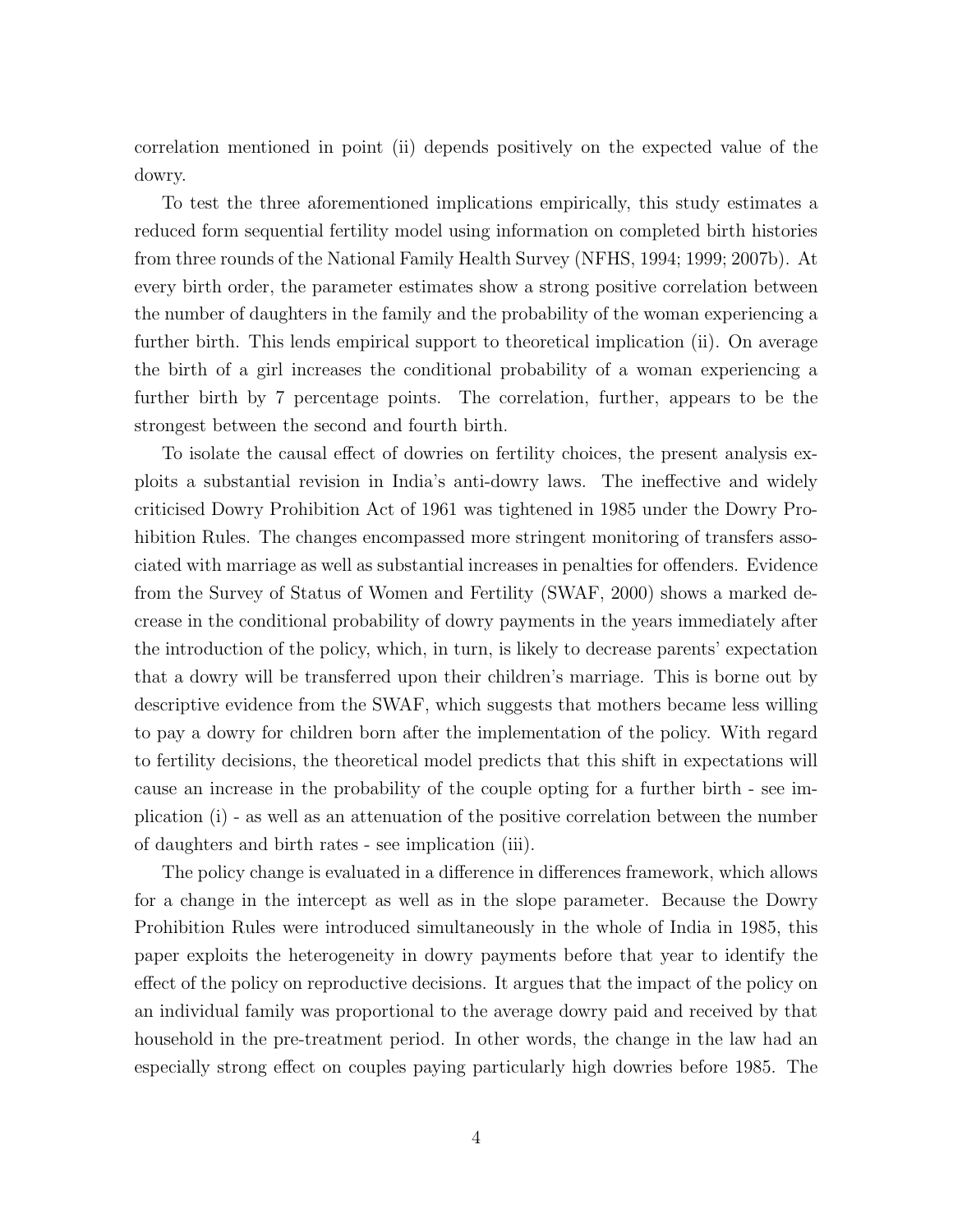correlation mentioned in point (ii) depends positively on the expected value of the dowry.

To test the three aforementioned implications empirically, this study estimates a reduced form sequential fertility model using information on completed birth histories from three rounds of the National Family Health Survey (NFHS, 1994; 1999; 2007b). At every birth order, the parameter estimates show a strong positive correlation between the number of daughters in the family and the probability of the woman experiencing a further birth. This lends empirical support to theoretical implication (ii). On average the birth of a girl increases the conditional probability of a woman experiencing a further birth by 7 percentage points. The correlation, further, appears to be the strongest between the second and fourth birth.

To isolate the causal effect of dowries on fertility choices, the present analysis exploits a substantial revision in India's anti-dowry laws. The ineffective and widely criticised Dowry Prohibition Act of 1961 was tightened in 1985 under the Dowry Prohibition Rules. The changes encompassed more stringent monitoring of transfers associated with marriage as well as substantial increases in penalties for offenders. Evidence from the Survey of Status of Women and Fertility (SWAF, 2000) shows a marked decrease in the conditional probability of dowry payments in the years immediately after the introduction of the policy, which, in turn, is likely to decrease parents' expectation that a dowry will be transferred upon their children's marriage. This is borne out by descriptive evidence from the SWAF, which suggests that mothers became less willing to pay a dowry for children born after the implementation of the policy. With regard to fertility decisions, the theoretical model predicts that this shift in expectations will cause an increase in the probability of the couple opting for a further birth - see implication (i) - as well as an attenuation of the positive correlation between the number of daughters and birth rates - see implication (iii).

The policy change is evaluated in a difference in differences framework, which allows for a change in the intercept as well as in the slope parameter. Because the Dowry Prohibition Rules were introduced simultaneously in the whole of India in 1985, this paper exploits the heterogeneity in dowry payments before that year to identify the effect of the policy on reproductive decisions. It argues that the impact of the policy on an individual family was proportional to the average dowry paid and received by that household in the pre-treatment period. In other words, the change in the law had an especially strong effect on couples paying particularly high dowries before 1985. The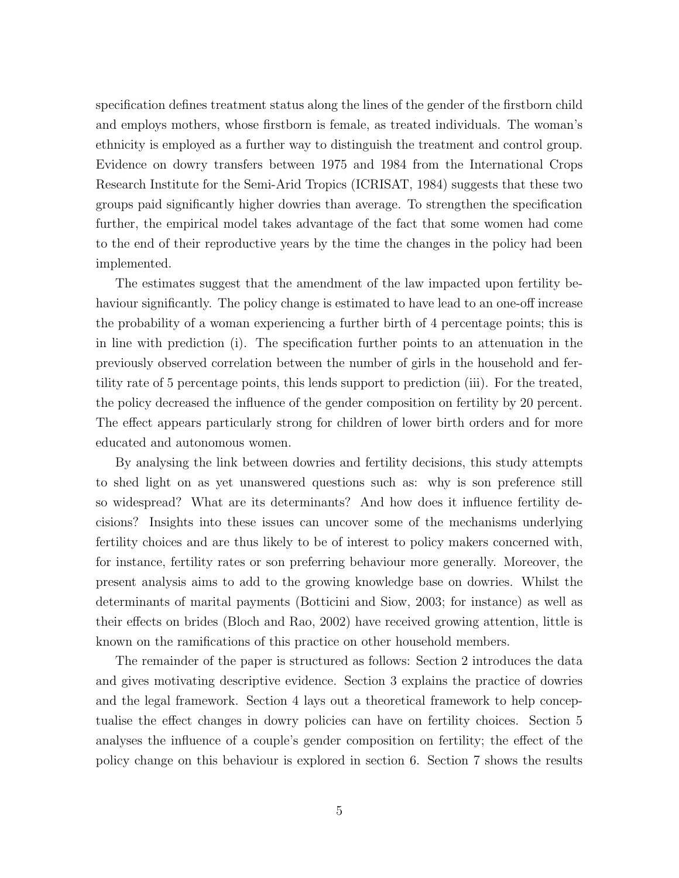specification defines treatment status along the lines of the gender of the firstborn child and employs mothers, whose firstborn is female, as treated individuals. The woman's ethnicity is employed as a further way to distinguish the treatment and control group. Evidence on dowry transfers between 1975 and 1984 from the International Crops Research Institute for the Semi-Arid Tropics (ICRISAT, 1984) suggests that these two groups paid significantly higher dowries than average. To strengthen the specification further, the empirical model takes advantage of the fact that some women had come to the end of their reproductive years by the time the changes in the policy had been implemented.

The estimates suggest that the amendment of the law impacted upon fertility behaviour significantly. The policy change is estimated to have lead to an one-off increase the probability of a woman experiencing a further birth of 4 percentage points; this is in line with prediction (i). The specification further points to an attenuation in the previously observed correlation between the number of girls in the household and fertility rate of 5 percentage points, this lends support to prediction (iii). For the treated, the policy decreased the influence of the gender composition on fertility by 20 percent. The effect appears particularly strong for children of lower birth orders and for more educated and autonomous women.

By analysing the link between dowries and fertility decisions, this study attempts to shed light on as yet unanswered questions such as: why is son preference still so widespread? What are its determinants? And how does it influence fertility decisions? Insights into these issues can uncover some of the mechanisms underlying fertility choices and are thus likely to be of interest to policy makers concerned with, for instance, fertility rates or son preferring behaviour more generally. Moreover, the present analysis aims to add to the growing knowledge base on dowries. Whilst the determinants of marital payments (Botticini and Siow, 2003; for instance) as well as their effects on brides (Bloch and Rao, 2002) have received growing attention, little is known on the ramifications of this practice on other household members.

The remainder of the paper is structured as follows: Section 2 introduces the data and gives motivating descriptive evidence. Section 3 explains the practice of dowries and the legal framework. Section 4 lays out a theoretical framework to help conceptualise the effect changes in dowry policies can have on fertility choices. Section 5 analyses the influence of a couple's gender composition on fertility; the effect of the policy change on this behaviour is explored in section 6. Section 7 shows the results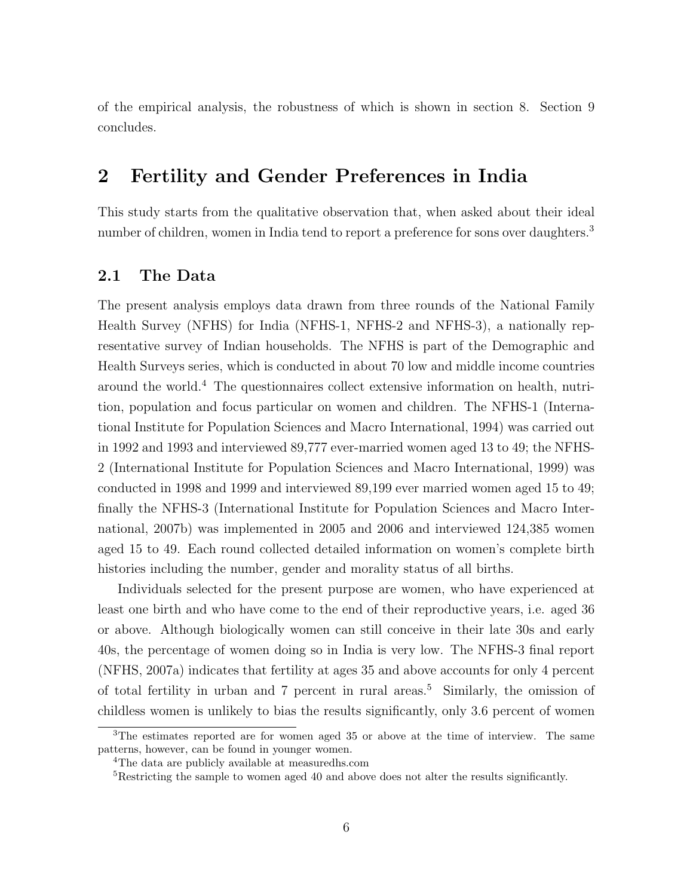of the empirical analysis, the robustness of which is shown in section 8. Section 9 concludes.

# 2 Fertility and Gender Preferences in India

This study starts from the qualitative observation that, when asked about their ideal number of children, women in India tend to report a preference for sons over daughters.[3]

## 2.1 The Data

The present analysis employs data drawn from three rounds of the National Family Health Survey (NFHS) for India (NFHS-1, NFHS-2 and NFHS-3), a nationally representative survey of Indian households. The NFHS is part of the Demographic and Health Surveys series, which is conducted in about 70 low and middle income countries around the world.[4] The questionnaires collect extensive information on health, nutrition, population and focus particular on women and children. The NFHS-1 (International Institute for Population Sciences and Macro International, 1994) was carried out in 1992 and 1993 and interviewed 89,777 ever-married women aged 13 to 49; the NFHS-2 (International Institute for Population Sciences and Macro International, 1999) was conducted in 1998 and 1999 and interviewed 89,199 ever married women aged 15 to 49; finally the NFHS-3 (International Institute for Population Sciences and Macro International, 2007b) was implemented in 2005 and 2006 and interviewed 124,385 women aged 15 to 49. Each round collected detailed information on women's complete birth histories including the number, gender and morality status of all births.

Individuals selected for the present purpose are women, who have experienced at least one birth and who have come to the end of their reproductive years, i.e. aged 36 or above. Although biologically women can still conceive in their late 30s and early 40s, the percentage of women doing so in India is very low. The NFHS-3 final report (NFHS, 2007a) indicates that fertility at ages 35 and above accounts for only 4 percent of total fertility in urban and 7 percent in rural areas.[5] Similarly, the omission of childless women is unlikely to bias the results significantly, only 3.6 percent of women

[3] The estimates reported are for women aged 35 or above at the time of interview. The same patterns, however, can be found in younger women.

[4] The data are publicly available at measuredhs.com

[5] Restricting the sample to women aged 40 and above does not alter the results significantly.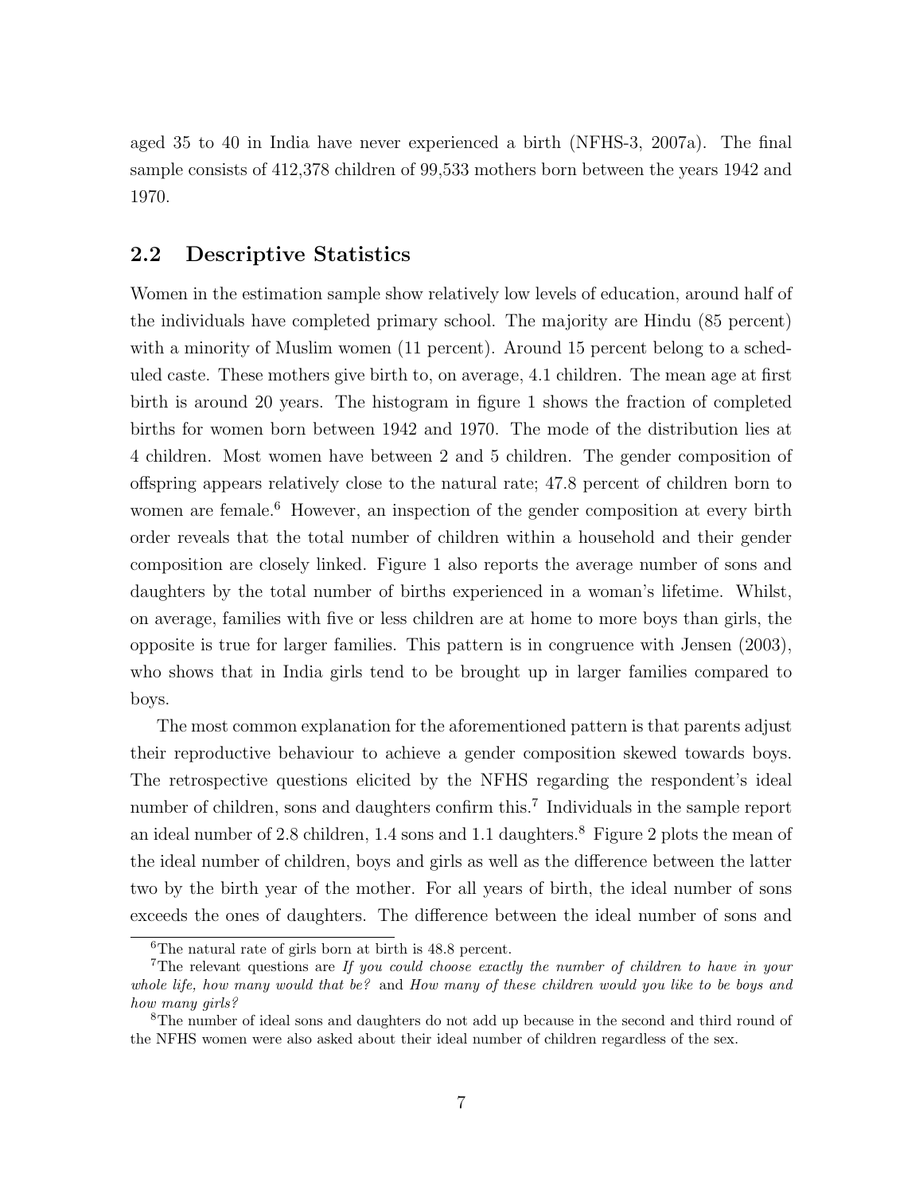aged 35 to 40 in India have never experienced a birth (NFHS-3, 2007a). The final sample consists of 412,378 children of 99,533 mothers born between the years 1942 and 1970.

## 2.2 Descriptive Statistics

Women in the estimation sample show relatively low levels of education, around half of the individuals have completed primary school. The majority are Hindu (85 percent) with a minority of Muslim women (11 percent). Around 15 percent belong to a scheduled caste. These mothers give birth to, on average, 4.1 children. The mean age at first birth is around 20 years. The histogram in figure 1 shows the fraction of completed births for women born between 1942 and 1970. The mode of the distribution lies at 4 children. Most women have between 2 and 5 children. The gender composition of offspring appears relatively close to the natural rate; 47.8 percent of children born to women are female.[6] However, an inspection of the gender composition at every birth order reveals that the total number of children within a household and their gender composition are closely linked. Figure 1 also reports the average number of sons and daughters by the total number of births experienced in a woman's lifetime. Whilst, on average, families with five or less children are at home to more boys than girls, the opposite is true for larger families. This pattern is in congruence with Jensen (2003), who shows that in India girls tend to be brought up in larger families compared to boys.

The most common explanation for the aforementioned pattern is that parents adjust their reproductive behaviour to achieve a gender composition skewed towards boys. The retrospective questions elicited by the NFHS regarding the respondent's ideal number of children, sons and daughters confirm this.[7] Individuals in the sample report an ideal number of 2.8 children, 1.4 sons and 1.1 daughters.[8] Figure 2 plots the mean of the ideal number of children, boys and girls as well as the difference between the latter two by the birth year of the mother. For all years of birth, the ideal number of sons exceeds the ones of daughters. The difference between the ideal number of sons and

[6] The natural rate of girls born at birth is 48.8 percent.

[7] The relevant questions are *If you could choose exactly the number of children to have in your whole life, how many would that be?* and *How many of these children would you like to be boys and how many girls?*

[8] The number of ideal sons and daughters do not add up because in the second and third round of the NFHS women were also asked about their ideal number of children regardless of the sex.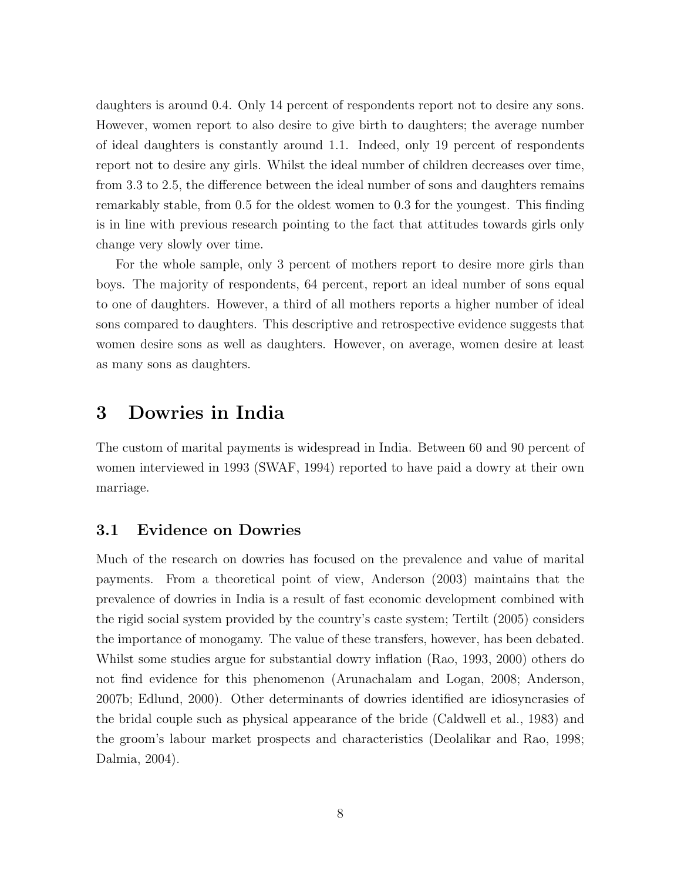daughters is around 0.4. Only 14 percent of respondents report not to desire any sons. However, women report to also desire to give birth to daughters; the average number of ideal daughters is constantly around 1.1. Indeed, only 19 percent of respondents report not to desire any girls. Whilst the ideal number of children decreases over time, from 3.3 to 2.5, the difference between the ideal number of sons and daughters remains remarkably stable, from 0.5 for the oldest women to 0.3 for the youngest. This finding is in line with previous research pointing to the fact that attitudes towards girls only change very slowly over time.

For the whole sample, only 3 percent of mothers report to desire more girls than boys. The majority of respondents, 64 percent, report an ideal number of sons equal to one of daughters. However, a third of all mothers reports a higher number of ideal sons compared to daughters. This descriptive and retrospective evidence suggests that women desire sons as well as daughters. However, on average, women desire at least as many sons as daughters.

# 3 Dowries in India

The custom of marital payments is widespread in India. Between 60 and 90 percent of women interviewed in 1993 (SWAF, 1994) reported to have paid a dowry at their own marriage.

## 3.1 Evidence on Dowries

Much of the research on dowries has focused on the prevalence and value of marital payments. From a theoretical point of view, Anderson (2003) maintains that the prevalence of dowries in India is a result of fast economic development combined with the rigid social system provided by the country's caste system; Tertilt (2005) considers the importance of monogamy. The value of these transfers, however, has been debated. Whilst some studies argue for substantial dowry inflation (Rao, 1993, 2000) others do not find evidence for this phenomenon (Arunachalam and Logan, 2008; Anderson, 2007b; Edlund, 2000). Other determinants of dowries identified are idiosyncrasies of the bridal couple such as physical appearance of the bride (Caldwell et al., 1983) and the groom's labour market prospects and characteristics (Deolalikar and Rao, 1998; Dalmia, 2004).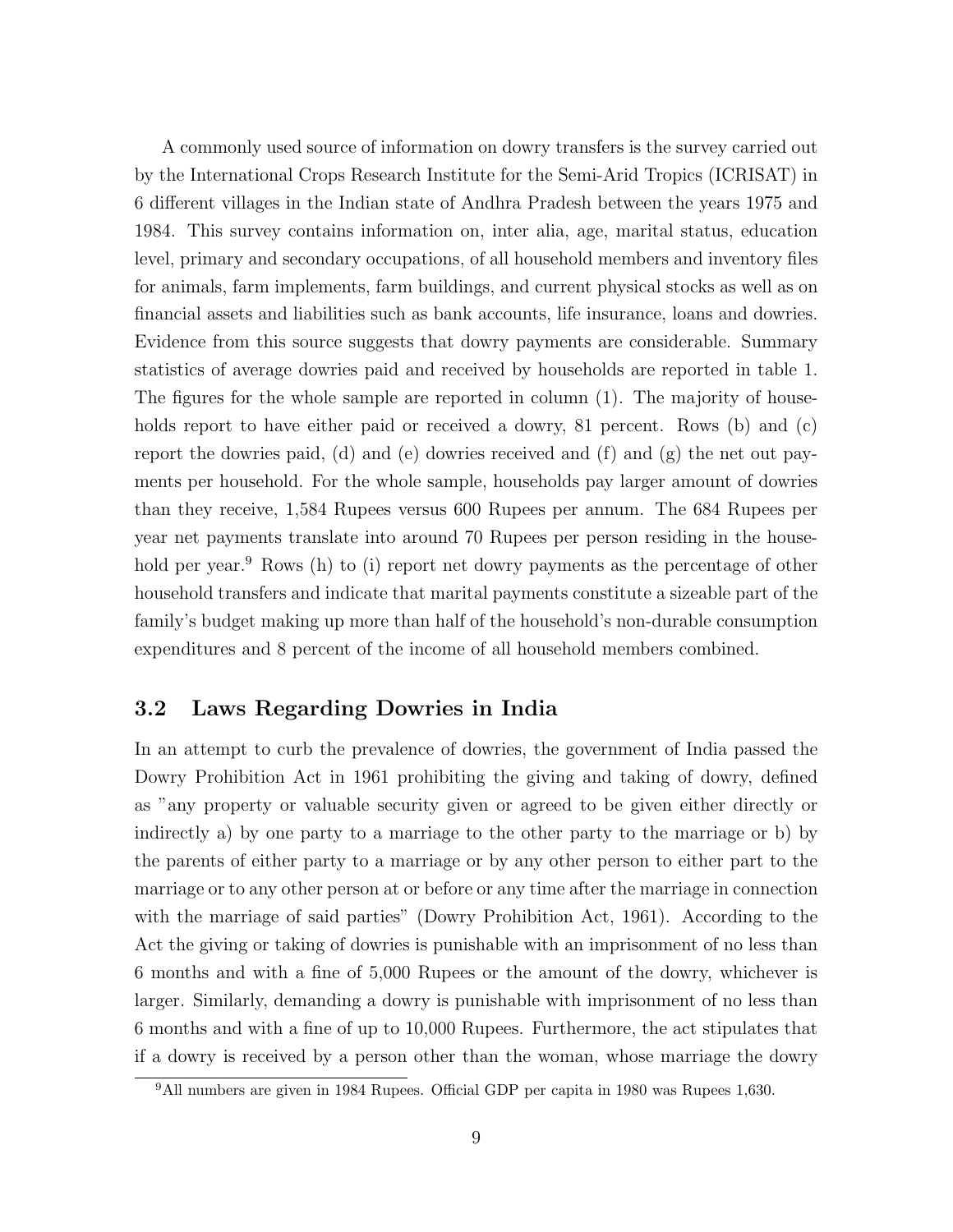A commonly used source of information on dowry transfers is the survey carried out by the International Crops Research Institute for the Semi-Arid Tropics (ICRISAT) in 6 different villages in the Indian state of Andhra Pradesh between the years 1975 and 1984. This survey contains information on, inter alia, age, marital status, education level, primary and secondary occupations, of all household members and inventory files for animals, farm implements, farm buildings, and current physical stocks as well as on financial assets and liabilities such as bank accounts, life insurance, loans and dowries. Evidence from this source suggests that dowry payments are considerable. Summary statistics of average dowries paid and received by households are reported in table 1. The figures for the whole sample are reported in column (1). The majority of households report to have either paid or received a dowry, 81 percent. Rows (b) and (c) report the dowries paid, (d) and (e) dowries received and (f) and (g) the net out payments per household. For the whole sample, households pay larger amount of dowries than they receive, 1,584 Rupees versus 600 Rupees per annum. The 684 Rupees per year net payments translate into around 70 Rupees per person residing in the household per year.[9] Rows (h) to (i) report net dowry payments as the percentage of other household transfers and indicate that marital payments constitute a sizeable part of the family's budget making up more than half of the household's non-durable consumption expenditures and 8 percent of the income of all household members combined.

## 3.2 Laws Regarding Dowries in India

In an attempt to curb the prevalence of dowries, the government of India passed the Dowry Prohibition Act in 1961 prohibiting the giving and taking of dowry, defined as "any property or valuable security given or agreed to be given either directly or indirectly a) by one party to a marriage to the other party to the marriage or b) by the parents of either party to a marriage or by any other person to either part to the marriage or to any other person at or before or any time after the marriage in connection with the marriage of said parties" (Dowry Prohibition Act, 1961). According to the Act the giving or taking of dowries is punishable with an imprisonment of no less than 6 months and with a fine of 5,000 Rupees or the amount of the dowry, whichever is larger. Similarly, demanding a dowry is punishable with imprisonment of no less than 6 months and with a fine of up to 10,000 Rupees. Furthermore, the act stipulates that if a dowry is received by a person other than the woman, whose marriage the dowry

[9] All numbers are given in 1984 Rupees. Official GDP per capita in 1980 was Rupees 1,630.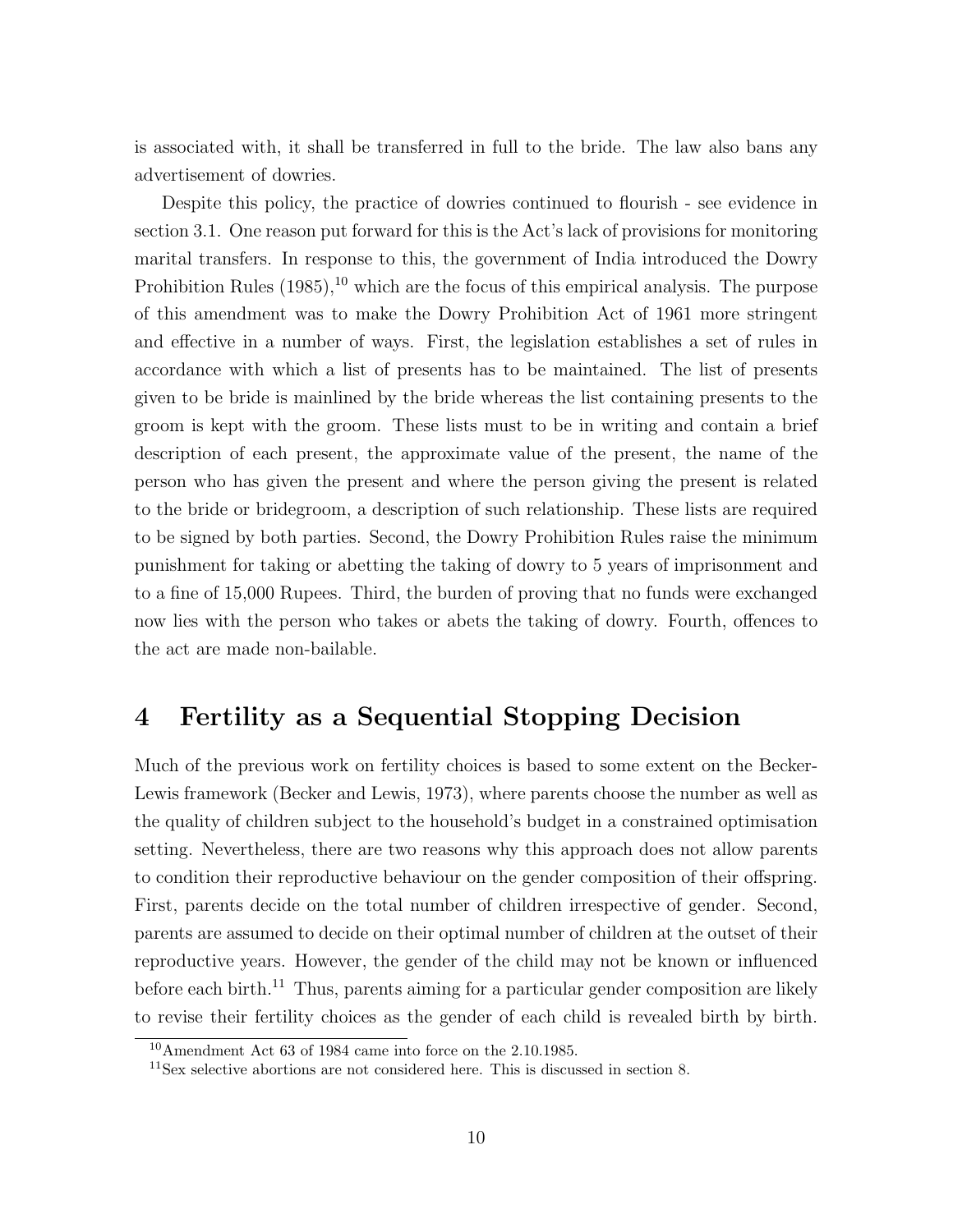is associated with, it shall be transferred in full to the bride. The law also bans any advertisement of dowries.

Despite this policy, the practice of dowries continued to flourish - see evidence in section 3.1. One reason put forward for this is the Act's lack of provisions for monitoring marital transfers. In response to this, the government of India introduced the Dowry Prohibition Rules (1985),[10] which are the focus of this empirical analysis. The purpose of this amendment was to make the Dowry Prohibition Act of 1961 more stringent and effective in a number of ways. First, the legislation establishes a set of rules in accordance with which a list of presents has to be maintained. The list of presents given to be bride is mainlined by the bride whereas the list containing presents to the groom is kept with the groom. These lists must to be in writing and contain a brief description of each present, the approximate value of the present, the name of the person who has given the present and where the person giving the present is related to the bride or bridegroom, a description of such relationship. These lists are required to be signed by both parties. Second, the Dowry Prohibition Rules raise the minimum punishment for taking or abetting the taking of dowry to 5 years of imprisonment and to a fine of 15,000 Rupees. Third, the burden of proving that no funds were exchanged now lies with the person who takes or abets the taking of dowry. Fourth, offences to the act are made non-bailable.

# 4 Fertility as a Sequential Stopping Decision

Much of the previous work on fertility choices is based to some extent on the Becker-Lewis framework (Becker and Lewis, 1973), where parents choose the number as well as the quality of children subject to the household's budget in a constrained optimisation setting. Nevertheless, there are two reasons why this approach does not allow parents to condition their reproductive behaviour on the gender composition of their offspring. First, parents decide on the total number of children irrespective of gender. Second, parents are assumed to decide on their optimal number of children at the outset of their reproductive years. However, the gender of the child may not be known or influenced before each birth.[11] Thus, parents aiming for a particular gender composition are likely to revise their fertility choices as the gender of each child is revealed birth by birth.

[10] Amendment Act 63 of 1984 came into force on the 2.10.1985.

[11] Sex selective abortions are not considered here. This is discussed in section 8.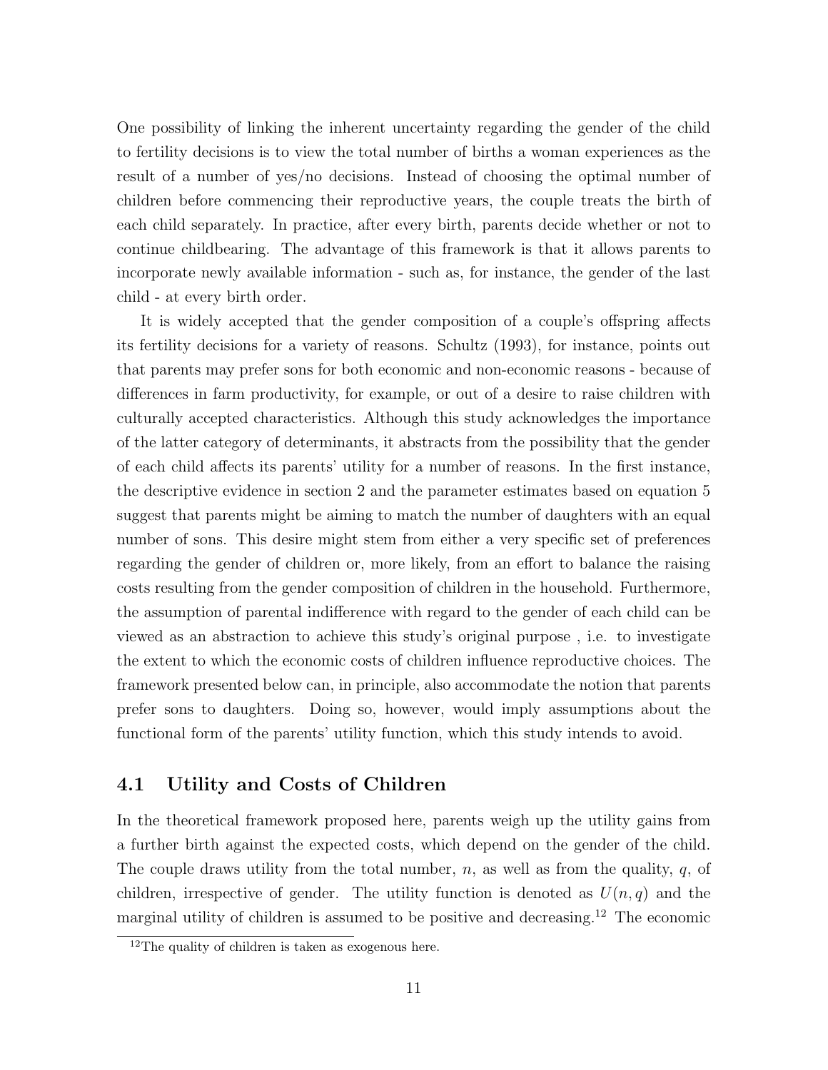One possibility of linking the inherent uncertainty regarding the gender of the child to fertility decisions is to view the total number of births a woman experiences as the result of a number of yes/no decisions. Instead of choosing the optimal number of children before commencing their reproductive years, the couple treats the birth of each child separately. In practice, after every birth, parents decide whether or not to continue childbearing. The advantage of this framework is that it allows parents to incorporate newly available information - such as, for instance, the gender of the last child - at every birth order.

It is widely accepted that the gender composition of a couple's offspring affects its fertility decisions for a variety of reasons. Schultz (1993), for instance, points out that parents may prefer sons for both economic and non-economic reasons - because of differences in farm productivity, for example, or out of a desire to raise children with culturally accepted characteristics. Although this study acknowledges the importance of the latter category of determinants, it abstracts from the possibility that the gender of each child affects its parents' utility for a number of reasons. In the first instance, the descriptive evidence in section 2 and the parameter estimates based on equation 5 suggest that parents might be aiming to match the number of daughters with an equal number of sons. This desire might stem from either a very specific set of preferences regarding the gender of children or, more likely, from an effort to balance the raising costs resulting from the gender composition of children in the household. Furthermore, the assumption of parental indifference with regard to the gender of each child can be viewed as an abstraction to achieve this study's original purpose , i.e. to investigate the extent to which the economic costs of children influence reproductive choices. The framework presented below can, in principle, also accommodate the notion that parents prefer sons to daughters. Doing so, however, would imply assumptions about the functional form of the parents' utility function, which this study intends to avoid.

## 4.1 Utility and Costs of Children

In the theoretical framework proposed here, parents weigh up the utility gains from a further birth against the expected costs, which depend on the gender of the child. The couple draws utility from the total number, $n$, as well as from the quality, $q$, of children, irrespective of gender. The utility function is denoted as $U(n, q)$ and the marginal utility of children is assumed to be positive and decreasing.[12] The economic

[12] The quality of children is taken as exogenous here.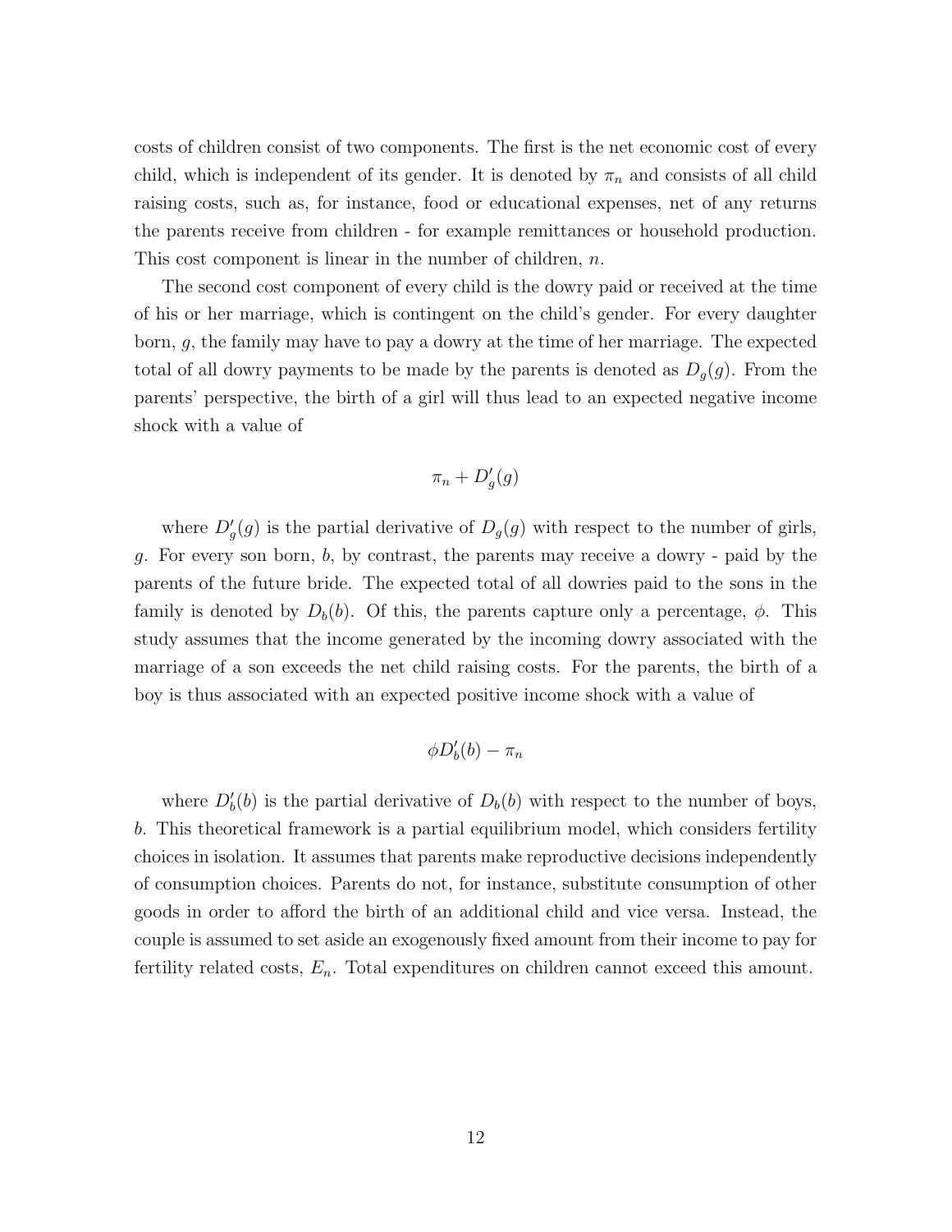costs of children consist of two components. The first is the net economic cost of every child, which is independent of its gender. It is denoted by $\pi_n$ and consists of all child raising costs, such as, for instance, food or educational expenses, net of any returns the parents receive from children - for example remittances or household production. This cost component is linear in the number of children, $n$.

The second cost component of every child is the dowry paid or received at the time of his or her marriage, which is contingent on the child's gender. For every daughter born, $g$, the family may have to pay a dowry at the time of her marriage. The expected total of all dowry payments to be made by the parents is denoted as $D_g(g)$. From the parents' perspective, the birth of a girl will thus lead to an expected negative income shock with a value of

$$\pi_n + D_g'(g)$$

where $D_g'(g)$ is the partial derivative of $D_g(g)$ with respect to the number of girls, $g$. For every son born, $b$, by contrast, the parents may receive a dowry - paid by the parents of the future bride. The expected total of all dowries paid to the sons in the family is denoted by $D_b(b)$. Of this, the parents capture only a percentage, $\phi$. This study assumes that the income generated by the incoming dowry associated with the marriage of a son exceeds the net child raising costs. For the parents, the birth of a boy is thus associated with an expected positive income shock with a value of

$$\phi D_b'(b) - \pi_n$$

where $D_b'(b)$ is the partial derivative of $D_b(b)$ with respect to the number of boys, $b$. This theoretical framework is a partial equilibrium model, which considers fertility choices in isolation. It assumes that parents make reproductive decisions independently of consumption choices. Parents do not, for instance, substitute consumption of other goods in order to afford the birth of an additional child and vice versa. Instead, the couple is assumed to set aside an exogenously fixed amount from their income to pay for fertility related costs, $E_n$. Total expenditures on children cannot exceed this amount.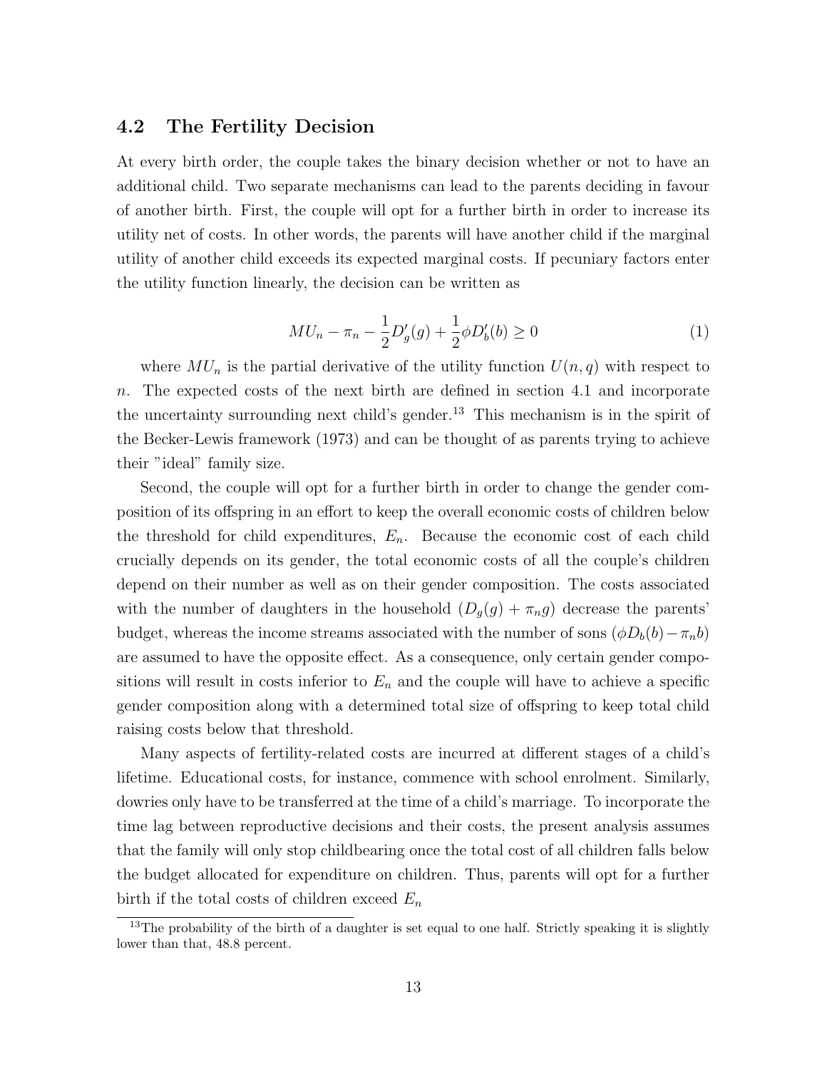### 4.2 The Fertility Decision

At every birth order, the couple takes the binary decision whether or not to have an additional child. Two separate mechanisms can lead to the parents deciding in favour of another birth. First, the couple will opt for a further birth in order to increase its utility net of costs. In other words, the parents will have another child if the marginal utility of another child exceeds its expected marginal costs. If pecuniary factors enter the utility function linearly, the decision can be written as

$$MU_n - \pi_n - \frac{1}{2}D'_g(g) + \frac{1}{2}\phi D'_b(b) \geq 0 \tag{1}$$

where $MU_n$ is the partial derivative of the utility function $U(n,q)$ with respect to $n$. The expected costs of the next birth are defined in section 4.1 and incorporate the uncertainty surrounding next child's gender.[13] This mechanism is in the spirit of the Becker-Lewis framework (1973) and can be thought of as parents trying to achieve their "ideal" family size.

Second, the couple will opt for a further birth in order to change the gender composition of its offspring in an effort to keep the overall economic costs of children below the threshold for child expenditures, $E_n$. Because the economic cost of each child crucially depends on its gender, the total economic costs of all the couple's children depend on their number as well as on their gender composition. The costs associated with the number of daughters in the household ($D_g(g) + \pi_n g$) decrease the parents' budget, whereas the income streams associated with the number of sons ($\phi D_b(b) - \pi_n b$) are assumed to have the opposite effect. As a consequence, only certain gender compositions will result in costs inferior to $E_n$ and the couple will have to achieve a specific gender composition along with a determined total size of offspring to keep total child raising costs below that threshold.

Many aspects of fertility-related costs are incurred at different stages of a child's lifetime. Educational costs, for instance, commence with school enrolment. Similarly, dowries only have to be transferred at the time of a child's marriage. To incorporate the time lag between reproductive decisions and their costs, the present analysis assumes that the family will only stop childbearing once the total cost of all children falls below the budget allocated for expenditure on children. Thus, parents will opt for a further birth if the total costs of children exceed $E_n$

[13] The probability of the birth of a daughter is set equal to one half. Strictly speaking it is slightly lower than that, 48.8 percent.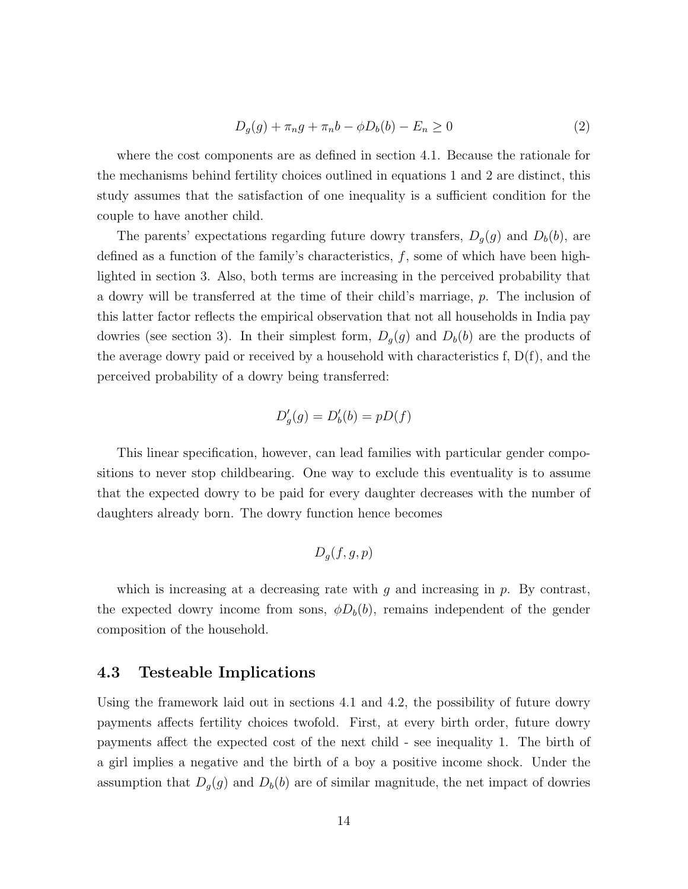$$D_g(g) + \pi_n g + \pi_n b - \phi D_b(b) - E_n \geq 0 \tag{2}$$

where the cost components are as defined in section 4.1. Because the rationale for the mechanisms behind fertility choices outlined in equations 1 and 2 are distinct, this study assumes that the satisfaction of one inequality is a sufficient condition for the couple to have another child.

The parents' expectations regarding future dowry transfers, $D_g(g)$ and $D_b(b)$, are defined as a function of the family's characteristics, $f$, some of which have been highlighted in section 3. Also, both terms are increasing in the perceived probability that a dowry will be transferred at the time of their child's marriage, $p$. The inclusion of this latter factor reflects the empirical observation that not all households in India pay dowries (see section 3). In their simplest form, $D_g(g)$ and $D_b(b)$ are the products of the average dowry paid or received by a household with characteristics f, D(f), and the perceived probability of a dowry being transferred:

$$D'_g(g) = D'_b(b) = pD(f)$$

This linear specification, however, can lead families with particular gender compositions to never stop childbearing. One way to exclude this eventuality is to assume that the expected dowry to be paid for every daughter decreases with the number of daughters already born. The dowry function hence becomes

$$D_g(f, g, p)$$

which is increasing at a decreasing rate with $g$ and increasing in $p$. By contrast, the expected dowry income from sons, $\phi D_b(b)$, remains independent of the gender composition of the household.

### 4.3 Testeable Implications

Using the framework laid out in sections 4.1 and 4.2, the possibility of future dowry payments affects fertility choices twofold. First, at every birth order, future dowry payments affect the expected cost of the next child - see inequality 1. The birth of a girl implies a negative and the birth of a boy a positive income shock. Under the assumption that $D_g(g)$ and $D_b(b)$ are of similar magnitude, the net impact of dowries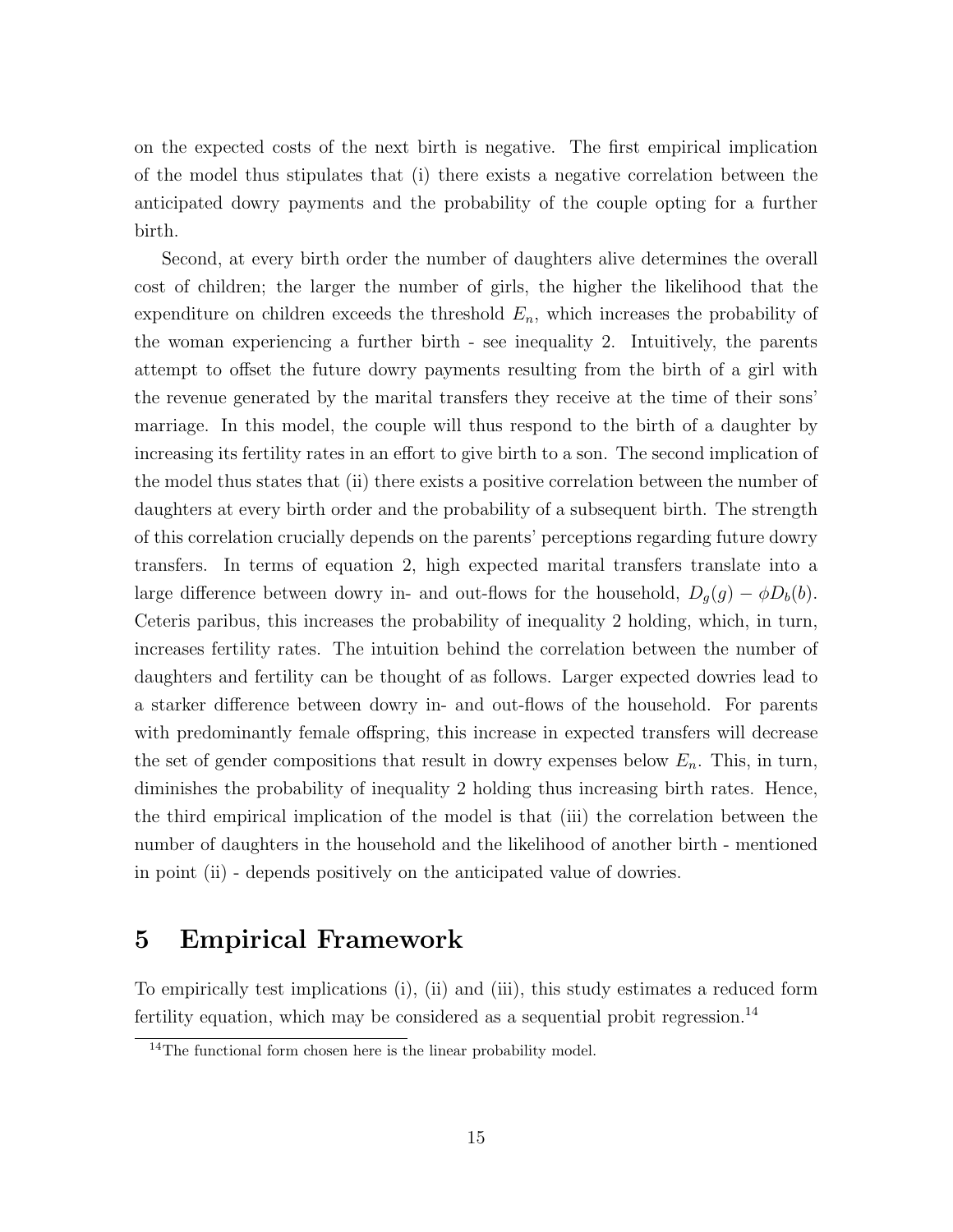on the expected costs of the next birth is negative. The first empirical implication of the model thus stipulates that (i) there exists a negative correlation between the anticipated dowry payments and the probability of the couple opting for a further birth.

Second, at every birth order the number of daughters alive determines the overall cost of children; the larger the number of girls, the higher the likelihood that the expenditure on children exceeds the threshold $E_n$, which increases the probability of the woman experiencing a further birth - see inequality 2. Intuitively, the parents attempt to offset the future dowry payments resulting from the birth of a girl with the revenue generated by the marital transfers they receive at the time of their sons' marriage. In this model, the couple will thus respond to the birth of a daughter by increasing its fertility rates in an effort to give birth to a son. The second implication of the model thus states that (ii) there exists a positive correlation between the number of daughters at every birth order and the probability of a subsequent birth. The strength of this correlation crucially depends on the parents' perceptions regarding future dowry transfers. In terms of equation 2, high expected marital transfers translate into a large difference between dowry in- and out-flows for the household, $D_g(g) - \phi D_b(b)$. Ceteris paribus, this increases the probability of inequality 2 holding, which, in turn, increases fertility rates. The intuition behind the correlation between the number of daughters and fertility can be thought of as follows. Larger expected dowries lead to a starker difference between dowry in- and out-flows of the household. For parents with predominantly female offspring, this increase in expected transfers will decrease the set of gender compositions that result in dowry expenses below $E_n$. This, in turn, diminishes the probability of inequality 2 holding thus increasing birth rates. Hence, the third empirical implication of the model is that (iii) the correlation between the number of daughters in the household and the likelihood of another birth - mentioned in point (ii) - depends positively on the anticipated value of dowries.

# 5 Empirical Framework

To empirically test implications (i), (ii) and (iii), this study estimates a reduced form fertility equation, which may be considered as a sequential probit regression.[14]

[14] The functional form chosen here is the linear probability model.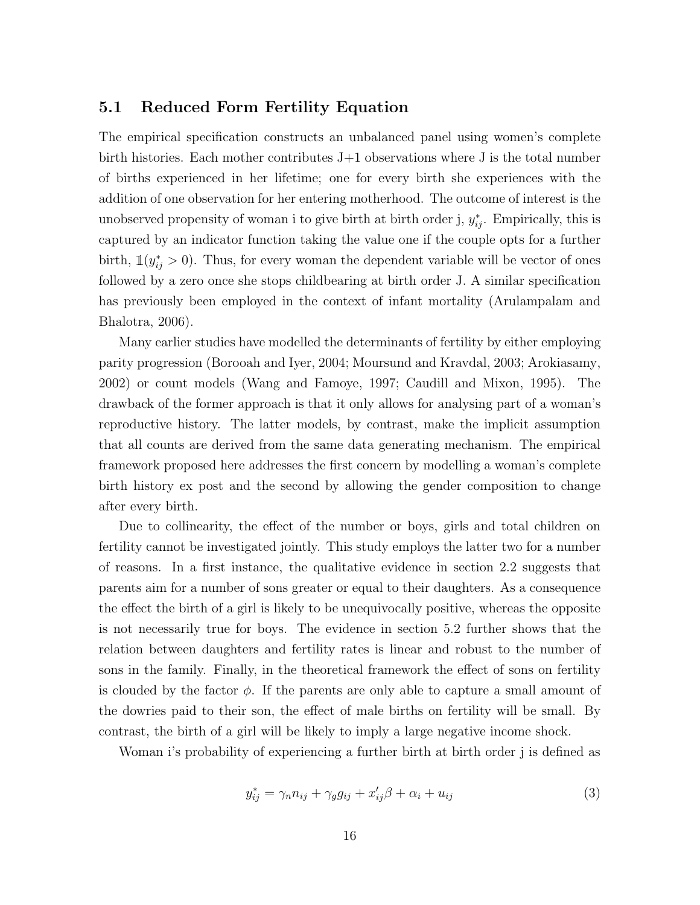## 5.1 Reduced Form Fertility Equation

The empirical specification constructs an unbalanced panel using women's complete birth histories. Each mother contributes J+1 observations where J is the total number of births experienced in her lifetime; one for every birth she experiences with the addition of one observation for her entering motherhood. The outcome of interest is the unobserved propensity of woman i to give birth at birth order j, $y^*_{ij}$. Empirically, this is captured by an indicator function taking the value one if the couple opts for a further birth, $\mathbb{1}(y^*_{ij} > 0)$. Thus, for every woman the dependent variable will be vector of ones followed by a zero once she stops childbearing at birth order J. A similar specification has previously been employed in the context of infant mortality (Arulampalam and Bhalotra, 2006).

Many earlier studies have modelled the determinants of fertility by either employing parity progression (Borooah and Iyer, 2004; Moursund and Kravdal, 2003; Arokiasamy, 2002) or count models (Wang and Famoye, 1997; Caudill and Mixon, 1995). The drawback of the former approach is that it only allows for analysing part of a woman's reproductive history. The latter models, by contrast, make the implicit assumption that all counts are derived from the same data generating mechanism. The empirical framework proposed here addresses the first concern by modelling a woman's complete birth history ex post and the second by allowing the gender composition to change after every birth.

Due to collinearity, the effect of the number or boys, girls and total children on fertility cannot be investigated jointly. This study employs the latter two for a number of reasons. In a first instance, the qualitative evidence in section 2.2 suggests that parents aim for a number of sons greater or equal to their daughters. As a consequence the effect the birth of a girl is likely to be unequivocally positive, whereas the opposite is not necessarily true for boys. The evidence in section 5.2 further shows that the relation between daughters and fertility rates is linear and robust to the number of sons in the family. Finally, in the theoretical framework the effect of sons on fertility is clouded by the factor $\phi$. If the parents are only able to capture a small amount of the dowries paid to their son, the effect of male births on fertility will be small. By contrast, the birth of a girl will be likely to imply a large negative income shock.

Woman i's probability of experiencing a further birth at birth order j is defined as

$$y^*_{ij} = \gamma_n n_{ij} + \gamma_g g_{ij} + x'_{ij}\beta + \alpha_i + u_{ij} \tag{3}$$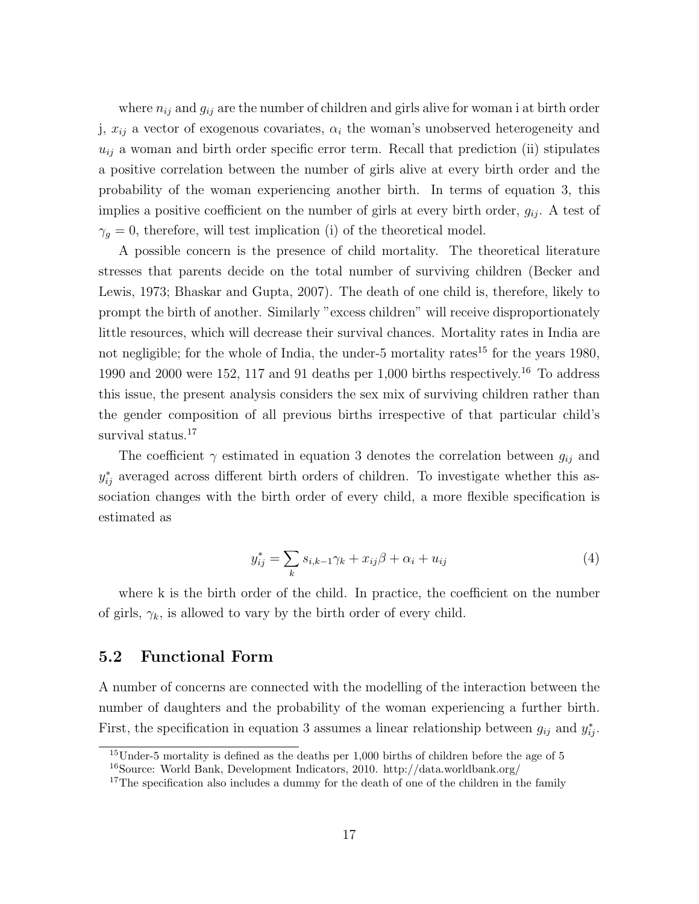where $n_{ij}$ and $g_{ij}$ are the number of children and girls alive for woman i at birth order j, $x_{ij}$ a vector of exogenous covariates, $\alpha_i$ the woman's unobserved heterogeneity and $u_{ij}$ a woman and birth order specific error term. Recall that prediction (ii) stipulates a positive correlation between the number of girls alive at every birth order and the probability of the woman experiencing another birth. In terms of equation 3, this implies a positive coefficient on the number of girls at every birth order, $g_{ij}$. A test of $\gamma_g = 0$, therefore, will test implication (i) of the theoretical model.

A possible concern is the presence of child mortality. The theoretical literature stresses that parents decide on the total number of surviving children (Becker and Lewis, 1973; Bhaskar and Gupta, 2007). The death of one child is, therefore, likely to prompt the birth of another. Similarly "excess children" will receive disproportionately little resources, which will decrease their survival chances. Mortality rates in India are not negligible; for the whole of India, the under-5 mortality rates[15] for the years 1980, 1990 and 2000 were 152, 117 and 91 deaths per 1,000 births respectively.[16] To address this issue, the present analysis considers the sex mix of surviving children rather than the gender composition of all previous births irrespective of that particular child's survival status.[17]

The coefficient $\gamma$ estimated in equation 3 denotes the correlation between $g_{ij}$ and $y^*_{ij}$ averaged across different birth orders of children. To investigate whether this association changes with the birth order of every child, a more flexible specification is estimated as

$$y^*_{ij} = \sum_k s_{i,k-1}\gamma_k + x_{ij}\beta + \alpha_i + u_{ij} \tag{4}$$

where k is the birth order of the child. In practice, the coefficient on the number of girls, $\gamma_k$, is allowed to vary by the birth order of every child.

## 5.2 Functional Form

A number of concerns are connected with the modelling of the interaction between the number of daughters and the probability of the woman experiencing a further birth. First, the specification in equation 3 assumes a linear relationship between $g_{ij}$ and $y^*_{ij}$.

[15] Under-5 mortality is defined as the deaths per 1,000 births of children before the age of 5

[16] Source: World Bank, Development Indicators, 2010. http://data.worldbank.org/

[17] The specification also includes a dummy for the death of one of the children in the family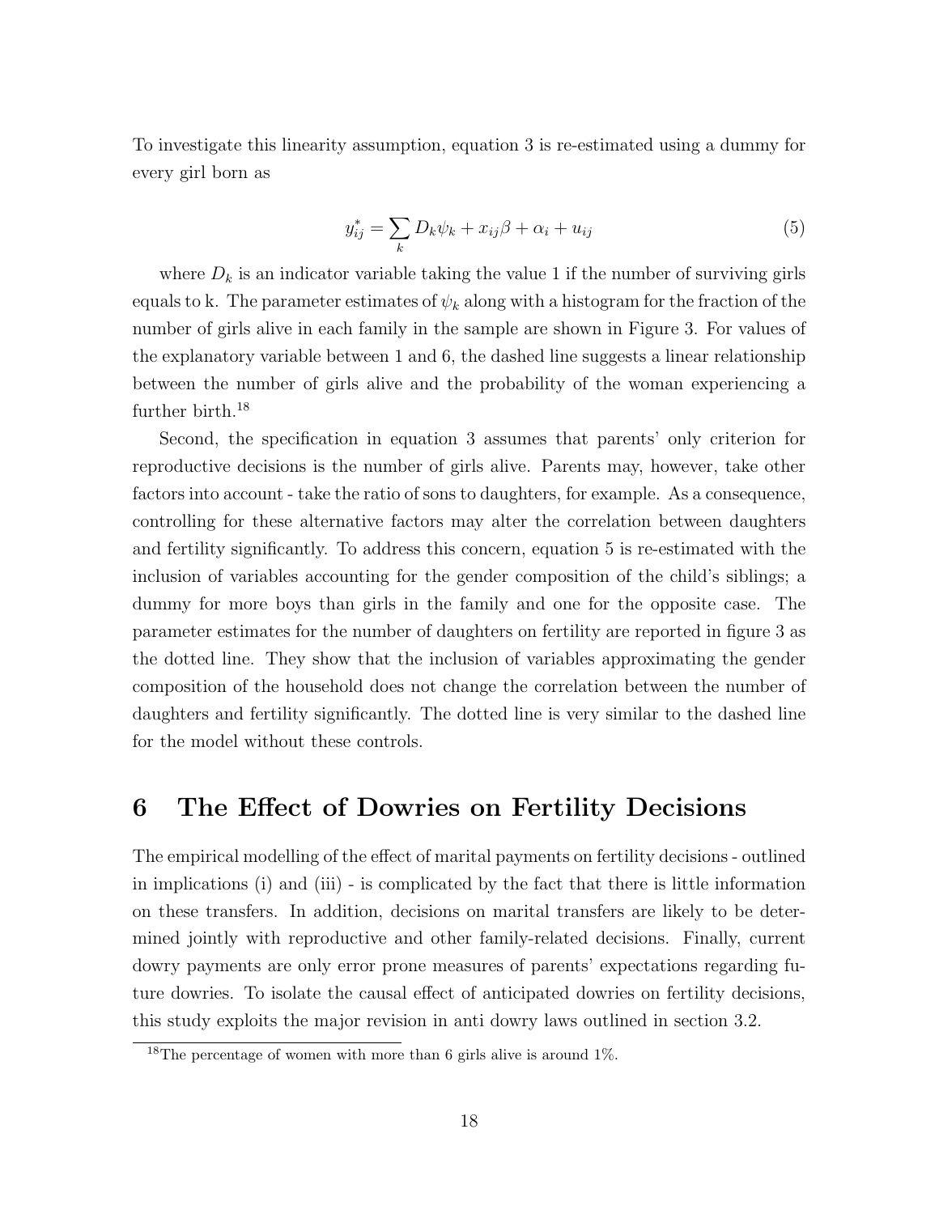To investigate this linearity assumption, equation 3 is re-estimated using a dummy for every girl born as

$$y_{ij}^* = \sum_k D_k \psi_k + x_{ij}\beta + \alpha_i + u_{ij} \tag{5}$$

where $D_k$ is an indicator variable taking the value 1 if the number of surviving girls equals to k. The parameter estimates of $\psi_k$ along with a histogram for the fraction of the number of girls alive in each family in the sample are shown in Figure 3. For values of the explanatory variable between 1 and 6, the dashed line suggests a linear relationship between the number of girls alive and the probability of the woman experiencing a further birth.[18]

Second, the specification in equation 3 assumes that parents' only criterion for reproductive decisions is the number of girls alive. Parents may, however, take other factors into account - take the ratio of sons to daughters, for example. As a consequence, controlling for these alternative factors may alter the correlation between daughters and fertility significantly. To address this concern, equation 5 is re-estimated with the inclusion of variables accounting for the gender composition of the child's siblings; a dummy for more boys than girls in the family and one for the opposite case. The parameter estimates for the number of daughters on fertility are reported in figure 3 as the dotted line. They show that the inclusion of variables approximating the gender composition of the household does not change the correlation between the number of daughters and fertility significantly. The dotted line is very similar to the dashed line for the model without these controls.

## 6 The Effect of Dowries on Fertility Decisions

The empirical modelling of the effect of marital payments on fertility decisions - outlined in implications (i) and (iii) - is complicated by the fact that there is little information on these transfers. In addition, decisions on marital transfers are likely to be determined jointly with reproductive and other family-related decisions. Finally, current dowry payments are only error prone measures of parents' expectations regarding future dowries. To isolate the causal effect of anticipated dowries on fertility decisions, this study exploits the major revision in anti dowry laws outlined in section 3.2.

[18] The percentage of women with more than 6 girls alive is around 1%.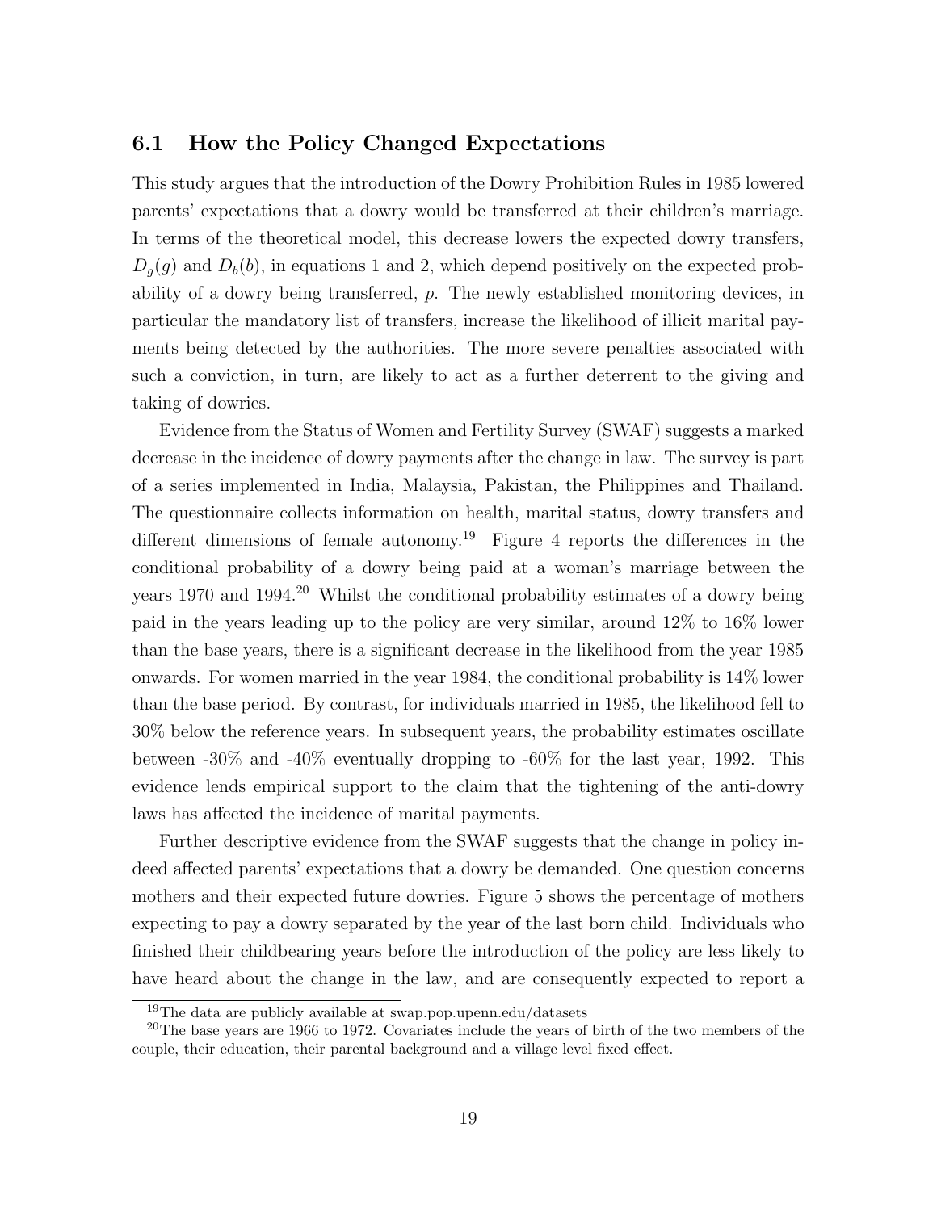## 6.1 How the Policy Changed Expectations

This study argues that the introduction of the Dowry Prohibition Rules in 1985 lowered parents' expectations that a dowry would be transferred at their children's marriage. In terms of the theoretical model, this decrease lowers the expected dowry transfers, $D_g(g)$ and $D_b(b)$, in equations 1 and 2, which depend positively on the expected probability of a dowry being transferred, $p$. The newly established monitoring devices, in particular the mandatory list of transfers, increase the likelihood of illicit marital payments being detected by the authorities. The more severe penalties associated with such a conviction, in turn, are likely to act as a further deterrent to the giving and taking of dowries.

Evidence from the Status of Women and Fertility Survey (SWAF) suggests a marked decrease in the incidence of dowry payments after the change in law. The survey is part of a series implemented in India, Malaysia, Pakistan, the Philippines and Thailand. The questionnaire collects information on health, marital status, dowry transfers and different dimensions of female autonomy.[19] Figure 4 reports the differences in the conditional probability of a dowry being paid at a woman's marriage between the years 1970 and 1994.[20] Whilst the conditional probability estimates of a dowry being paid in the years leading up to the policy are very similar, around 12% to 16% lower than the base years, there is a significant decrease in the likelihood from the year 1985 onwards. For women married in the year 1984, the conditional probability is 14% lower than the base period. By contrast, for individuals married in 1985, the likelihood fell to 30% below the reference years. In subsequent years, the probability estimates oscillate between -30% and -40% eventually dropping to -60% for the last year, 1992. This evidence lends empirical support to the claim that the tightening of the anti-dowry laws has affected the incidence of marital payments.

Further descriptive evidence from the SWAF suggests that the change in policy indeed affected parents' expectations that a dowry be demanded. One question concerns mothers and their expected future dowries. Figure 5 shows the percentage of mothers expecting to pay a dowry separated by the year of the last born child. Individuals who finished their childbearing years before the introduction of the policy are less likely to have heard about the change in the law, and are consequently expected to report a

[19] The data are publicly available at swap.pop.upenn.edu/datasets

[20] The base years are 1966 to 1972. Covariates include the years of birth of the two members of the couple, their education, their parental background and a village level fixed effect.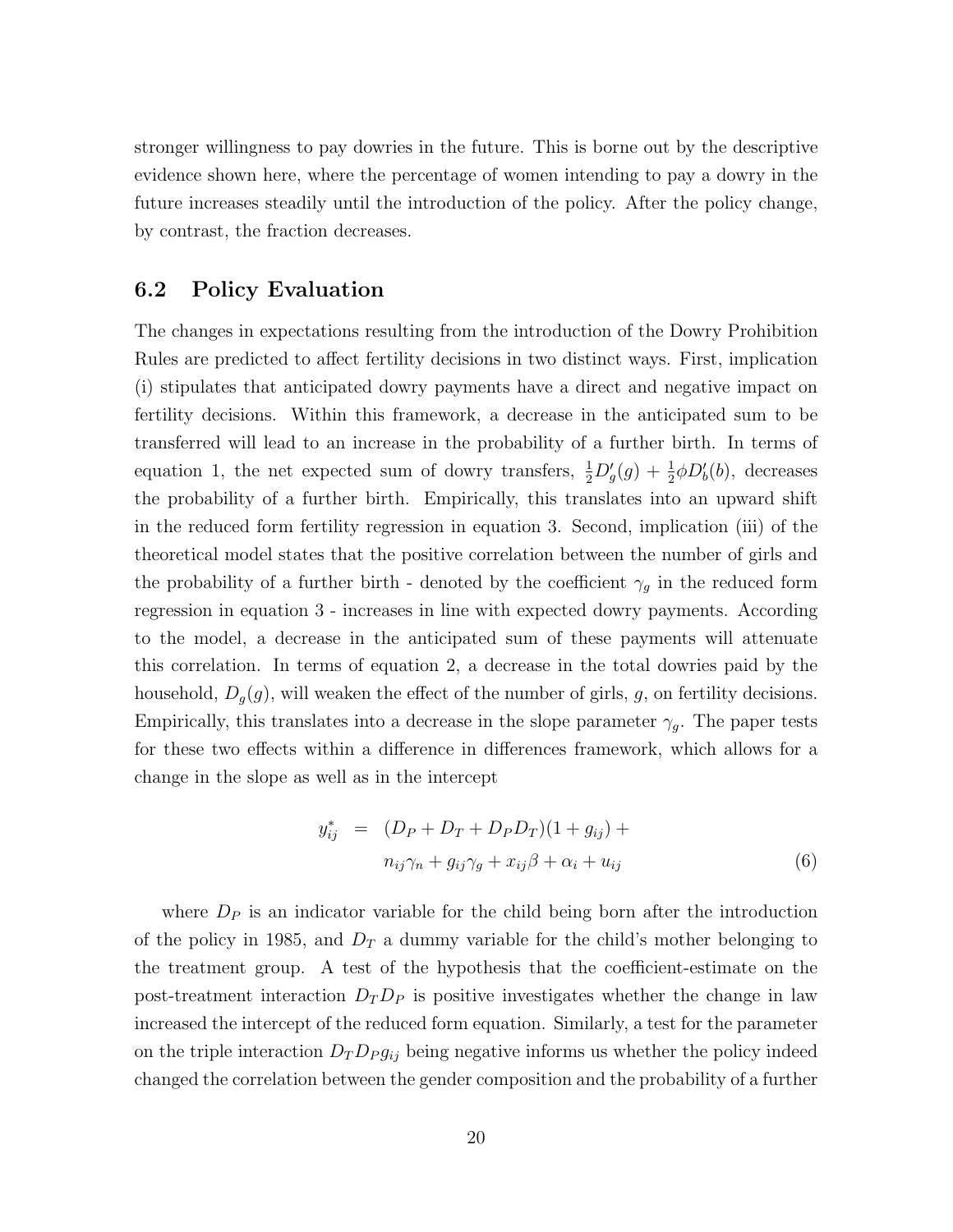stronger willingness to pay dowries in the future. This is borne out by the descriptive evidence shown here, where the percentage of women intending to pay a dowry in the future increases steadily until the introduction of the policy. After the policy change, by contrast, the fraction decreases.

### 6.2 Policy Evaluation

The changes in expectations resulting from the introduction of the Dowry Prohibition Rules are predicted to affect fertility decisions in two distinct ways. First, implication (i) stipulates that anticipated dowry payments have a direct and negative impact on fertility decisions. Within this framework, a decrease in the anticipated sum to be transferred will lead to an increase in the probability of a further birth. In terms of equation 1, the net expected sum of dowry transfers, $\frac{1}{2}D_g'(g) + \frac{1}{2}\phi D_b'(b)$, decreases the probability of a further birth. Empirically, this translates into an upward shift in the reduced form fertility regression in equation 3. Second, implication (iii) of the theoretical model states that the positive correlation between the number of girls and the probability of a further birth - denoted by the coefficient $\gamma_g$ in the reduced form regression in equation 3 - increases in line with expected dowry payments. According to the model, a decrease in the anticipated sum of these payments will attenuate this correlation. In terms of equation 2, a decrease in the total dowries paid by the household, $D_g(g)$, will weaken the effect of the number of girls, $g$, on fertility decisions. Empirically, this translates into a decrease in the slope parameter $\gamma_g$. The paper tests for these two effects within a difference in differences framework, which allows for a change in the slope as well as in the intercept

$$
\begin{aligned}
y_{ij}^* &= (D_P + D_T + D_P D_T)(1 + g_{ij}) + \\
&\quad n_{ij}\gamma_n + g_{ij}\gamma_g + x_{ij}\beta + \alpha_i + u_{ij}
\end{aligned} \tag{6}
$$

where $D_P$ is an indicator variable for the child being born after the introduction of the policy in 1985, and $D_T$ a dummy variable for the child's mother belonging to the treatment group. A test of the hypothesis that the coefficient-estimate on the post-treatment interaction $D_T D_P$ is positive investigates whether the change in law increased the intercept of the reduced form equation. Similarly, a test for the parameter on the triple interaction $D_T D_P g_{ij}$ being negative informs us whether the policy indeed changed the correlation between the gender composition and the probability of a further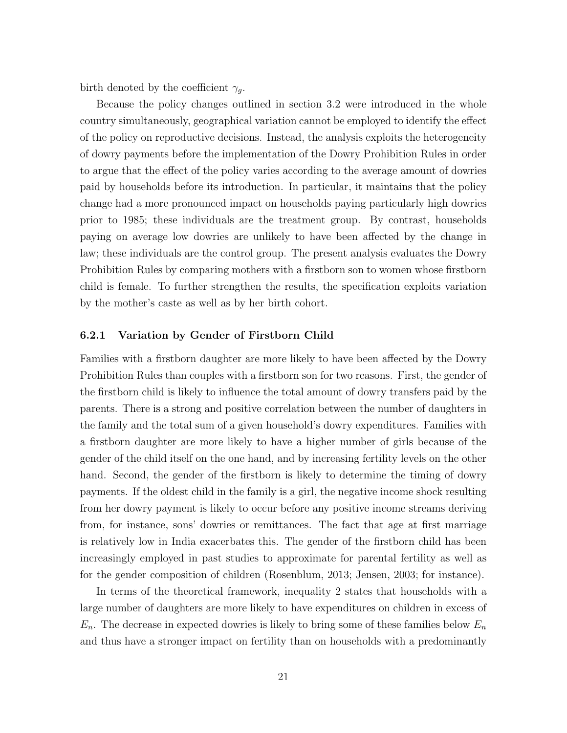birth denoted by the coefficient $\gamma_g$.

Because the policy changes outlined in section 3.2 were introduced in the whole country simultaneously, geographical variation cannot be employed to identify the effect of the policy on reproductive decisions. Instead, the analysis exploits the heterogeneity of dowry payments before the implementation of the Dowry Prohibition Rules in order to argue that the effect of the policy varies according to the average amount of dowries paid by households before its introduction. In particular, it maintains that the policy change had a more pronounced impact on households paying particularly high dowries prior to 1985; these individuals are the treatment group. By contrast, households paying on average low dowries are unlikely to have been affected by the change in law; these individuals are the control group. The present analysis evaluates the Dowry Prohibition Rules by comparing mothers with a firstborn son to women whose firstborn child is female. To further strengthen the results, the specification exploits variation by the mother's caste as well as by her birth cohort.

### 6.2.1 Variation by Gender of Firstborn Child

Families with a firstborn daughter are more likely to have been affected by the Dowry Prohibition Rules than couples with a firstborn son for two reasons. First, the gender of the firstborn child is likely to influence the total amount of dowry transfers paid by the parents. There is a strong and positive correlation between the number of daughters in the family and the total sum of a given household's dowry expenditures. Families with a firstborn daughter are more likely to have a higher number of girls because of the gender of the child itself on the one hand, and by increasing fertility levels on the other hand. Second, the gender of the firstborn is likely to determine the timing of dowry payments. If the oldest child in the family is a girl, the negative income shock resulting from her dowry payment is likely to occur before any positive income streams deriving from, for instance, sons' dowries or remittances. The fact that age at first marriage is relatively low in India exacerbates this. The gender of the firstborn child has been increasingly employed in past studies to approximate for parental fertility as well as for the gender composition of children (Rosenblum, 2013; Jensen, 2003; for instance).

In terms of the theoretical framework, inequality 2 states that households with a large number of daughters are more likely to have expenditures on children in excess of $E_n$. The decrease in expected dowries is likely to bring some of these families below $E_n$ and thus have a stronger impact on fertility than on households with a predominantly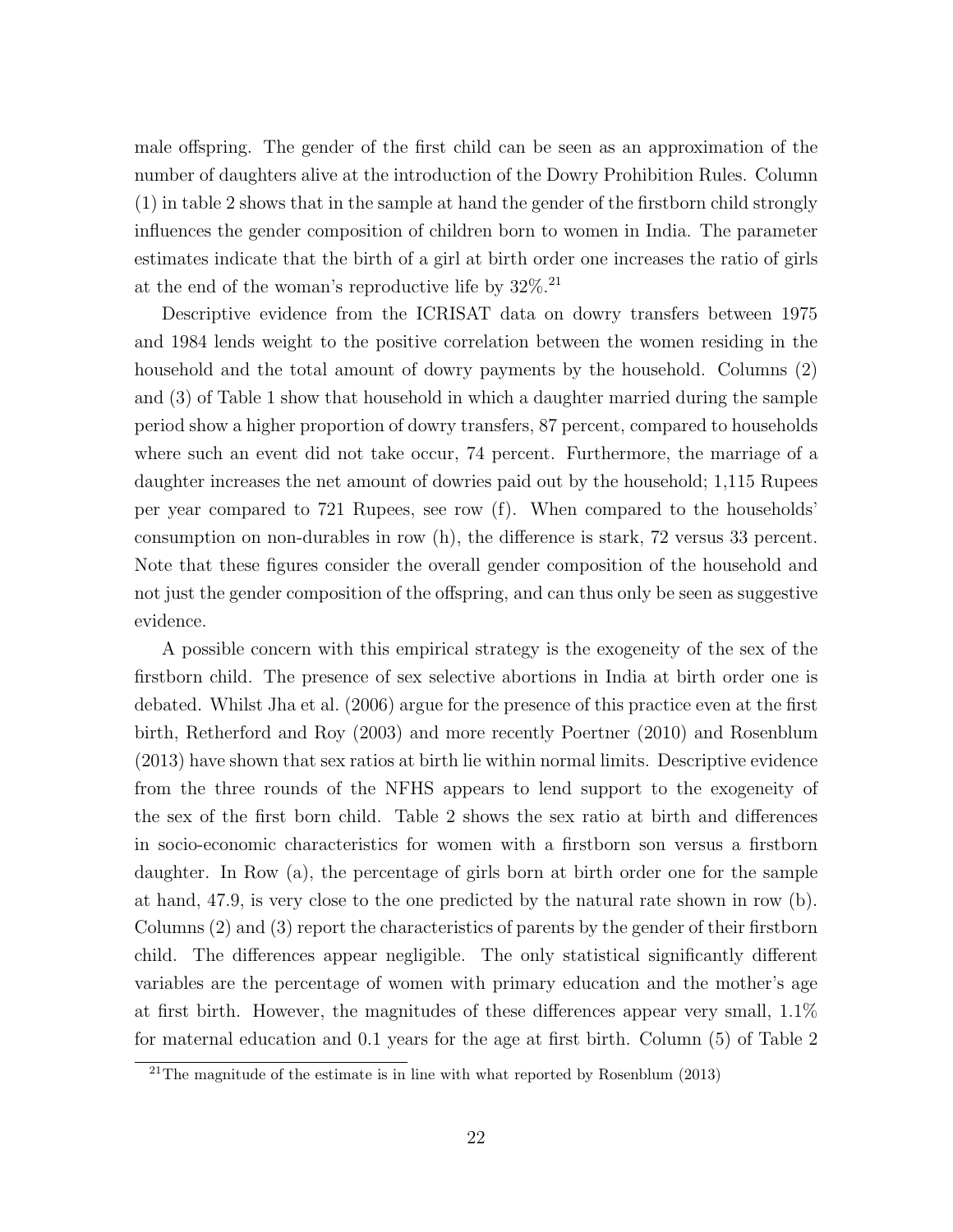male offspring. The gender of the first child can be seen as an approximation of the number of daughters alive at the introduction of the Dowry Prohibition Rules. Column (1) in table 2 shows that in the sample at hand the gender of the firstborn child strongly influences the gender composition of children born to women in India. The parameter estimates indicate that the birth of a girl at birth order one increases the ratio of girls at the end of the woman's reproductive life by 32%.[21]

Descriptive evidence from the ICRISAT data on dowry transfers between 1975 and 1984 lends weight to the positive correlation between the women residing in the household and the total amount of dowry payments by the household. Columns (2) and (3) of Table 1 show that household in which a daughter married during the sample period show a higher proportion of dowry transfers, 87 percent, compared to households where such an event did not take occur, 74 percent. Furthermore, the marriage of a daughter increases the net amount of dowries paid out by the household; 1,115 Rupees per year compared to 721 Rupees, see row (f). When compared to the households' consumption on non-durables in row (h), the difference is stark, 72 versus 33 percent. Note that these figures consider the overall gender composition of the household and not just the gender composition of the offspring, and can thus only be seen as suggestive evidence.

A possible concern with this empirical strategy is the exogeneity of the sex of the firstborn child. The presence of sex selective abortions in India at birth order one is debated. Whilst Jha et al. (2006) argue for the presence of this practice even at the first birth, Retherford and Roy (2003) and more recently Poertner (2010) and Rosenblum (2013) have shown that sex ratios at birth lie within normal limits. Descriptive evidence from the three rounds of the NFHS appears to lend support to the exogeneity of the sex of the first born child. Table 2 shows the sex ratio at birth and differences in socio-economic characteristics for women with a firstborn son versus a firstborn daughter. In Row (a), the percentage of girls born at birth order one for the sample at hand, 47.9, is very close to the one predicted by the natural rate shown in row (b). Columns (2) and (3) report the characteristics of parents by the gender of their firstborn child. The differences appear negligible. The only statistical significantly different variables are the percentage of women with primary education and the mother's age at first birth. However, the magnitudes of these differences appear very small, 1.1% for maternal education and 0.1 years for the age at first birth. Column (5) of Table 2

[21] The magnitude of the estimate is in line with what reported by Rosenblum (2013)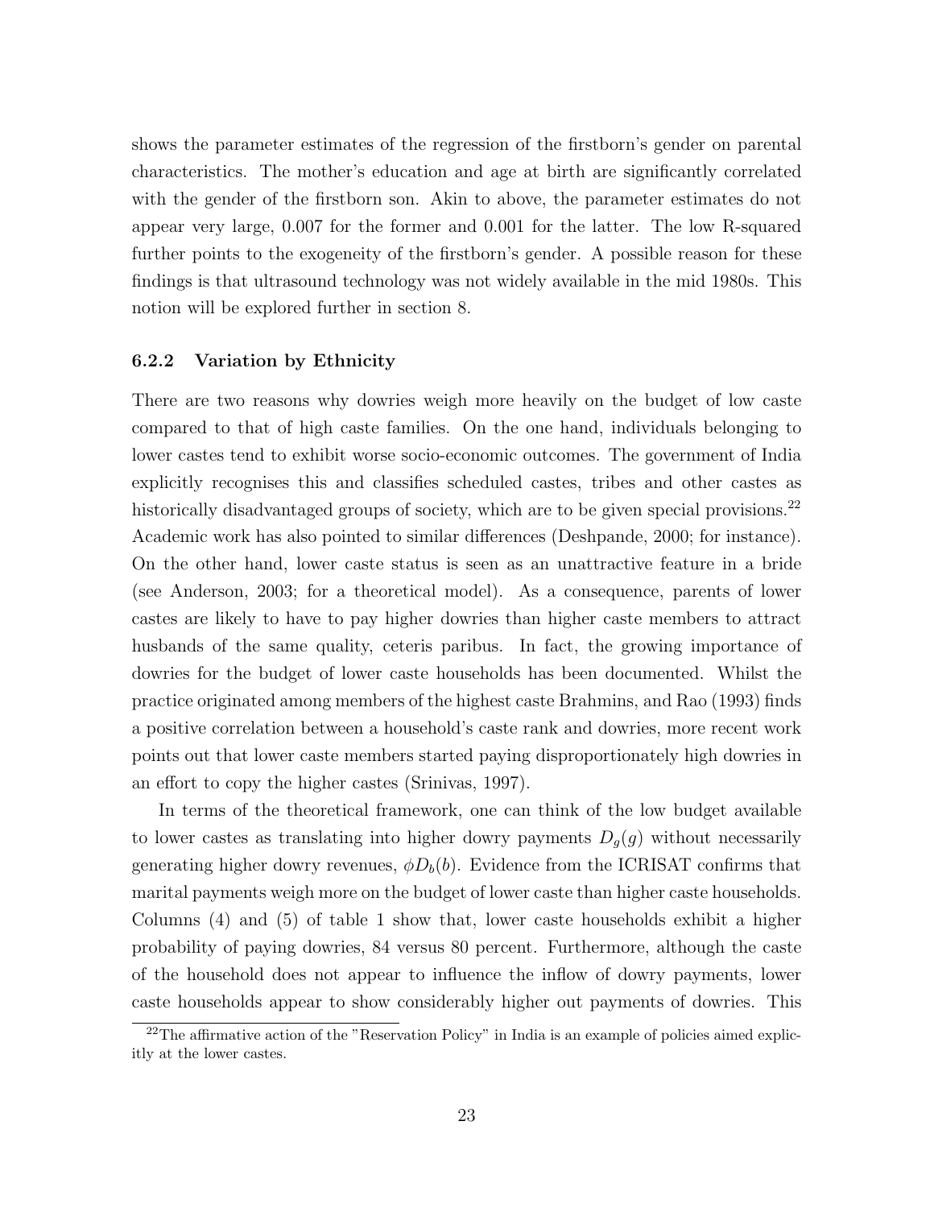shows the parameter estimates of the regression of the firstborn's gender on parental characteristics. The mother's education and age at birth are significantly correlated with the gender of the firstborn son. Akin to above, the parameter estimates do not appear very large, 0.007 for the former and 0.001 for the latter. The low R-squared further points to the exogeneity of the firstborn's gender. A possible reason for these findings is that ultrasound technology was not widely available in the mid 1980s. This notion will be explored further in section 8.

### 6.2.2 Variation by Ethnicity

There are two reasons why dowries weigh more heavily on the budget of low caste compared to that of high caste families. On the one hand, individuals belonging to lower castes tend to exhibit worse socio-economic outcomes. The government of India explicitly recognises this and classifies scheduled castes, tribes and other castes as historically disadvantaged groups of society, which are to be given special provisions.[22] Academic work has also pointed to similar differences (Deshpande, 2000; for instance). On the other hand, lower caste status is seen as an unattractive feature in a bride (see Anderson, 2003; for a theoretical model). As a consequence, parents of lower castes are likely to have to pay higher dowries than higher caste members to attract husbands of the same quality, ceteris paribus. In fact, the growing importance of dowries for the budget of lower caste households has been documented. Whilst the practice originated among members of the highest caste Brahmins, and Rao (1993) finds a positive correlation between a household's caste rank and dowries, more recent work points out that lower caste members started paying disproportionately high dowries in an effort to copy the higher castes (Srinivas, 1997).

In terms of the theoretical framework, one can think of the low budget available to lower castes as translating into higher dowry payments $D_g(g)$ without necessarily generating higher dowry revenues, $\phi D_b(b)$. Evidence from the ICRISAT confirms that marital payments weigh more on the budget of lower caste than higher caste households. Columns (4) and (5) of table 1 show that, lower caste households exhibit a higher probability of paying dowries, 84 versus 80 percent. Furthermore, although the caste of the household does not appear to influence the inflow of dowry payments, lower caste households appear to show considerably higher out payments of dowries. This

[22] The affirmative action of the "Reservation Policy" in India is an example of policies aimed explicitly at the lower castes.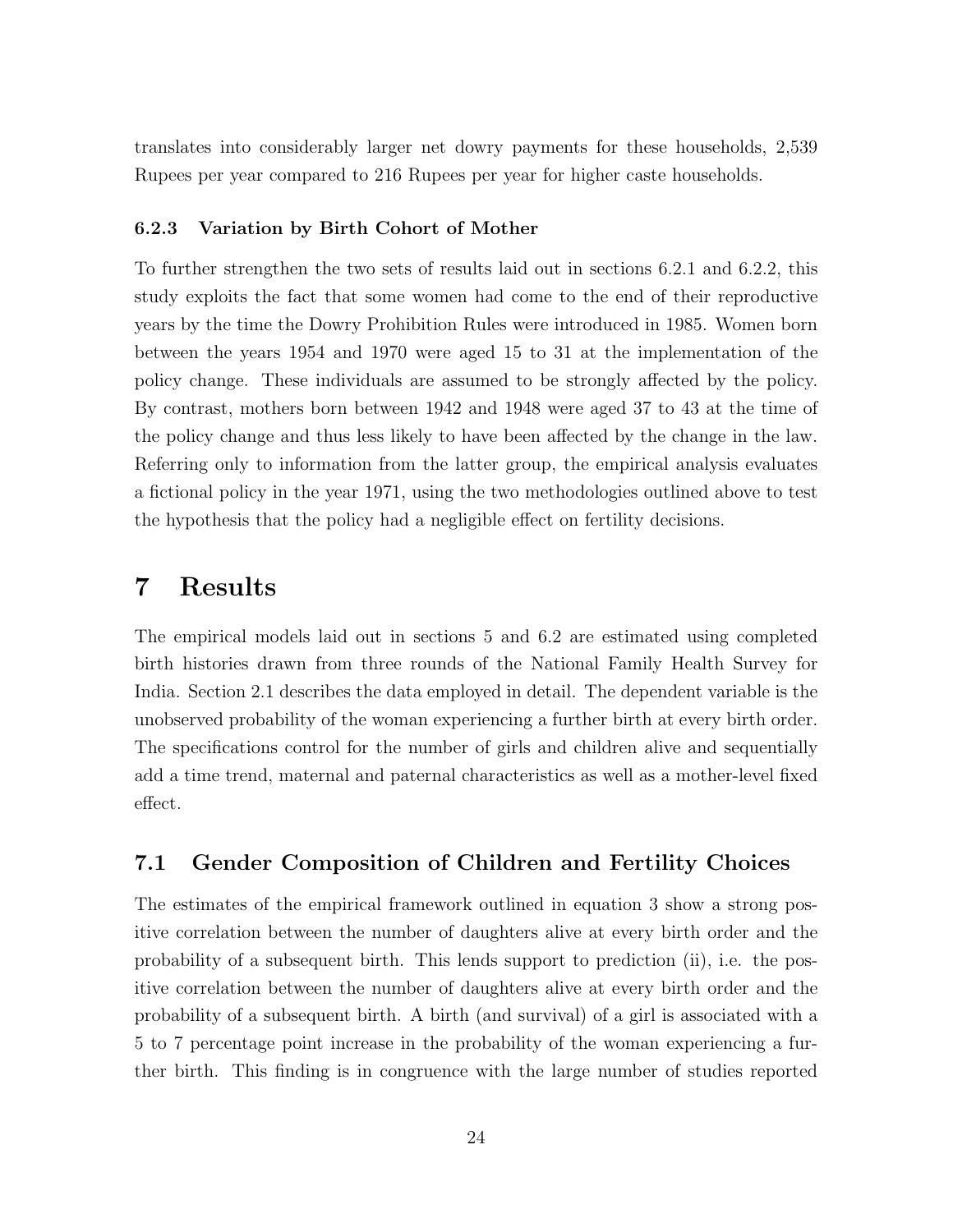translates into considerably larger net dowry payments for these households, 2,539 Rupees per year compared to 216 Rupees per year for higher caste households.

#### 6.2.3 Variation by Birth Cohort of Mother

To further strengthen the two sets of results laid out in sections 6.2.1 and 6.2.2, this study exploits the fact that some women had come to the end of their reproductive years by the time the Dowry Prohibition Rules were introduced in 1985. Women born between the years 1954 and 1970 were aged 15 to 31 at the implementation of the policy change. These individuals are assumed to be strongly affected by the policy. By contrast, mothers born between 1942 and 1948 were aged 37 to 43 at the time of the policy change and thus less likely to have been affected by the change in the law. Referring only to information from the latter group, the empirical analysis evaluates a fictional policy in the year 1971, using the two methodologies outlined above to test the hypothesis that the policy had a negligible effect on fertility decisions.

# 7 Results

The empirical models laid out in sections 5 and 6.2 are estimated using completed birth histories drawn from three rounds of the National Family Health Survey for India. Section 2.1 describes the data employed in detail. The dependent variable is the unobserved probability of the woman experiencing a further birth at every birth order. The specifications control for the number of girls and children alive and sequentially add a time trend, maternal and paternal characteristics as well as a mother-level fixed effect.

## 7.1 Gender Composition of Children and Fertility Choices

The estimates of the empirical framework outlined in equation 3 show a strong positive correlation between the number of daughters alive at every birth order and the probability of a subsequent birth. This lends support to prediction (ii), i.e. the positive correlation between the number of daughters alive at every birth order and the probability of a subsequent birth. A birth (and survival) of a girl is associated with a 5 to 7 percentage point increase in the probability of the woman experiencing a further birth. This finding is in congruence with the large number of studies reported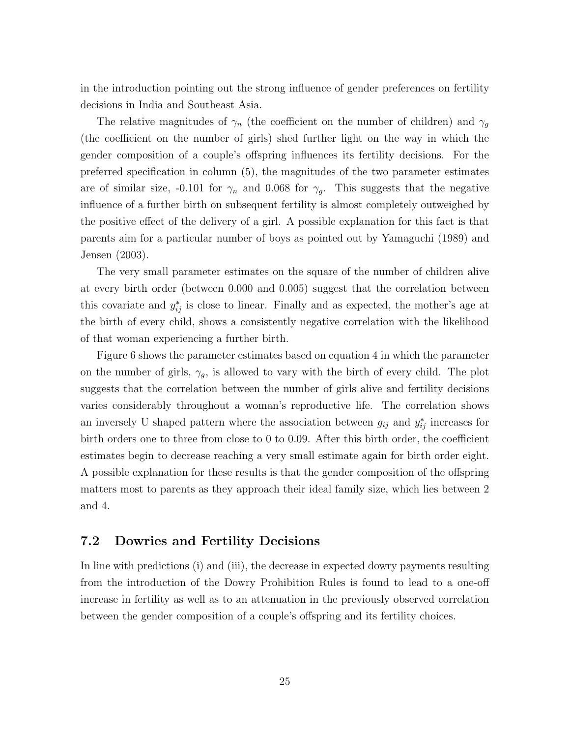in the introduction pointing out the strong influence of gender preferences on fertility decisions in India and Southeast Asia.

The relative magnitudes of $\gamma_n$ (the coefficient on the number of children) and $\gamma_g$ (the coefficient on the number of girls) shed further light on the way in which the gender composition of a couple's offspring influences its fertility decisions. For the preferred specification in column (5), the magnitudes of the two parameter estimates are of similar size, -0.101 for $\gamma_n$ and 0.068 for $\gamma_g$. This suggests that the negative influence of a further birth on subsequent fertility is almost completely outweighed by the positive effect of the delivery of a girl. A possible explanation for this fact is that parents aim for a particular number of boys as pointed out by Yamaguchi (1989) and Jensen (2003).

The very small parameter estimates on the square of the number of children alive at every birth order (between 0.000 and 0.005) suggest that the correlation between this covariate and $y^*_{ij}$ is close to linear. Finally and as expected, the mother's age at the birth of every child, shows a consistently negative correlation with the likelihood of that woman experiencing a further birth.

Figure 6 shows the parameter estimates based on equation 4 in which the parameter on the number of girls, $\gamma_g$, is allowed to vary with the birth of every child. The plot suggests that the correlation between the number of girls alive and fertility decisions varies considerably throughout a woman's reproductive life. The correlation shows an inversely U shaped pattern where the association between $g_{ij}$ and $y^*_{ij}$ increases for birth orders one to three from close to 0 to 0.09. After this birth order, the coefficient estimates begin to decrease reaching a very small estimate again for birth order eight. A possible explanation for these results is that the gender composition of the offspring matters most to parents as they approach their ideal family size, which lies between 2 and 4.

## 7.2 Dowries and Fertility Decisions

In line with predictions (i) and (iii), the decrease in expected dowry payments resulting from the introduction of the Dowry Prohibition Rules is found to lead to a one-off increase in fertility as well as to an attenuation in the previously observed correlation between the gender composition of a couple's offspring and its fertility choices.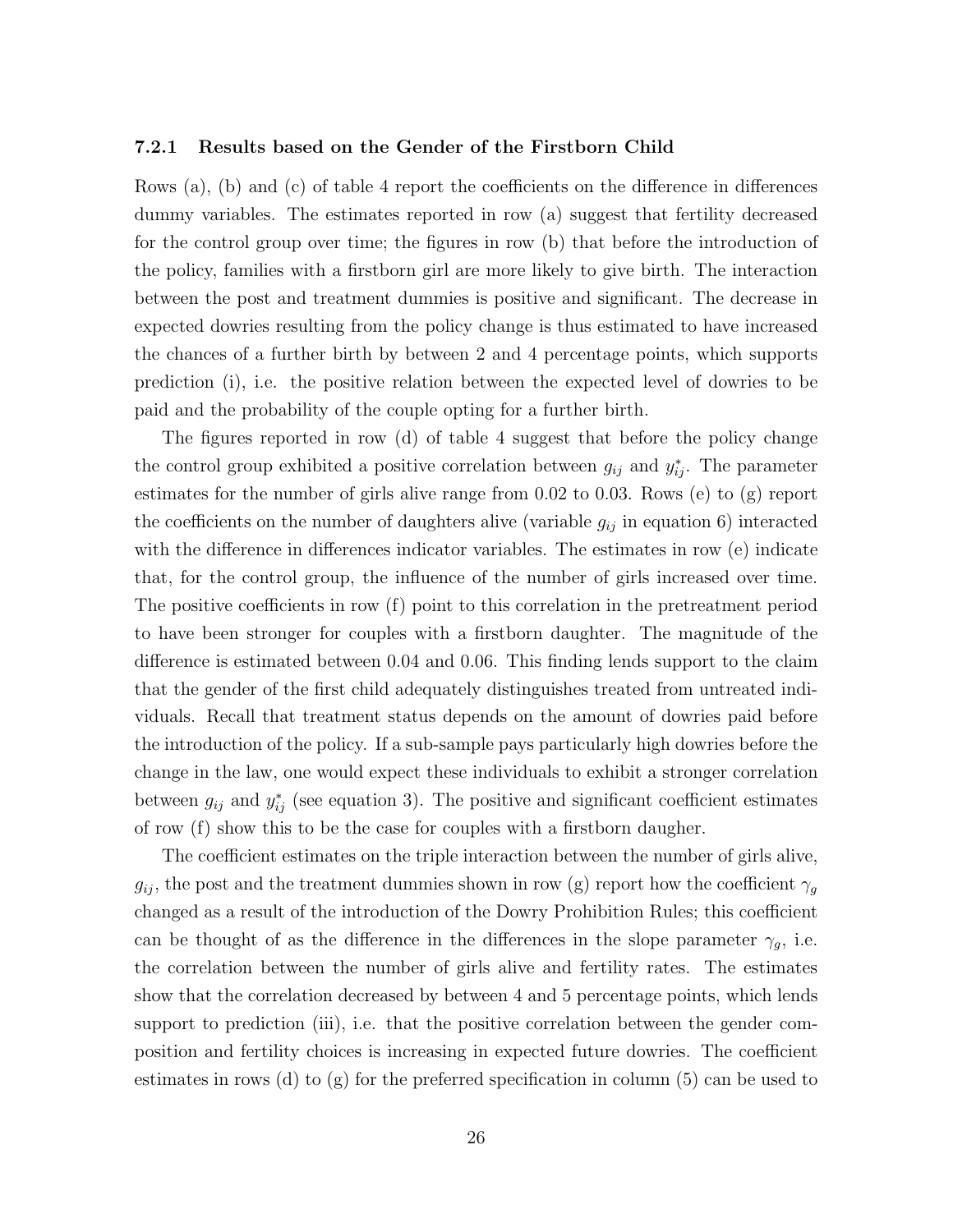#### 7.2.1 Results based on the Gender of the Firstborn Child

Rows (a), (b) and (c) of table 4 report the coefficients on the difference in differences dummy variables. The estimates reported in row (a) suggest that fertility decreased for the control group over time; the figures in row (b) that before the introduction of the policy, families with a firstborn girl are more likely to give birth. The interaction between the post and treatment dummies is positive and significant. The decrease in expected dowries resulting from the policy change is thus estimated to have increased the chances of a further birth by between 2 and 4 percentage points, which supports prediction (i), i.e. the positive relation between the expected level of dowries to be paid and the probability of the couple opting for a further birth.

The figures reported in row (d) of table 4 suggest that before the policy change the control group exhibited a positive correlation between $g_{ij}$ and $y^*_{ij}$. The parameter estimates for the number of girls alive range from 0.02 to 0.03. Rows (e) to (g) report the coefficients on the number of daughters alive (variable $g_{ij}$ in equation 6) interacted with the difference in differences indicator variables. The estimates in row (e) indicate that, for the control group, the influence of the number of girls increased over time. The positive coefficients in row (f) point to this correlation in the pretreatment period to have been stronger for couples with a firstborn daughter. The magnitude of the difference is estimated between 0.04 and 0.06. This finding lends support to the claim that the gender of the first child adequately distinguishes treated from untreated individuals. Recall that treatment status depends on the amount of dowries paid before the introduction of the policy. If a sub-sample pays particularly high dowries before the change in the law, one would expect these individuals to exhibit a stronger correlation between $g_{ij}$ and $y^*_{ij}$ (see equation 3). The positive and significant coefficient estimates of row (f) show this to be the case for couples with a firstborn daugher.

The coefficient estimates on the triple interaction between the number of girls alive, $g_{ij}$, the post and the treatment dummies shown in row (g) report how the coefficient $\gamma_g$ changed as a result of the introduction of the Dowry Prohibition Rules; this coefficient can be thought of as the difference in the differences in the slope parameter $\gamma_g$, i.e. the correlation between the number of girls alive and fertility rates. The estimates show that the correlation decreased by between 4 and 5 percentage points, which lends support to prediction (iii), i.e. that the positive correlation between the gender composition and fertility choices is increasing in expected future dowries. The coefficient estimates in rows (d) to (g) for the preferred specification in column (5) can be used to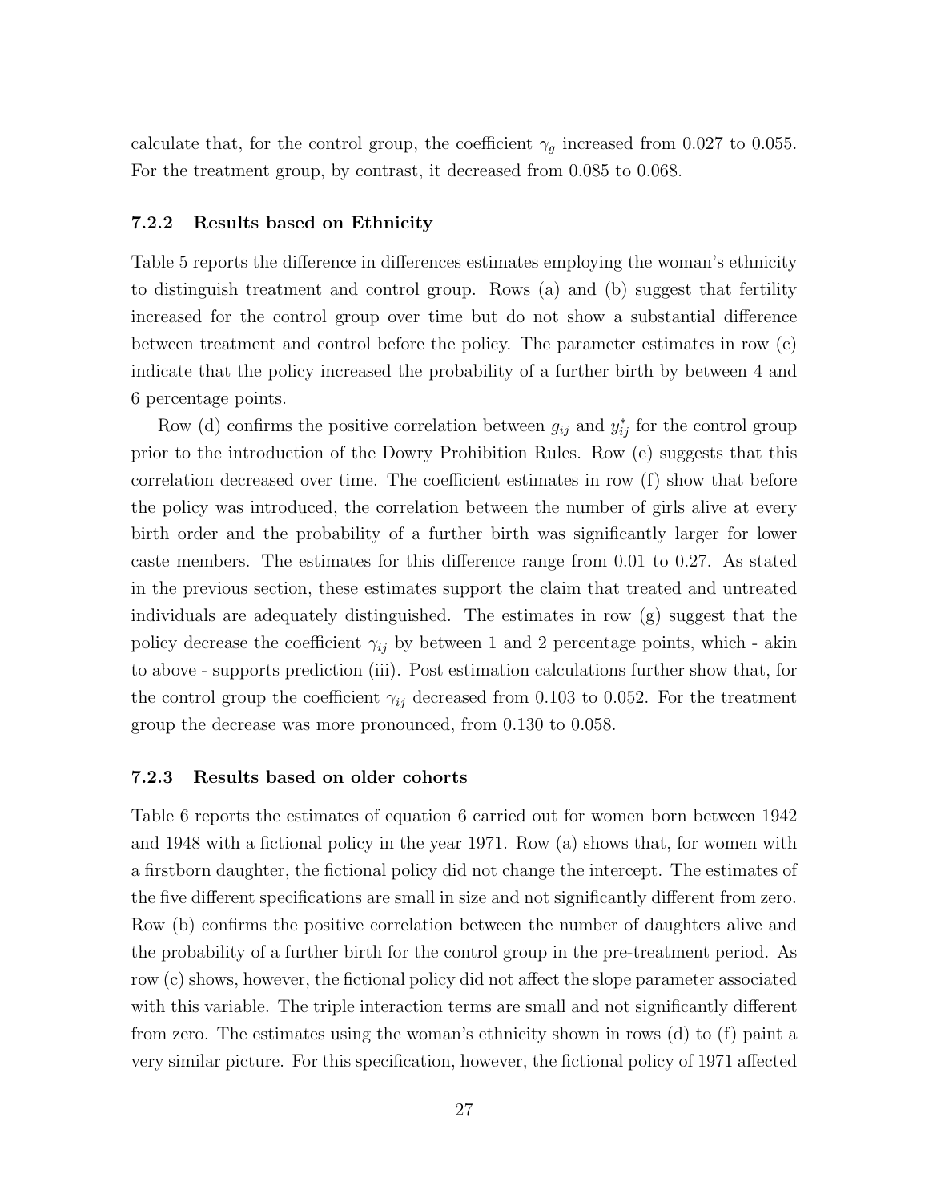calculate that, for the control group, the coefficient $\gamma_g$ increased from 0.027 to 0.055. For the treatment group, by contrast, it decreased from 0.085 to 0.068.

### 7.2.2 Results based on Ethnicity

Table 5 reports the difference in differences estimates employing the woman's ethnicity to distinguish treatment and control group. Rows (a) and (b) suggest that fertility increased for the control group over time but do not show a substantial difference between treatment and control before the policy. The parameter estimates in row (c) indicate that the policy increased the probability of a further birth by between 4 and 6 percentage points.

Row (d) confirms the positive correlation between $g_{ij}$ and $y^*_{ij}$ for the control group prior to the introduction of the Dowry Prohibition Rules. Row (e) suggests that this correlation decreased over time. The coefficient estimates in row (f) show that before the policy was introduced, the correlation between the number of girls alive at every birth order and the probability of a further birth was significantly larger for lower caste members. The estimates for this difference range from 0.01 to 0.27. As stated in the previous section, these estimates support the claim that treated and untreated individuals are adequately distinguished. The estimates in row (g) suggest that the policy decrease the coefficient $\gamma_{ij}$ by between 1 and 2 percentage points, which - akin to above - supports prediction (iii). Post estimation calculations further show that, for the control group the coefficient $\gamma_{ij}$ decreased from 0.103 to 0.052. For the treatment group the decrease was more pronounced, from 0.130 to 0.058.

### 7.2.3 Results based on older cohorts

Table 6 reports the estimates of equation 6 carried out for women born between 1942 and 1948 with a fictional policy in the year 1971. Row (a) shows that, for women with a firstborn daughter, the fictional policy did not change the intercept. The estimates of the five different specifications are small in size and not significantly different from zero. Row (b) confirms the positive correlation between the number of daughters alive and the probability of a further birth for the control group in the pre-treatment period. As row (c) shows, however, the fictional policy did not affect the slope parameter associated with this variable. The triple interaction terms are small and not significantly different from zero. The estimates using the woman's ethnicity shown in rows (d) to (f) paint a very similar picture. For this specification, however, the fictional policy of 1971 affected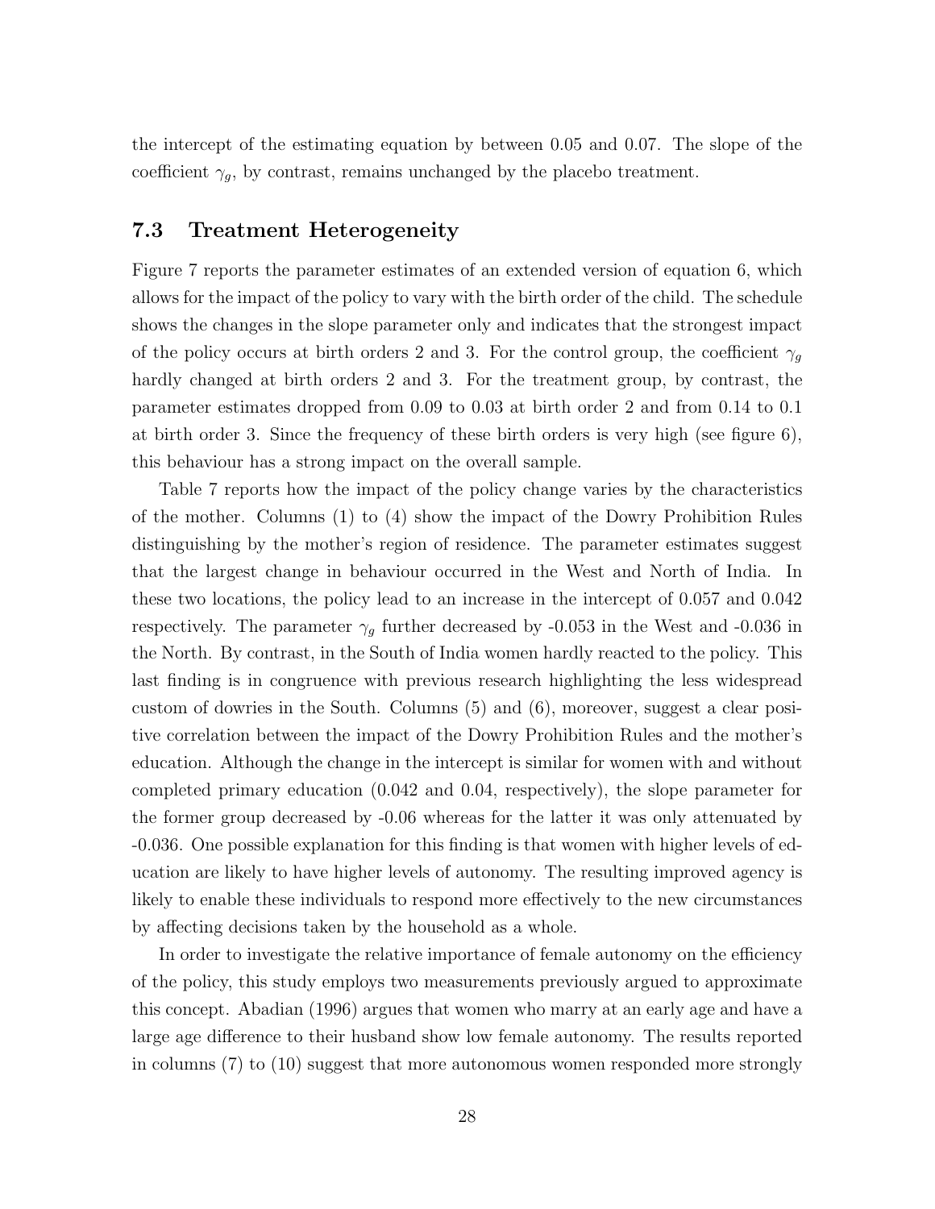the intercept of the estimating equation by between 0.05 and 0.07. The slope of the coefficient $\gamma_g$, by contrast, remains unchanged by the placebo treatment.

### 7.3 Treatment Heterogeneity

Figure 7 reports the parameter estimates of an extended version of equation 6, which allows for the impact of the policy to vary with the birth order of the child. The schedule shows the changes in the slope parameter only and indicates that the strongest impact of the policy occurs at birth orders 2 and 3. For the control group, the coefficient $\gamma_g$ hardly changed at birth orders 2 and 3. For the treatment group, by contrast, the parameter estimates dropped from 0.09 to 0.03 at birth order 2 and from 0.14 to 0.1 at birth order 3. Since the frequency of these birth orders is very high (see figure 6), this behaviour has a strong impact on the overall sample.

Table 7 reports how the impact of the policy change varies by the characteristics of the mother. Columns (1) to (4) show the impact of the Dowry Prohibition Rules distinguishing by the mother's region of residence. The parameter estimates suggest that the largest change in behaviour occurred in the West and North of India. In these two locations, the policy lead to an increase in the intercept of 0.057 and 0.042 respectively. The parameter $\gamma_g$ further decreased by -0.053 in the West and -0.036 in the North. By contrast, in the South of India women hardly reacted to the policy. This last finding is in congruence with previous research highlighting the less widespread custom of dowries in the South. Columns (5) and (6), moreover, suggest a clear positive correlation between the impact of the Dowry Prohibition Rules and the mother's education. Although the change in the intercept is similar for women with and without completed primary education (0.042 and 0.04, respectively), the slope parameter for the former group decreased by -0.06 whereas for the latter it was only attenuated by -0.036. One possible explanation for this finding is that women with higher levels of education are likely to have higher levels of autonomy. The resulting improved agency is likely to enable these individuals to respond more effectively to the new circumstances by affecting decisions taken by the household as a whole.

In order to investigate the relative importance of female autonomy on the efficiency of the policy, this study employs two measurements previously argued to approximate this concept. Abadian (1996) argues that women who marry at an early age and have a large age difference to their husband show low female autonomy. The results reported in columns (7) to (10) suggest that more autonomous women responded more strongly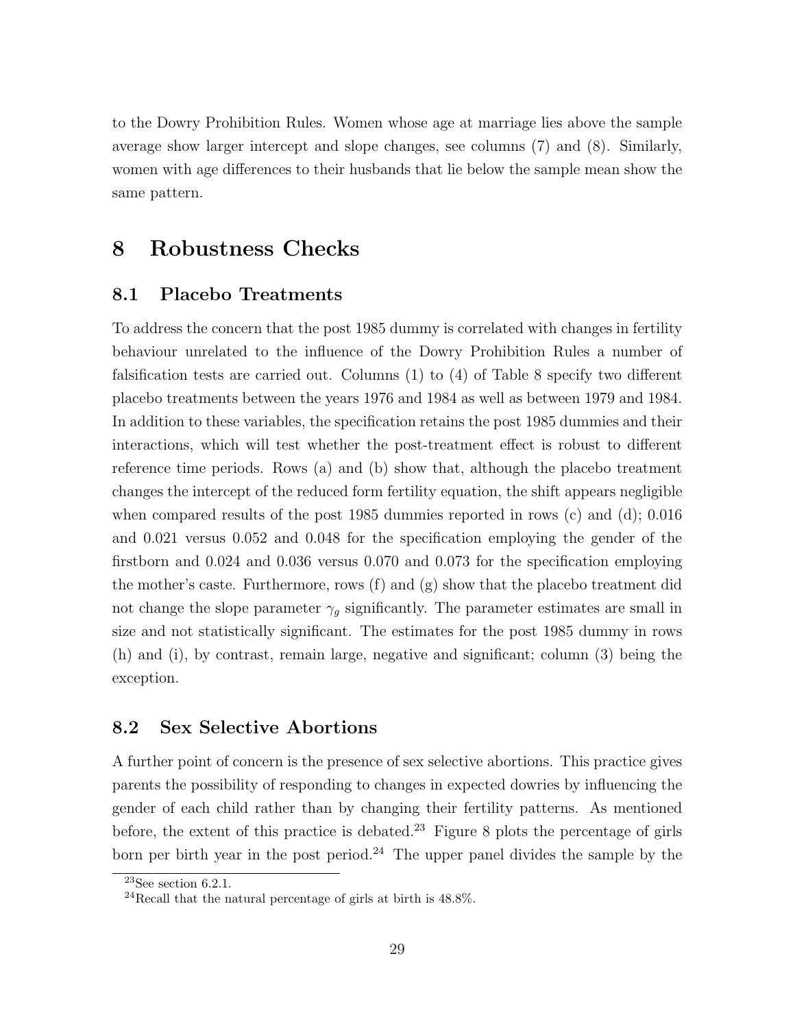to the Dowry Prohibition Rules. Women whose age at marriage lies above the sample average show larger intercept and slope changes, see columns (7) and (8). Similarly, women with age differences to their husbands that lie below the sample mean show the same pattern.

# 8 Robustness Checks

## 8.1 Placebo Treatments

To address the concern that the post 1985 dummy is correlated with changes in fertility behaviour unrelated to the influence of the Dowry Prohibition Rules a number of falsification tests are carried out. Columns (1) to (4) of Table 8 specify two different placebo treatments between the years 1976 and 1984 as well as between 1979 and 1984. In addition to these variables, the specification retains the post 1985 dummies and their interactions, which will test whether the post-treatment effect is robust to different reference time periods. Rows (a) and (b) show that, although the placebo treatment changes the intercept of the reduced form fertility equation, the shift appears negligible when compared results of the post 1985 dummies reported in rows (c) and (d); 0.016 and 0.021 versus 0.052 and 0.048 for the specification employing the gender of the firstborn and 0.024 and 0.036 versus 0.070 and 0.073 for the specification employing the mother's caste. Furthermore, rows (f) and (g) show that the placebo treatment did not change the slope parameter $\gamma_g$ significantly. The parameter estimates are small in size and not statistically significant. The estimates for the post 1985 dummy in rows (h) and (i), by contrast, remain large, negative and significant; column (3) being the exception.

## 8.2 Sex Selective Abortions

A further point of concern is the presence of sex selective abortions. This practice gives parents the possibility of responding to changes in expected dowries by influencing the gender of each child rather than by changing their fertility patterns. As mentioned before, the extent of this practice is debated.[23] Figure 8 plots the percentage of girls born per birth year in the post period.[24] The upper panel divides the sample by the

[23] See section 6.2.1.

[24] Recall that the natural percentage of girls at birth is 48.8%.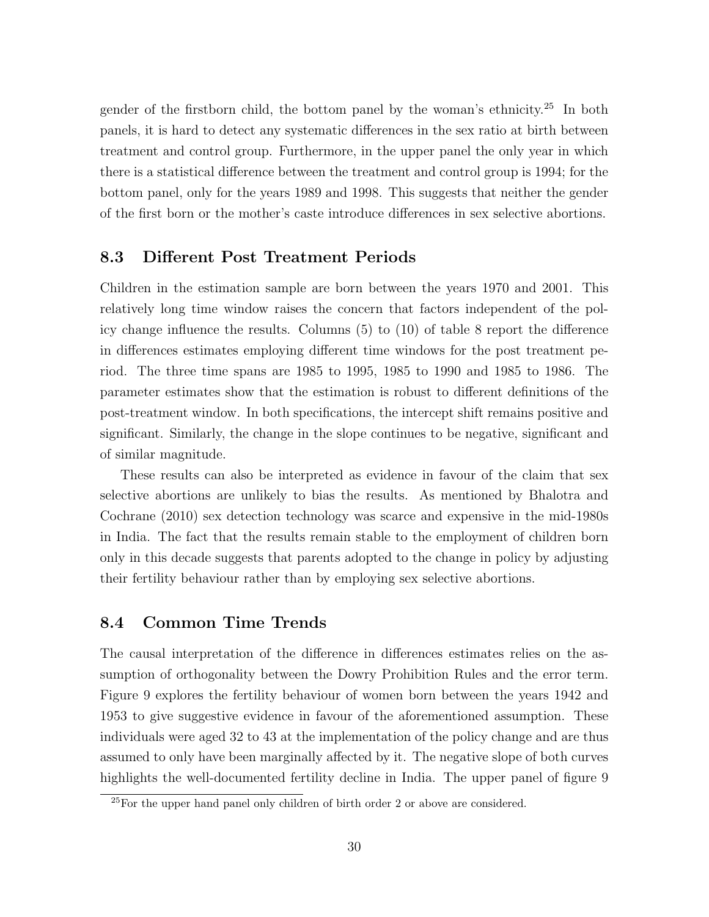gender of the firstborn child, the bottom panel by the woman's ethnicity.[25] In both panels, it is hard to detect any systematic differences in the sex ratio at birth between treatment and control group. Furthermore, in the upper panel the only year in which there is a statistical difference between the treatment and control group is 1994; for the bottom panel, only for the years 1989 and 1998. This suggests that neither the gender of the first born or the mother's caste introduce differences in sex selective abortions.

## 8.3 Different Post Treatment Periods

Children in the estimation sample are born between the years 1970 and 2001. This relatively long time window raises the concern that factors independent of the policy change influence the results. Columns (5) to (10) of table 8 report the difference in differences estimates employing different time windows for the post treatment period. The three time spans are 1985 to 1995, 1985 to 1990 and 1985 to 1986. The parameter estimates show that the estimation is robust to different definitions of the post-treatment window. In both specifications, the intercept shift remains positive and significant. Similarly, the change in the slope continues to be negative, significant and of similar magnitude.

These results can also be interpreted as evidence in favour of the claim that sex selective abortions are unlikely to bias the results. As mentioned by Bhalotra and Cochrane (2010) sex detection technology was scarce and expensive in the mid-1980s in India. The fact that the results remain stable to the employment of children born only in this decade suggests that parents adopted to the change in policy by adjusting their fertility behaviour rather than by employing sex selective abortions.

## 8.4 Common Time Trends

The causal interpretation of the difference in differences estimates relies on the assumption of orthogonality between the Dowry Prohibition Rules and the error term. Figure 9 explores the fertility behaviour of women born between the years 1942 and 1953 to give suggestive evidence in favour of the aforementioned assumption. These individuals were aged 32 to 43 at the implementation of the policy change and are thus assumed to only have been marginally affected by it. The negative slope of both curves highlights the well-documented fertility decline in India. The upper panel of figure 9

[25] For the upper hand panel only children of birth order 2 or above are considered.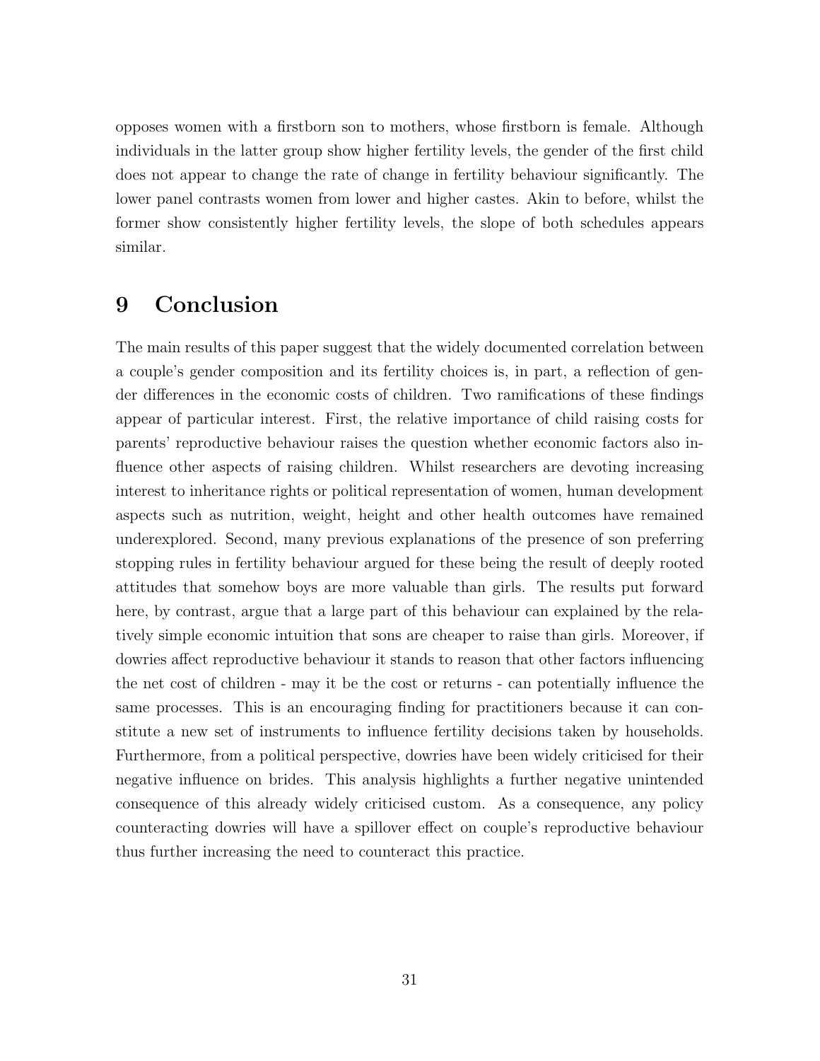opposes women with a firstborn son to mothers, whose firstborn is female. Although individuals in the latter group show higher fertility levels, the gender of the first child does not appear to change the rate of change in fertility behaviour significantly. The lower panel contrasts women from lower and higher castes. Akin to before, whilst the former show consistently higher fertility levels, the slope of both schedules appears similar.

# 9 Conclusion

The main results of this paper suggest that the widely documented correlation between a couple's gender composition and its fertility choices is, in part, a reflection of gender differences in the economic costs of children. Two ramifications of these findings appear of particular interest. First, the relative importance of child raising costs for parents' reproductive behaviour raises the question whether economic factors also influence other aspects of raising children. Whilst researchers are devoting increasing interest to inheritance rights or political representation of women, human development aspects such as nutrition, weight, height and other health outcomes have remained underexplored. Second, many previous explanations of the presence of son preferring stopping rules in fertility behaviour argued for these being the result of deeply rooted attitudes that somehow boys are more valuable than girls. The results put forward here, by contrast, argue that a large part of this behaviour can explained by the relatively simple economic intuition that sons are cheaper to raise than girls. Moreover, if dowries affect reproductive behaviour it stands to reason that other factors influencing the net cost of children - may it be the cost or returns - can potentially influence the same processes. This is an encouraging finding for practitioners because it can constitute a new set of instruments to influence fertility decisions taken by households. Furthermore, from a political perspective, dowries have been widely criticised for their negative influence on brides. This analysis highlights a further negative unintended consequence of this already widely criticised custom. As a consequence, any policy counteracting dowries will have a spillover effect on couple's reproductive behaviour thus further increasing the need to counteract this practice.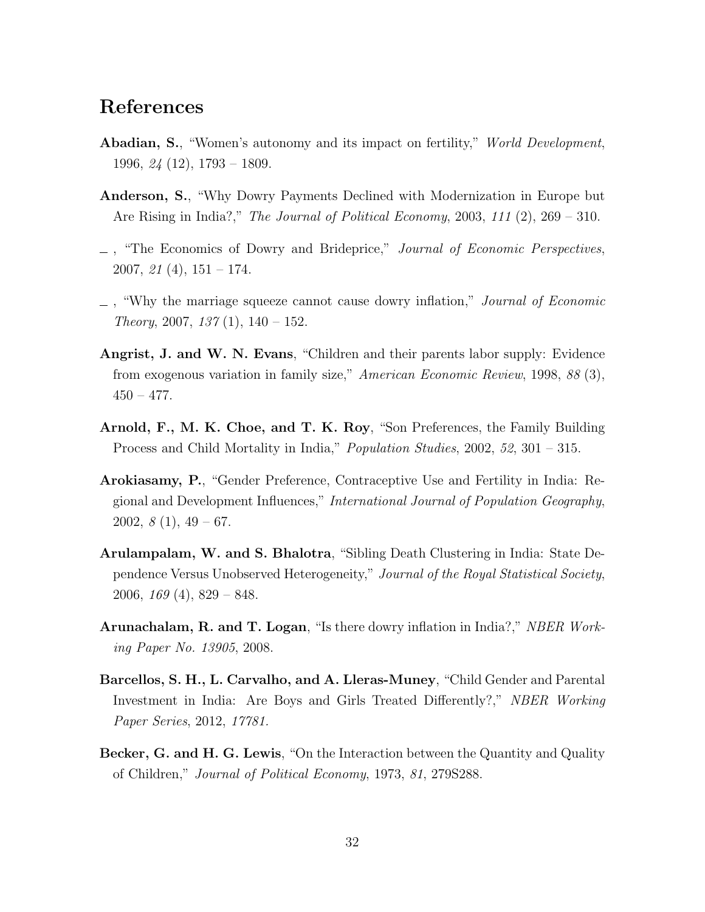## References

**Abadian, S.**, "Women's autonomy and its impact on fertility," *World Development*, 1996, *24* (12), 1793 – 1809.

**Anderson, S.**, "Why Dowry Payments Declined with Modernization in Europe but Are Rising in India?," *The Journal of Political Economy*, 2003, *111* (2), 269 – 310.

_ , "The Economics of Dowry and Brideprice," *Journal of Economic Perspectives*, 2007, *21* (4), 151 – 174.

_ , "Why the marriage squeeze cannot cause dowry inflation," *Journal of Economic Theory*, 2007, *137* (1), 140 – 152.

**Angrist, J. and W. N. Evans**, "Children and their parents labor supply: Evidence from exogenous variation in family size," *American Economic Review*, 1998, *88* (3), 450 – 477.

**Arnold, F., M. K. Choe, and T. K. Roy**, "Son Preferences, the Family Building Process and Child Mortality in India," *Population Studies*, 2002, *52*, 301 – 315.

**Arokiasamy, P.**, "Gender Preference, Contraceptive Use and Fertility in India: Regional and Development Influences," *International Journal of Population Geography*, 2002, *8* (1), 49 – 67.

**Arulampalam, W. and S. Bhalotra**, "Sibling Death Clustering in India: State Dependence Versus Unobserved Heterogeneity," *Journal of the Royal Statistical Society*, 2006, *169* (4), 829 – 848.

**Arunachalam, R. and T. Logan**, "Is there dowry inflation in India?," *NBER Working Paper No. 13905*, 2008.

**Barcellos, S. H., L. Carvalho, and A. Lleras-Muney**, "Child Gender and Parental Investment in India: Are Boys and Girls Treated Differently?," *NBER Working Paper Series*, 2012, *17781.*

**Becker, G. and H. G. Lewis**, "On the Interaction between the Quantity and Quality of Children," *Journal of Political Economy*, 1973, *81*, 279S288.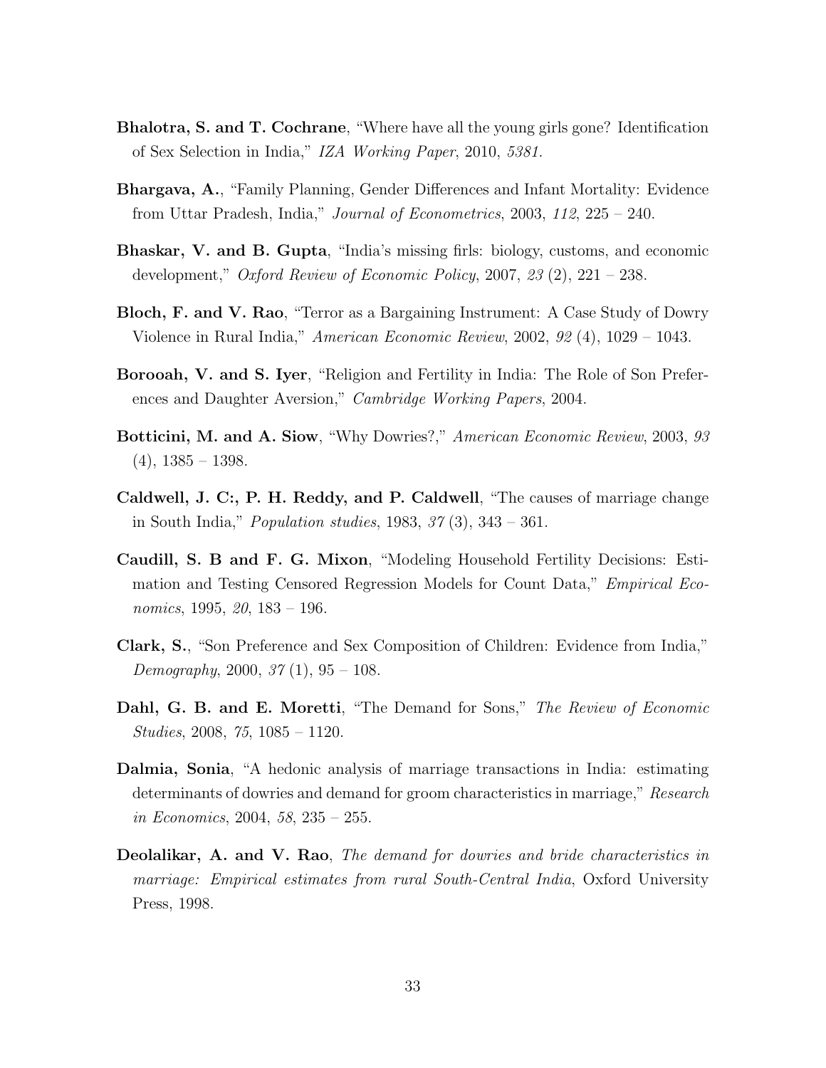**Bhalotra, S. and T. Cochrane**, "Where have all the young girls gone? Identification of Sex Selection in India," *IZA Working Paper*, 2010, *5381.*

**Bhargava, A.**, "Family Planning, Gender Differences and Infant Mortality: Evidence from Uttar Pradesh, India," *Journal of Econometrics*, 2003, *112*, 225 – 240.

**Bhaskar, V. and B. Gupta**, "India's missing firls: biology, customs, and economic development," *Oxford Review of Economic Policy*, 2007, *23* (2), 221 – 238.

**Bloch, F. and V. Rao**, "Terror as a Bargaining Instrument: A Case Study of Dowry Violence in Rural India," *American Economic Review*, 2002, *92* (4), 1029 – 1043.

**Borooah, V. and S. Iyer**, "Religion and Fertility in India: The Role of Son Preferences and Daughter Aversion," *Cambridge Working Papers*, 2004.

**Botticini, M. and A. Siow**, "Why Dowries?," *American Economic Review*, 2003, *93* (4), 1385 – 1398.

**Caldwell, J. C:, P. H. Reddy, and P. Caldwell**, "The causes of marriage change in South India," *Population studies*, 1983, *37* (3), 343 – 361.

**Caudill, S. B and F. G. Mixon**, "Modeling Household Fertility Decisions: Estimation and Testing Censored Regression Models for Count Data," *Empirical Economics*, 1995, *20*, 183 – 196.

**Clark, S.**, "Son Preference and Sex Composition of Children: Evidence from India," *Demography*, 2000, *37* (1), 95 – 108.

**Dahl, G. B. and E. Moretti**, "The Demand for Sons," *The Review of Economic Studies*, 2008, *75*, 1085 – 1120.

**Dalmia, Sonia**, "A hedonic analysis of marriage transactions in India: estimating determinants of dowries and demand for groom characteristics in marriage," *Research in Economics*, 2004, *58*, 235 – 255.

**Deolalikar, A. and V. Rao**, *The demand for dowries and bride characteristics in marriage: Empirical estimates from rural South-Central India*, Oxford University Press, 1998.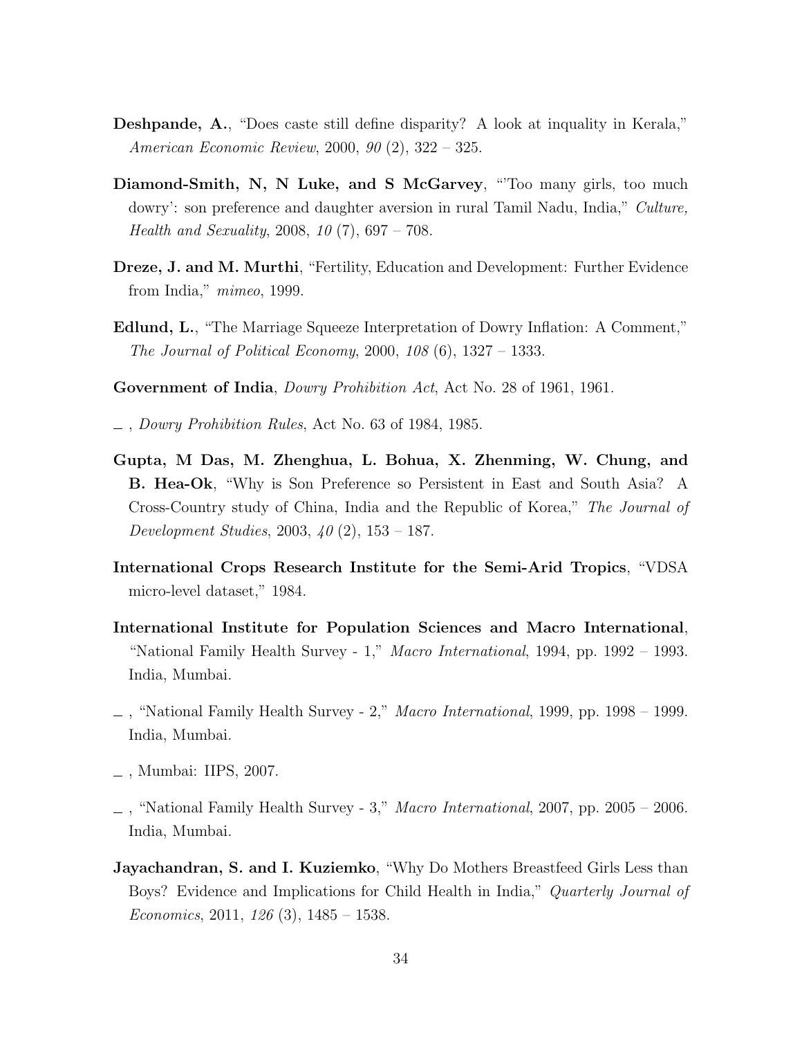**Deshpande, A.**, "Does caste still define disparity? A look at inquality in Kerala," *American Economic Review*, 2000, *90* (2), 322 – 325.

**Diamond-Smith, N, N Luke, and S McGarvey**, "'Too many girls, too much dowry': son preference and daughter aversion in rural Tamil Nadu, India," *Culture, Health and Sexuality*, 2008, *10* (7), 697 – 708.

**Dreze, J. and M. Murthi**, "Fertility, Education and Development: Further Evidence from India," *mimeo*, 1999.

**Edlund, L.**, "The Marriage Squeeze Interpretation of Dowry Inflation: A Comment," *The Journal of Political Economy*, 2000, *108* (6), 1327 – 1333.

**Government of India**, *Dowry Prohibition Act*, Act No. 28 of 1961, 1961.

_ , *Dowry Prohibition Rules*, Act No. 63 of 1984, 1985.

**Gupta, M Das, M. Zhenghua, L. Bohua, X. Zhenming, W. Chung, and B. Hea-Ok**, "Why is Son Preference so Persistent in East and South Asia? A Cross-Country study of China, India and the Republic of Korea," *The Journal of Development Studies*, 2003, *40* (2), 153 – 187.

**International Crops Research Institute for the Semi-Arid Tropics**, "VDSA micro-level dataset," 1984.

**International Institute for Population Sciences and Macro International**, "National Family Health Survey - 1," *Macro International*, 1994, pp. 1992 – 1993. India, Mumbai.

_ , "National Family Health Survey - 2," *Macro International*, 1999, pp. 1998 – 1999. India, Mumbai.

_ , Mumbai: IIPS, 2007.

_ , "National Family Health Survey - 3," *Macro International*, 2007, pp. 2005 – 2006. India, Mumbai.

**Jayachandran, S. and I. Kuziemko**, "Why Do Mothers Breastfeed Girls Less than Boys? Evidence and Implications for Child Health in India," *Quarterly Journal of Economics*, 2011, *126* (3), 1485 – 1538.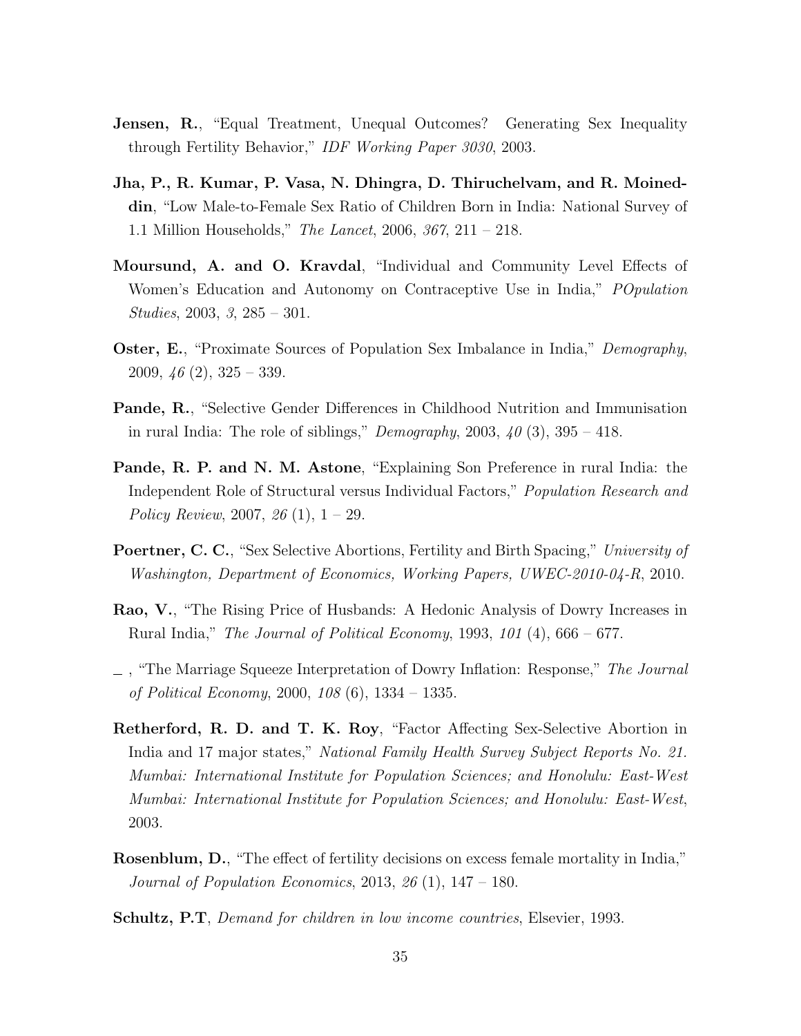**Jensen, R.**, "Equal Treatment, Unequal Outcomes? Generating Sex Inequality through Fertility Behavior," *IDF Working Paper 3030*, 2003.

**Jha, P., R. Kumar, P. Vasa, N. Dhingra, D. Thiruchelvam, and R. Moineddin**, "Low Male-to-Female Sex Ratio of Children Born in India: National Survey of 1.1 Million Households," *The Lancet*, 2006, *367*, 211 – 218.

**Moursund, A. and O. Kravdal**, "Individual and Community Level Effects of Women's Education and Autonomy on Contraceptive Use in India," *POpulation Studies*, 2003, *3*, 285 – 301.

**Oster, E.**, "Proximate Sources of Population Sex Imbalance in India," *Demography*, 2009, *46* (2), 325 – 339.

**Pande, R.**, "Selective Gender Differences in Childhood Nutrition and Immunisation in rural India: The role of siblings," *Demography*, 2003, *40* (3), 395 – 418.

**Pande, R. P. and N. M. Astone**, "Explaining Son Preference in rural India: the Independent Role of Structural versus Individual Factors," *Population Research and Policy Review*, 2007, *26* (1), 1 – 29.

**Poertner, C. C.**, "Sex Selective Abortions, Fertility and Birth Spacing," *University of Washington, Department of Economics, Working Papers, UWEC-2010-04-R*, 2010.

**Rao, V.**, "The Rising Price of Husbands: A Hedonic Analysis of Dowry Increases in Rural India," *The Journal of Political Economy*, 1993, *101* (4), 666 – 677.

\_ , "The Marriage Squeeze Interpretation of Dowry Inflation: Response," *The Journal of Political Economy*, 2000, *108* (6), 1334 – 1335.

**Retherford, R. D. and T. K. Roy**, "Factor Affecting Sex-Selective Abortion in India and 17 major states," *National Family Health Survey Subject Reports No. 21. Mumbai: International Institute for Population Sciences; and Honolulu: East-West Mumbai: International Institute for Population Sciences; and Honolulu: East-West*, 2003.

**Rosenblum, D.**, "The effect of fertility decisions on excess female mortality in India," *Journal of Population Economics*, 2013, *26* (1), 147 – 180.

**Schultz, P.T**, *Demand for children in low income countries*, Elsevier, 1993.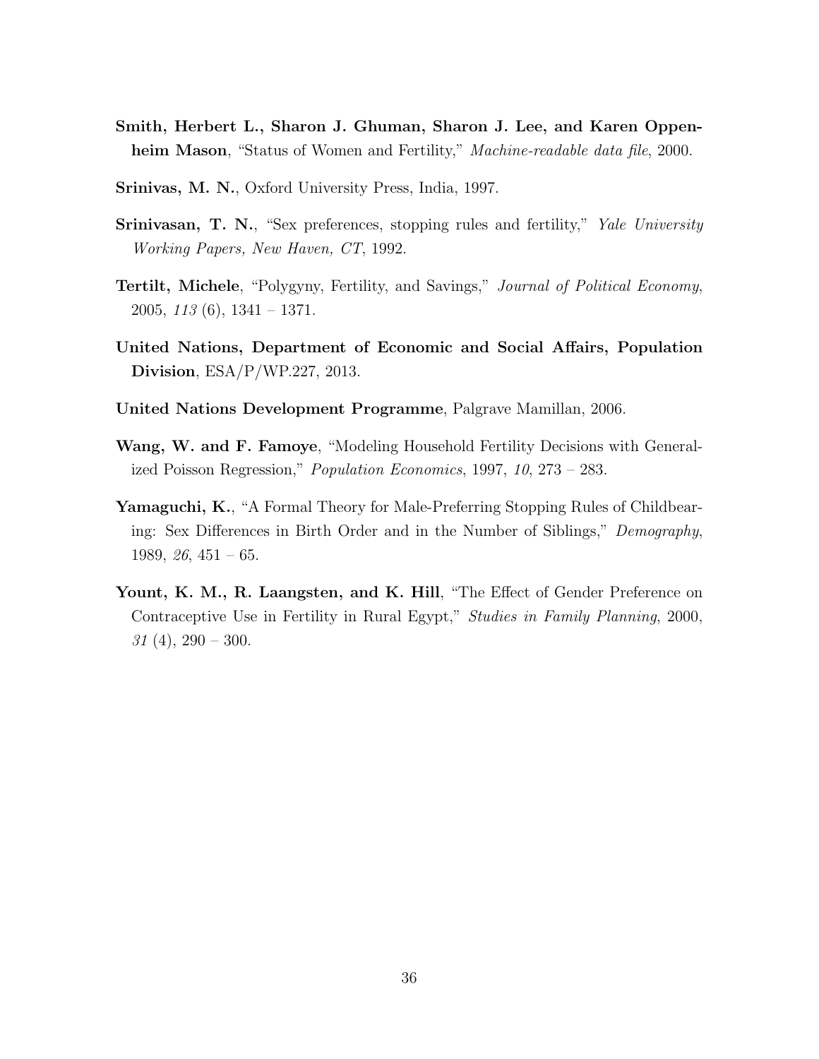**Smith, Herbert L., Sharon J. Ghuman, Sharon J. Lee, and Karen Oppenheim Mason**, "Status of Women and Fertility," *Machine-readable data file*, 2000.

**Srinivas, M. N.**, Oxford University Press, India, 1997.

**Srinivasan, T. N.**, "Sex preferences, stopping rules and fertility," *Yale University Working Papers, New Haven, CT*, 1992.

**Tertilt, Michele**, "Polygyny, Fertility, and Savings," *Journal of Political Economy*, 2005, *113* (6), 1341 – 1371.

**United Nations, Department of Economic and Social Affairs, Population Division**, ESA/P/WP.227, 2013.

**United Nations Development Programme**, Palgrave Mamillan, 2006.

**Wang, W. and F. Famoye**, "Modeling Household Fertility Decisions with Generalized Poisson Regression," *Population Economics*, 1997, *10*, 273 – 283.

**Yamaguchi, K.**, "A Formal Theory for Male-Preferring Stopping Rules of Childbearing: Sex Differences in Birth Order and in the Number of Siblings," *Demography*, 1989, *26*, 451 – 65.

**Yount, K. M., R. Laangsten, and K. Hill**, "The Effect of Gender Preference on Contraceptive Use in Fertility in Rural Egypt," *Studies in Family Planning*, 2000, *31* (4), 290 – 300.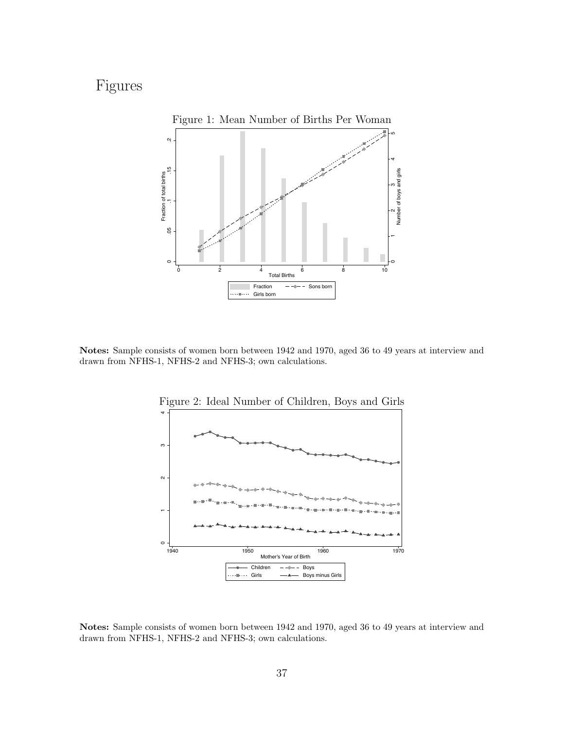# Figures

Figure 1: Mean Number of Births Per Woman

**Notes:** Sample consists of women born between 1942 and 1970, aged 36 to 49 years at interview and drawn from NFHS-1, NFHS-2 and NFHS-3; own calculations.

Figure 2: Ideal Number of Children, Boys and Girls

**Notes:** Sample consists of women born between 1942 and 1970, aged 36 to 49 years at interview and drawn from NFHS-1, NFHS-2 and NFHS-3; own calculations.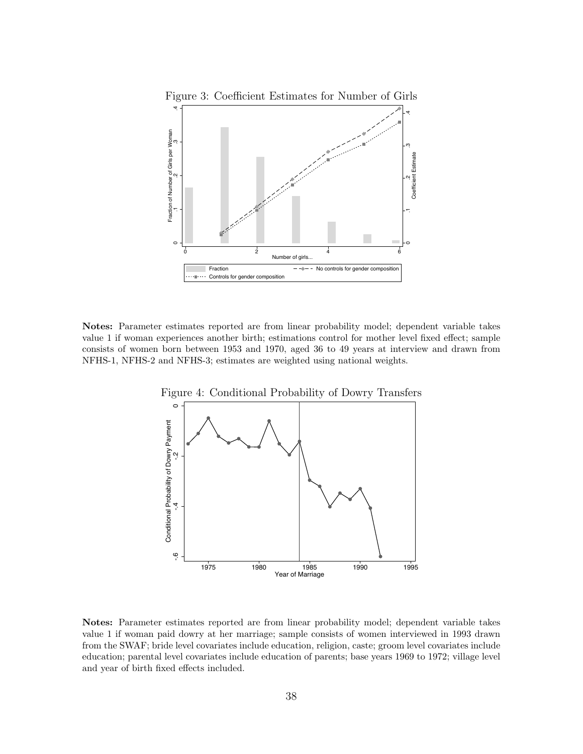Figure 3: Coefficient Estimates for Number of Girls

**Notes:** Parameter estimates reported are from linear probability model; dependent variable takes value 1 if woman experiences another birth; estimations control for mother level fixed effect; sample consists of women born between 1953 and 1970, aged 36 to 49 years at interview and drawn from NFHS-1, NFHS-2 and NFHS-3; estimates are weighted using national weights.

Figure 4: Conditional Probability of Dowry Transfers

**Notes:** Parameter estimates reported are from linear probability model; dependent variable takes value 1 if woman paid dowry at her marriage; sample consists of women interviewed in 1993 drawn from the SWAF; bride level covariates include education, religion, caste; groom level covariates include education; parental level covariates include education of parents; base years 1969 to 1972; village level and year of birth fixed effects included.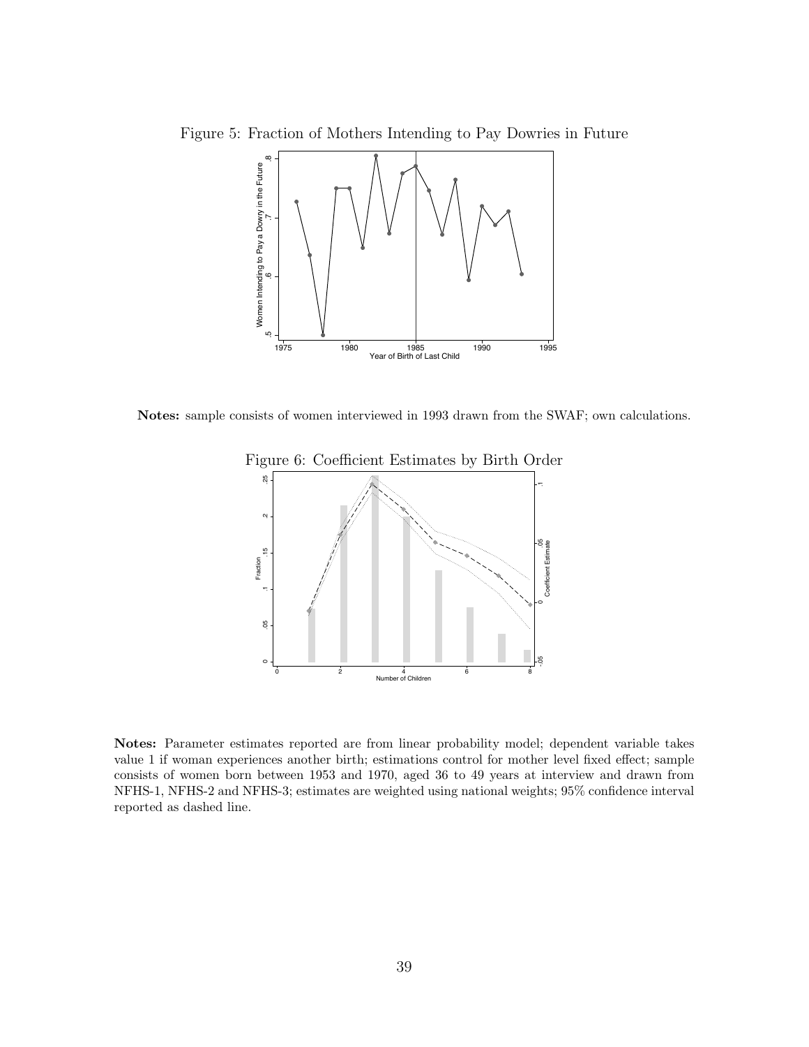Figure 5: Fraction of Mothers Intending to Pay Dowries in Future

**Notes:** sample consists of women interviewed in 1993 drawn from the SWAF; own calculations.

Figure 6: Coefficient Estimates by Birth Order

**Notes:** Parameter estimates reported are from linear probability model; dependent variable takes value 1 if woman experiences another birth; estimations control for mother level fixed effect; sample consists of women born between 1953 and 1970, aged 36 to 49 years at interview and drawn from NFHS-1, NFHS-2 and NFHS-3; estimates are weighted using national weights; 95% confidence interval reported as dashed line.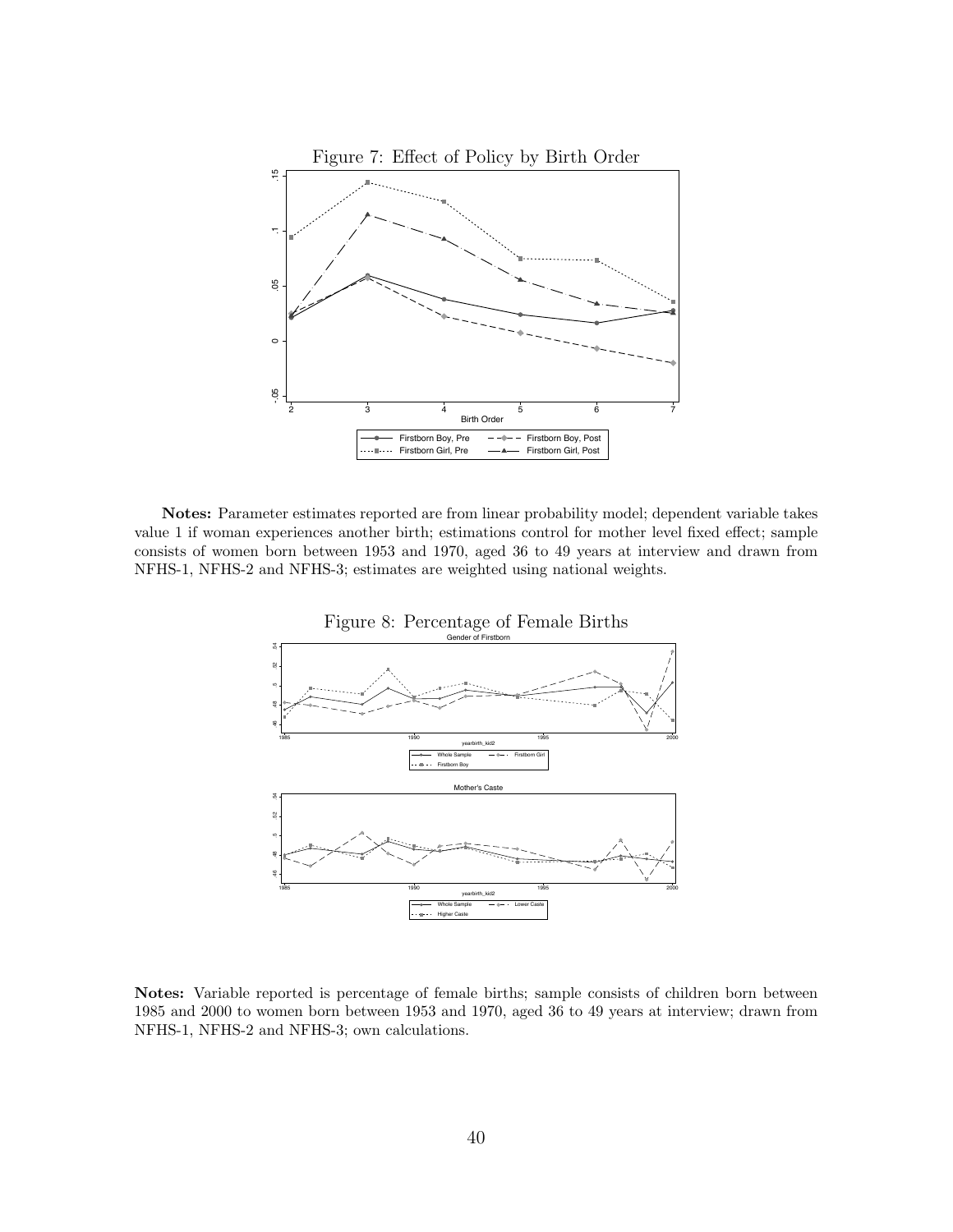Figure 7: Effect of Policy by Birth Order

**Notes:** Parameter estimates reported are from linear probability model; dependent variable takes value 1 if woman experiences another birth; estimations control for mother level fixed effect; sample consists of women born between 1953 and 1970, aged 36 to 49 years at interview and drawn from NFHS-1, NFHS-2 and NFHS-3; estimates are weighted using national weights.

Figure 8: Percentage of Female Births

**Notes:** Variable reported is percentage of female births; sample consists of children born between 1985 and 2000 to women born between 1953 and 1970, aged 36 to 49 years at interview; drawn from NFHS-1, NFHS-2 and NFHS-3; own calculations.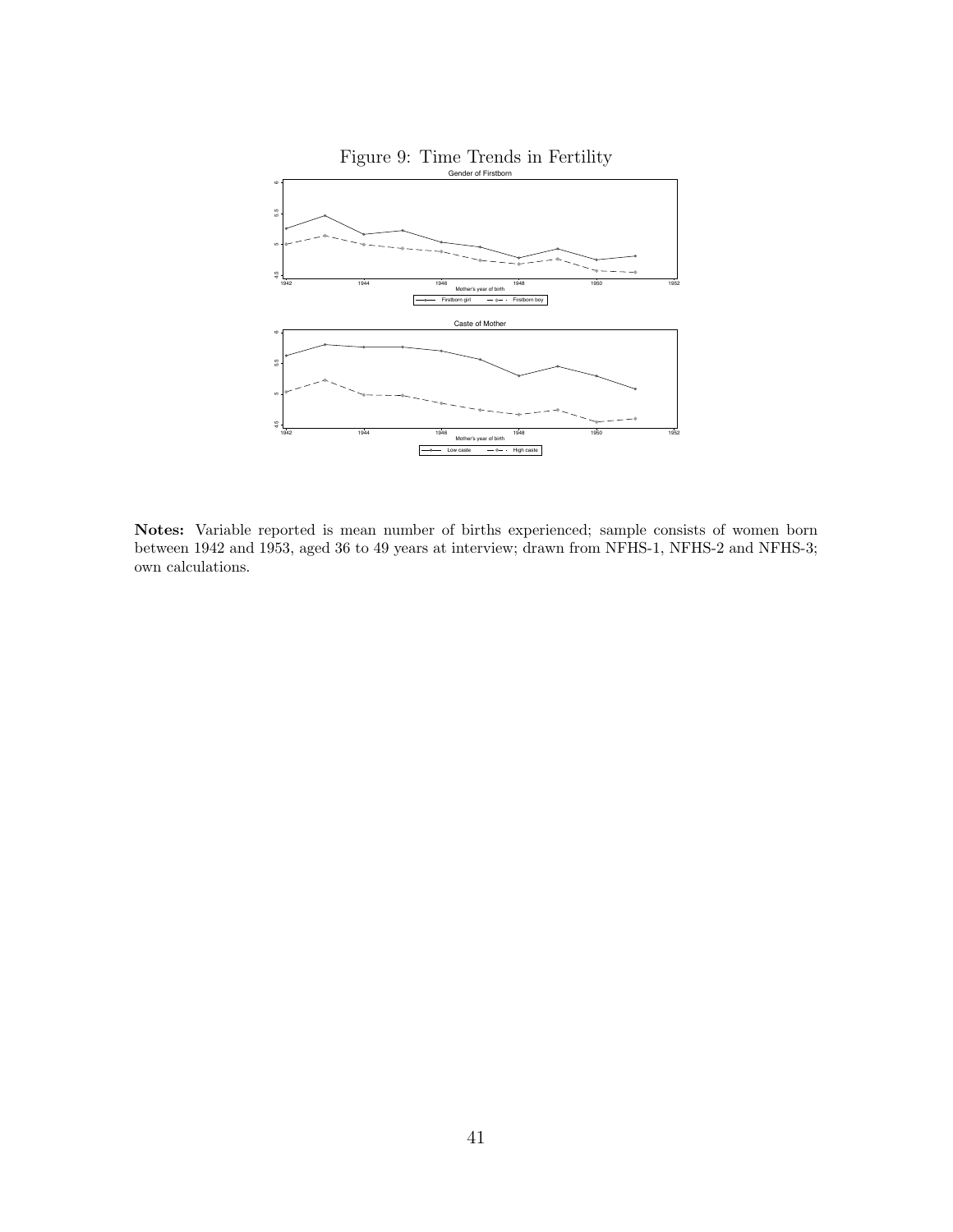Figure 9: Time Trends in Fertility

**Notes:** Variable reported is mean number of births experienced; sample consists of women born between 1942 and 1953, aged 36 to 49 years at interview; drawn from NFHS-1, NFHS-2 and NFHS-3; own calculations.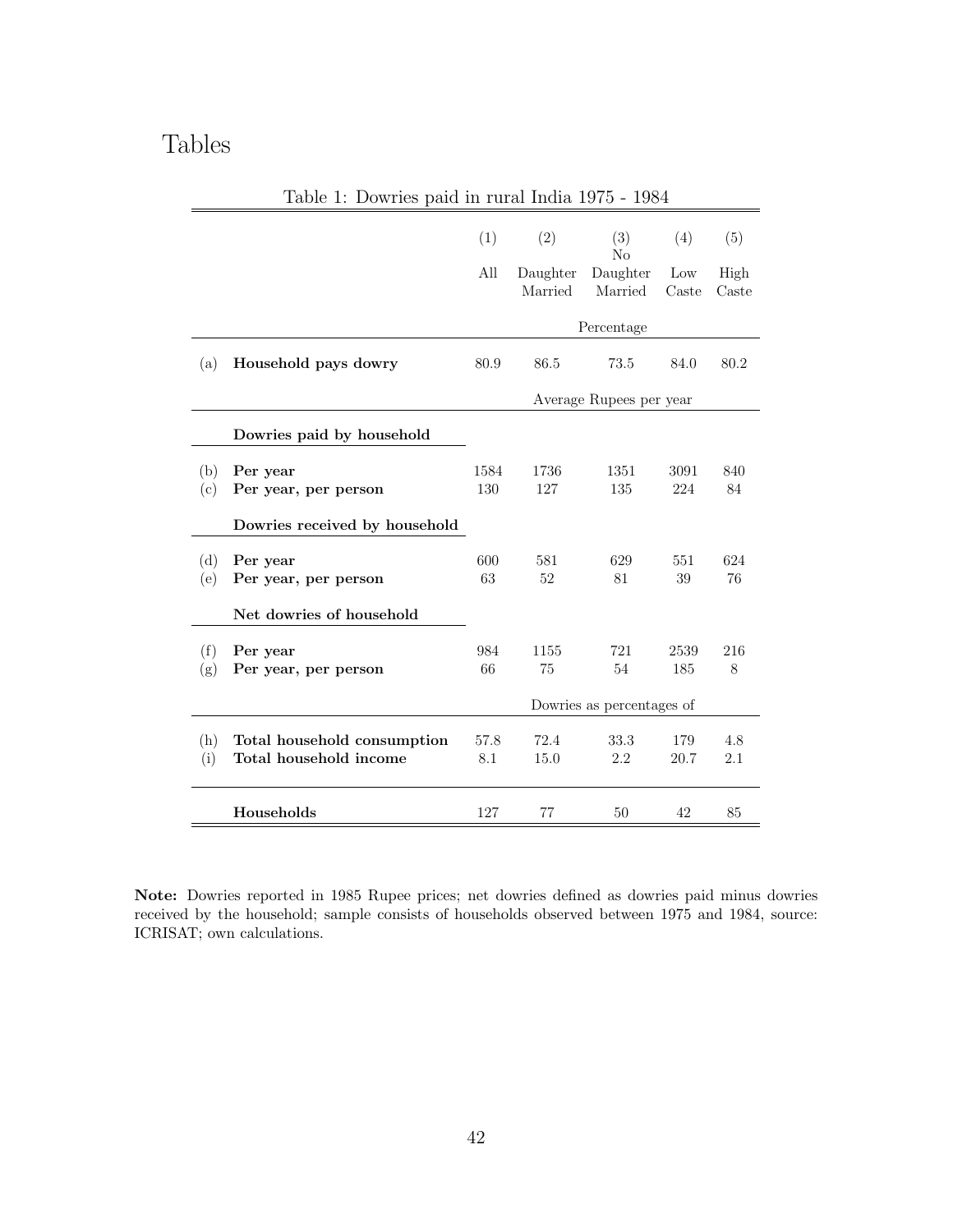# Tables

Table 1: Dowries paid in rural India 1975 - 1984

| | | (1) All | (2) Daughter Married | (3) No Daughter Married | (4) Low Caste | (5) High Caste |
|---|---|---|---|---|---|---|
| | | | | Percentage | | |
| (a) | **Household pays dowry** | 80.9 | 86.5 | 73.5 | 84.0 | 80.2 |
| | | | | Average Rupees per year | | |
| | **Dowries paid by household** | | | | | |
| (b) | **Per year** | 1584 | 1736 | 1351 | 3091 | 840 |
| (c) | **Per year, per person** | 130 | 127 | 135 | 224 | 84 |
| | **Dowries received by household** | | | | | |
| (d) | **Per year** | 600 | 581 | 629 | 551 | 624 |
| (e) | **Per year, per person** | 63 | 52 | 81 | 39 | 76 |
| | **Net dowries of household** | | | | | |
| (f) | **Per year** | 984 | 1155 | 721 | 2539 | 216 |
| (g) | **Per year, per person** | 66 | 75 | 54 | 185 | 8 |
| | | | | Dowries as percentages of | | |
| (h) | **Total household consumption** | 57.8 | 72.4 | 33.3 | 179 | 4.8 |
| (i) | **Total household income** | 8.1 | 15.0 | 2.2 | 20.7 | 2.1 |
| | **Households** | 127 | 77 | 50 | 42 | 85 |

**Note:** Dowries reported in 1985 Rupee prices; net dowries defined as dowries paid minus dowries received by the household; sample consists of households observed between 1975 and 1984, source: ICRISAT; own calculations.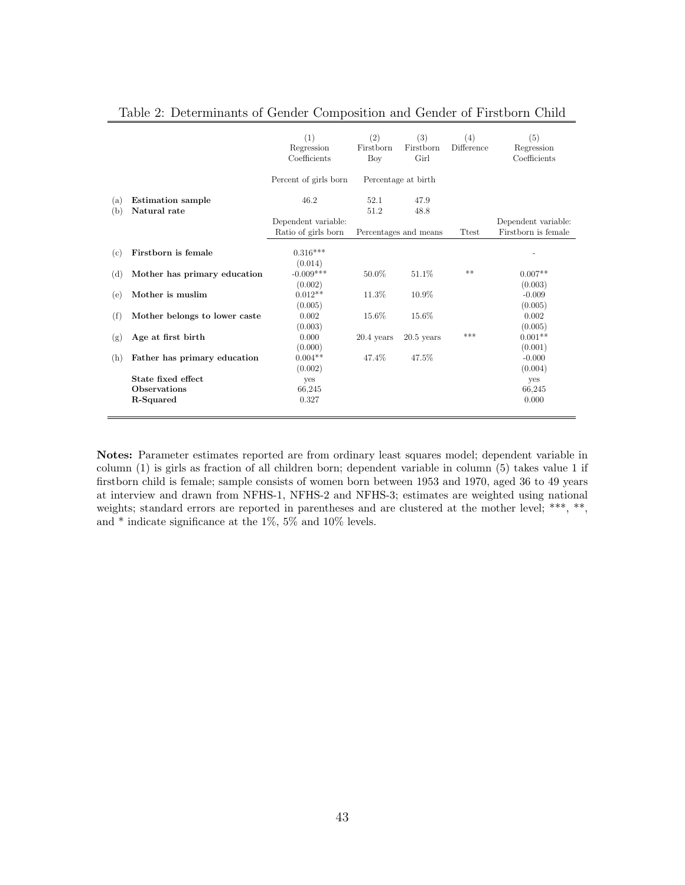Table 2: Determinants of Gender Composition and Gender of Firstborn Child

| | | (1) Regression Coefficients | (2) Firstborn Boy | (3) Firstborn Girl | (4) Difference | (5) Regression Coefficients |
|---|---|---|---|---|---|---|
| | | Percent of girls born | Percentage at birth | | | |
| (a) | **Estimation sample** | 46.2 | 52.1 | 47.9 | | |
| (b) | **Natural rate** | | 51.2 | 48.8 | | |
| | | Dependent variable: Ratio of girls born | Percentages and means | | Ttest | Dependent variable: Firstborn is female |
| (c) | **Firstborn is female** | 0.316*** | | | | - |
| | | (0.014) | | | | |
| (d) | **Mother has primary education** | -0.009*** | 50.0% | 51.1% | ** | 0.007** |
| | | (0.002) | | | | (0.003) |
| (e) | **Mother is muslim** | 0.012** | 11.3% | 10.9% | | -0.009 |
| | | (0.005) | | | | (0.005) |
| (f) | **Mother belongs to lower caste** | 0.002 | 15.6% | 15.6% | | 0.002 |
| | | (0.003) | | | | (0.005) |
| (g) | **Age at first birth** | 0.000 | 20.4 years | 20.5 years | *** | 0.001** |
| | | (0.000) | | | | (0.001) |
| (h) | **Father has primary education** | 0.004** | 47.4% | 47.5% | | -0.000 |
| | | (0.002) | | | | (0.004) |
| | **State fixed effect** | yes | | | | yes |
| | **Observations** | 66,245 | | | | 66,245 |
| | **R-Squared** | 0.327 | | | | 0.000 |

**Notes:** Parameter estimates reported are from ordinary least squares model; dependent variable in column (1) is girls as fraction of all children born; dependent variable in column (5) takes value 1 if firstborn child is female; sample consists of women born between 1953 and 1970, aged 36 to 49 years at interview and drawn from NFHS-1, NFHS-2 and NFHS-3; estimates are weighted using national weights; standard errors are reported in parentheses and are clustered at the mother level; ***, **, and * indicate significance at the 1%, 5% and 10% levels.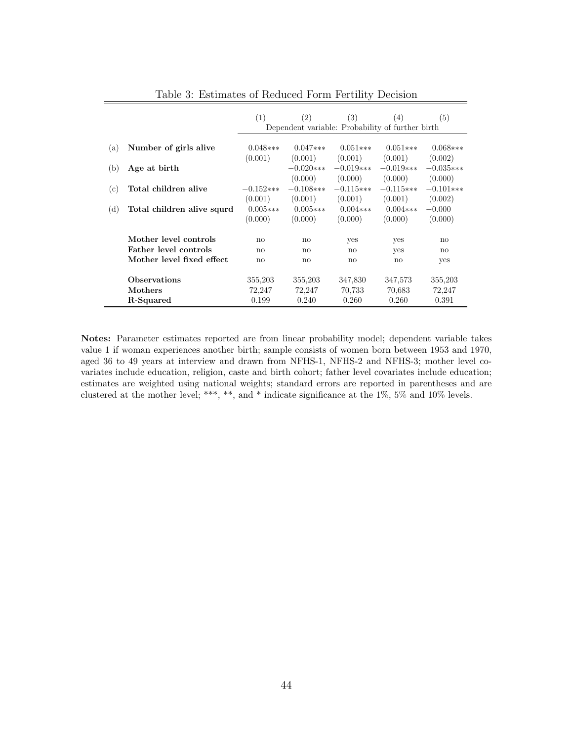Table 3: Estimates of Reduced Form Fertility Decision

| | | (1) | (2) | (3) | (4) | (5) |
|---|---|---|---|---|---|---|
| | | Dependent variable: Probability of further birth | | | | |
| (a) | **Number of girls alive** | 0.048*** | 0.047*** | 0.051*** | 0.051*** | 0.068*** |
| | | (0.001) | (0.001) | (0.001) | (0.001) | (0.002) |
| (b) | **Age at birth** | | −0.020*** | −0.019*** | −0.019*** | −0.035*** |
| | | | (0.000) | (0.000) | (0.000) | (0.000) |
| (c) | **Total children alive** | −0.152*** | −0.108*** | −0.115*** | −0.115*** | −0.101*** |
| | | (0.001) | (0.001) | (0.001) | (0.001) | (0.002) |
| (d) | **Total children alive squrd** | 0.005*** | 0.005*** | 0.004*** | 0.004*** | −0.000 |
| | | (0.000) | (0.000) | (0.000) | (0.000) | (0.000) |
| | **Mother level controls** | no | no | yes | yes | no |
| | **Father level controls** | no | no | no | yes | no |
| | **Mother level fixed effect** | no | no | no | no | yes |
| | **Observations** | 355,203 | 355,203 | 347,830 | 347,573 | 355,203 |
| | **Mothers** | 72,247 | 72,247 | 70,733 | 70,683 | 72,247 |
| | **R-Squared** | 0.199 | 0.240 | 0.260 | 0.260 | 0.391 |

**Notes:** Parameter estimates reported are from linear probability model; dependent variable takes value 1 if woman experiences another birth; sample consists of women born between 1953 and 1970, aged 36 to 49 years at interview and drawn from NFHS-1, NFHS-2 and NFHS-3; mother level covariates include education, religion, caste and birth cohort; father level covariates include education; estimates are weighted using national weights; standard errors are reported in parentheses and are clustered at the mother level; ***, **, and * indicate significance at the 1%, 5% and 10% levels.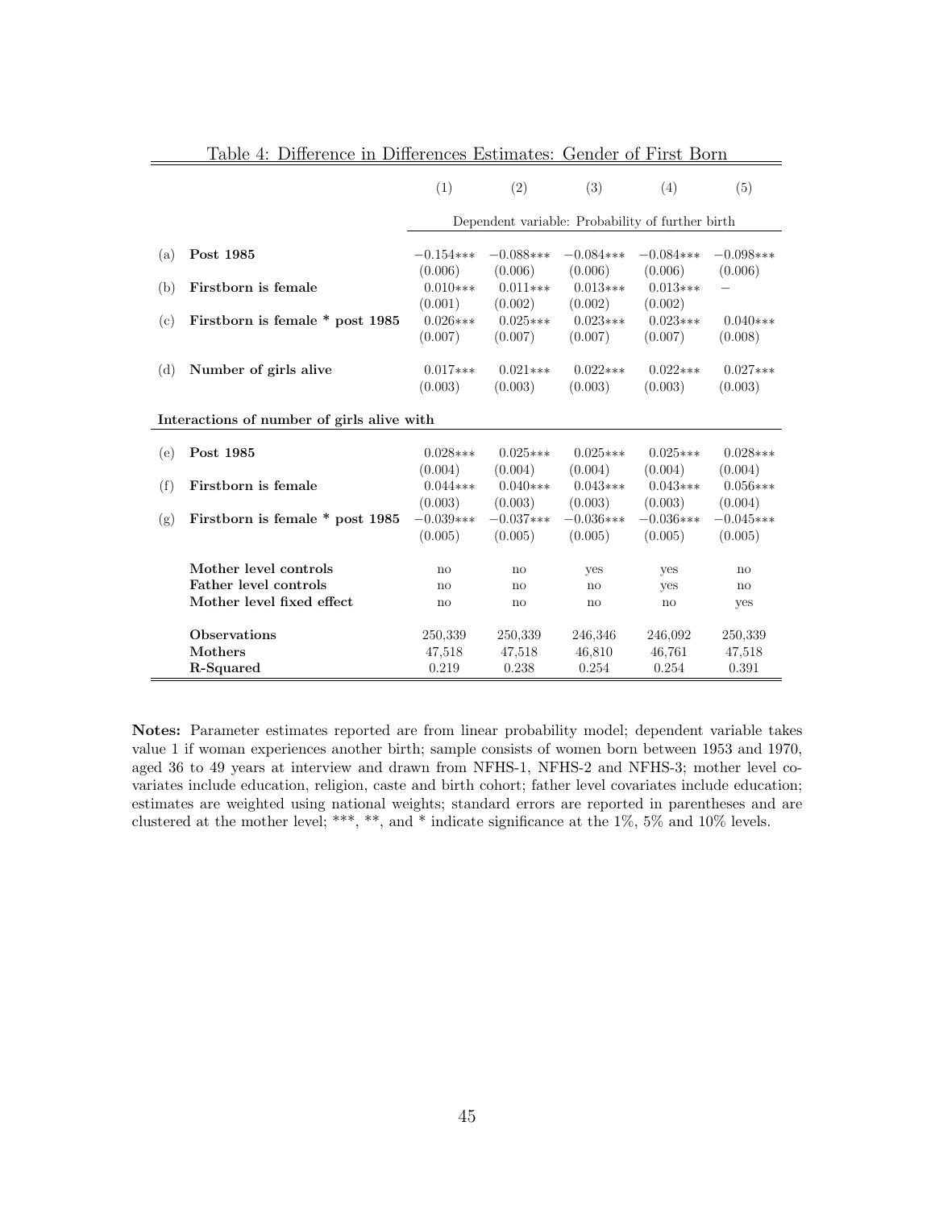Table 4: Difference in Differences Estimates: Gender of First Born

| | | (1) | (2) | (3) | (4) | (5) |
|---|---|---|---|---|---|---|
| | | Dependent variable: Probability of further birth | | | | |
| (a) | **Post 1985** | −0.154*** | −0.088*** | −0.084*** | −0.084*** | −0.098*** |
| | | (0.006) | (0.006) | (0.006) | (0.006) | (0.006) |
| (b) | **Firstborn is female** | 0.010*** | 0.011*** | 0.013*** | 0.013*** | – |
| | | (0.001) | (0.002) | (0.002) | (0.002) | |
| (c) | **Firstborn is female * post 1985** | 0.026*** | 0.025*** | 0.023*** | 0.023*** | 0.040*** |
| | | (0.007) | (0.007) | (0.007) | (0.007) | (0.008) |
| (d) | **Number of girls alive** | 0.017*** | 0.021*** | 0.022*** | 0.022*** | 0.027*** |
| | | (0.003) | (0.003) | (0.003) | (0.003) | (0.003) |
| **Interactions of number of girls alive with** | | | | | | |
| (e) | **Post 1985** | 0.028*** | 0.025*** | 0.025*** | 0.025*** | 0.028*** |
| | | (0.004) | (0.004) | (0.004) | (0.004) | (0.004) |
| (f) | **Firstborn is female** | 0.044*** | 0.040*** | 0.043*** | 0.043*** | 0.056*** |
| | | (0.003) | (0.003) | (0.003) | (0.003) | (0.004) |
| (g) | **Firstborn is female * post 1985** | −0.039*** | −0.037*** | −0.036*** | −0.036*** | −0.045*** |
| | | (0.005) | (0.005) | (0.005) | (0.005) | (0.005) |
| | **Mother level controls** | no | no | yes | yes | no |
| | **Father level controls** | no | no | no | yes | no |
| | **Mother level fixed effect** | no | no | no | no | yes |
| | **Observations** | 250,339 | 250,339 | 246,346 | 246,092 | 250,339 |
| | **Mothers** | 47,518 | 47,518 | 46,810 | 46,761 | 47,518 |
| | **R-Squared** | 0.219 | 0.238 | 0.254 | 0.254 | 0.391 |

**Notes:** Parameter estimates reported are from linear probability model; dependent variable takes value 1 if woman experiences another birth; sample consists of women born between 1953 and 1970, aged 36 to 49 years at interview and drawn from NFHS-1, NFHS-2 and NFHS-3; mother level covariates include education, religion, caste and birth cohort; father level covariates include education; estimates are weighted using national weights; standard errors are reported in parentheses and are clustered at the mother level; ***, **, and * indicate significance at the 1%, 5% and 10% levels.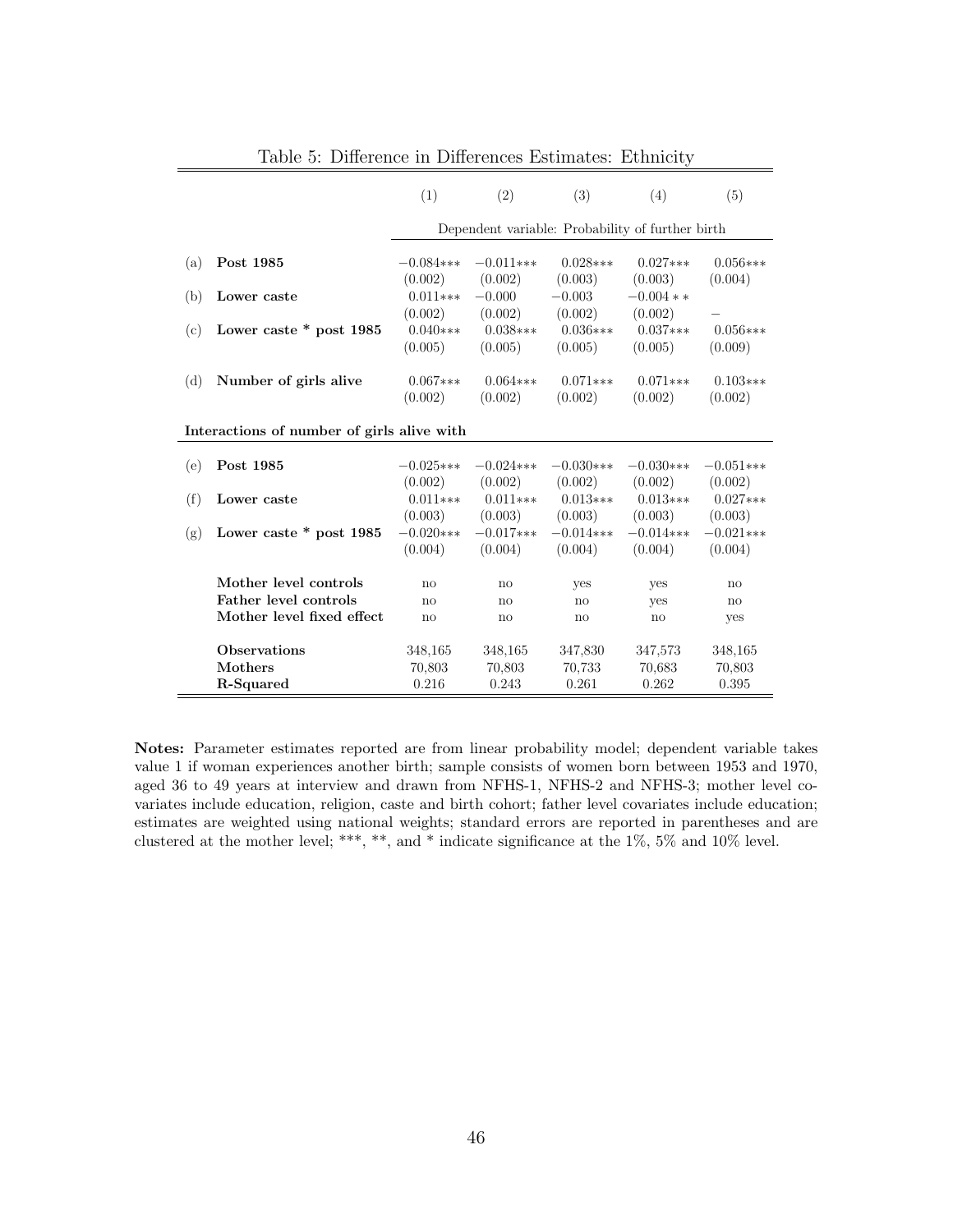Table 5: Difference in Differences Estimates: Ethnicity

| | | (1) | (2) | (3) | (4) | (5) |
|---|---|---|---|---|---|---|
| | | Dependent variable: Probability of further birth | | | | |
| (a) | **Post 1985** | $-0.084$*** | $-0.011$*** | $0.028$*** | $0.027$*** | $0.056$*** |
| | | (0.002) | (0.002) | (0.003) | (0.003) | (0.004) |
| (b) | **Lower caste** | $0.011$*** | $-0.000$ | $-0.003$ | $-0.004$** | – |
| | | (0.002) | (0.002) | (0.002) | (0.002) | |
| (c) | **Lower caste * post 1985** | $0.040$*** | $0.038$*** | $0.036$*** | $0.037$*** | $0.056$*** |
| | | (0.005) | (0.005) | (0.005) | (0.005) | (0.009) |
| (d) | **Number of girls alive** | $0.067$*** | $0.064$*** | $0.071$*** | $0.071$*** | $0.103$*** |
| | | (0.002) | (0.002) | (0.002) | (0.002) | (0.002) |
| **Interactions of number of girls alive with** | | | | | | |
| (e) | **Post 1985** | $-0.025$*** | $-0.024$*** | $-0.030$*** | $-0.030$*** | $-0.051$*** |
| | | (0.002) | (0.002) | (0.002) | (0.002) | (0.002) |
| (f) | **Lower caste** | $0.011$*** | $0.011$*** | $0.013$*** | $0.013$*** | $0.027$*** |
| | | (0.003) | (0.003) | (0.003) | (0.003) | (0.003) |
| (g) | **Lower caste * post 1985** | $-0.020$*** | $-0.017$*** | $-0.014$*** | $-0.014$*** | $-0.021$*** |
| | | (0.004) | (0.004) | (0.004) | (0.004) | (0.004) |
| | **Mother level controls** | no | no | yes | yes | no |
| | **Father level controls** | no | no | no | yes | no |
| | **Mother level fixed effect** | no | no | no | no | yes |
| | **Observations** | 348,165 | 348,165 | 347,830 | 347,573 | 348,165 |
| | **Mothers** | 70,803 | 70,803 | 70,733 | 70,683 | 70,803 |
| | **R-Squared** | 0.216 | 0.243 | 0.261 | 0.262 | 0.395 |

**Notes:** Parameter estimates reported are from linear probability model; dependent variable takes value 1 if woman experiences another birth; sample consists of women born between 1953 and 1970, aged 36 to 49 years at interview and drawn from NFHS-1, NFHS-2 and NFHS-3; mother level covariates include education, religion, caste and birth cohort; father level covariates include education; estimates are weighted using national weights; standard errors are reported in parentheses and are clustered at the mother level; ***, **, and * indicate significance at the 1%, 5% and 10% level.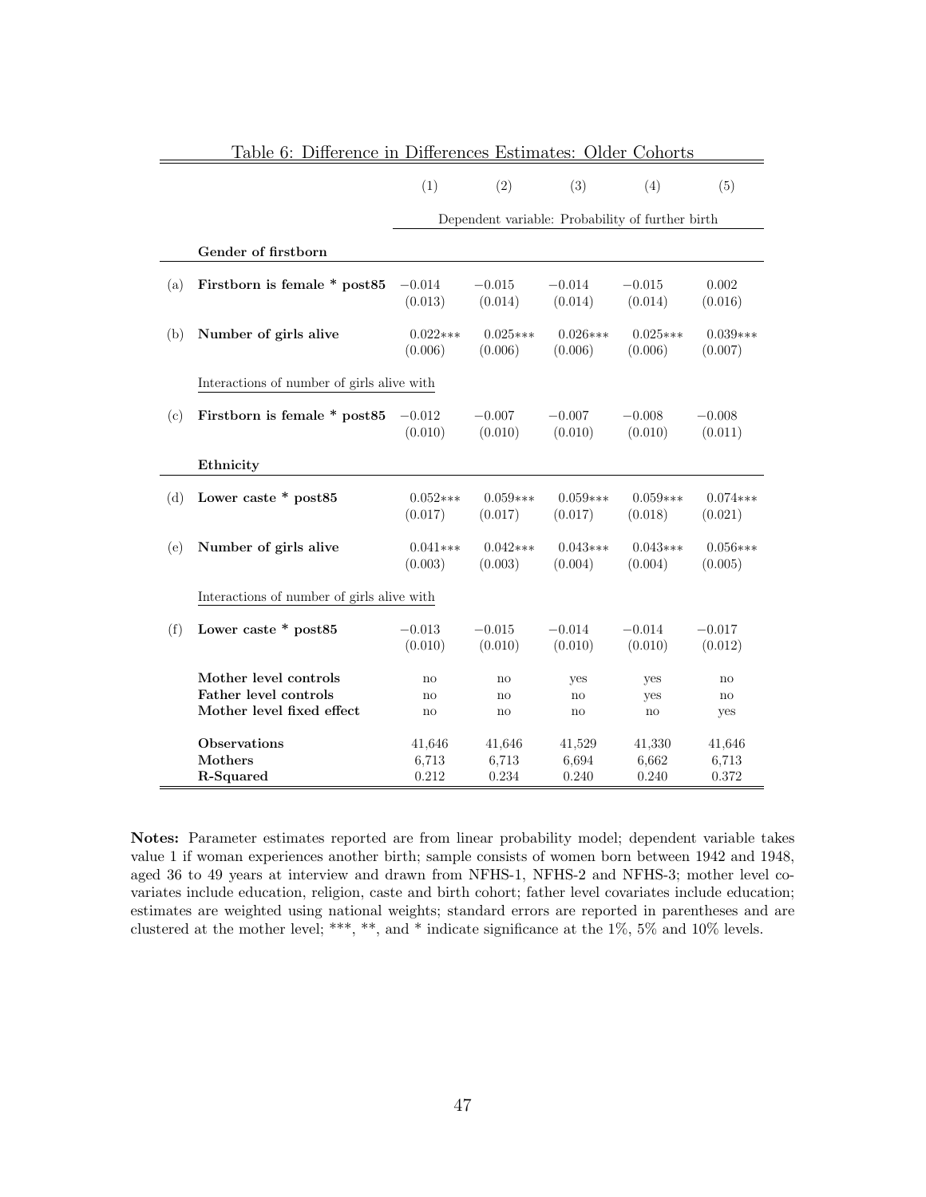Table 6: Difference in Differences Estimates: Older Cohorts

| | | (1) | (2) | (3) | (4) | (5) |
|---|---|---|---|---|---|---|
| | | Dependent variable: Probability of further birth | | | | |
| | **Gender of firstborn** | | | | | |
| (a) | **Firstborn is female * post85** | −0.014 | −0.015 | −0.014 | −0.015 | 0.002 |
| | | (0.013) | (0.014) | (0.014) | (0.014) | (0.016) |
| (b) | **Number of girls alive** | 0.022*** | 0.025*** | 0.026*** | 0.025*** | 0.039*** |
| | | (0.006) | (0.006) | (0.006) | (0.006) | (0.007) |
| | Interactions of number of girls alive with | | | | | |
| (c) | **Firstborn is female * post85** | −0.012 | −0.007 | −0.007 | −0.008 | −0.008 |
| | | (0.010) | (0.010) | (0.010) | (0.010) | (0.011) |
| | **Ethnicity** | | | | | |
| (d) | **Lower caste * post85** | 0.052*** | 0.059*** | 0.059*** | 0.059*** | 0.074*** |
| | | (0.017) | (0.017) | (0.017) | (0.018) | (0.021) |
| (e) | **Number of girls alive** | 0.041*** | 0.042*** | 0.043*** | 0.043*** | 0.056*** |
| | | (0.003) | (0.003) | (0.004) | (0.004) | (0.005) |
| | Interactions of number of girls alive with | | | | | |
| (f) | **Lower caste * post85** | −0.013 | −0.015 | −0.014 | −0.014 | −0.017 |
| | | (0.010) | (0.010) | (0.010) | (0.010) | (0.012) |
| | **Mother level controls** | no | no | yes | yes | no |
| | **Father level controls** | no | no | no | yes | no |
| | **Mother level fixed effect** | no | no | no | no | yes |
| | **Observations** | 41,646 | 41,646 | 41,529 | 41,330 | 41,646 |
| | **Mothers** | 6,713 | 6,713 | 6,694 | 6,662 | 6,713 |
| | **R-Squared** | 0.212 | 0.234 | 0.240 | 0.240 | 0.372 |

**Notes:** Parameter estimates reported are from linear probability model; dependent variable takes value 1 if woman experiences another birth; sample consists of women born between 1942 and 1948, aged 36 to 49 years at interview and drawn from NFHS-1, NFHS-2 and NFHS-3; mother level covariates include education, religion, caste and birth cohort; father level covariates include education; estimates are weighted using national weights; standard errors are reported in parentheses and are clustered at the mother level; ***, **, and * indicate significance at the 1%, 5% and 10% levels.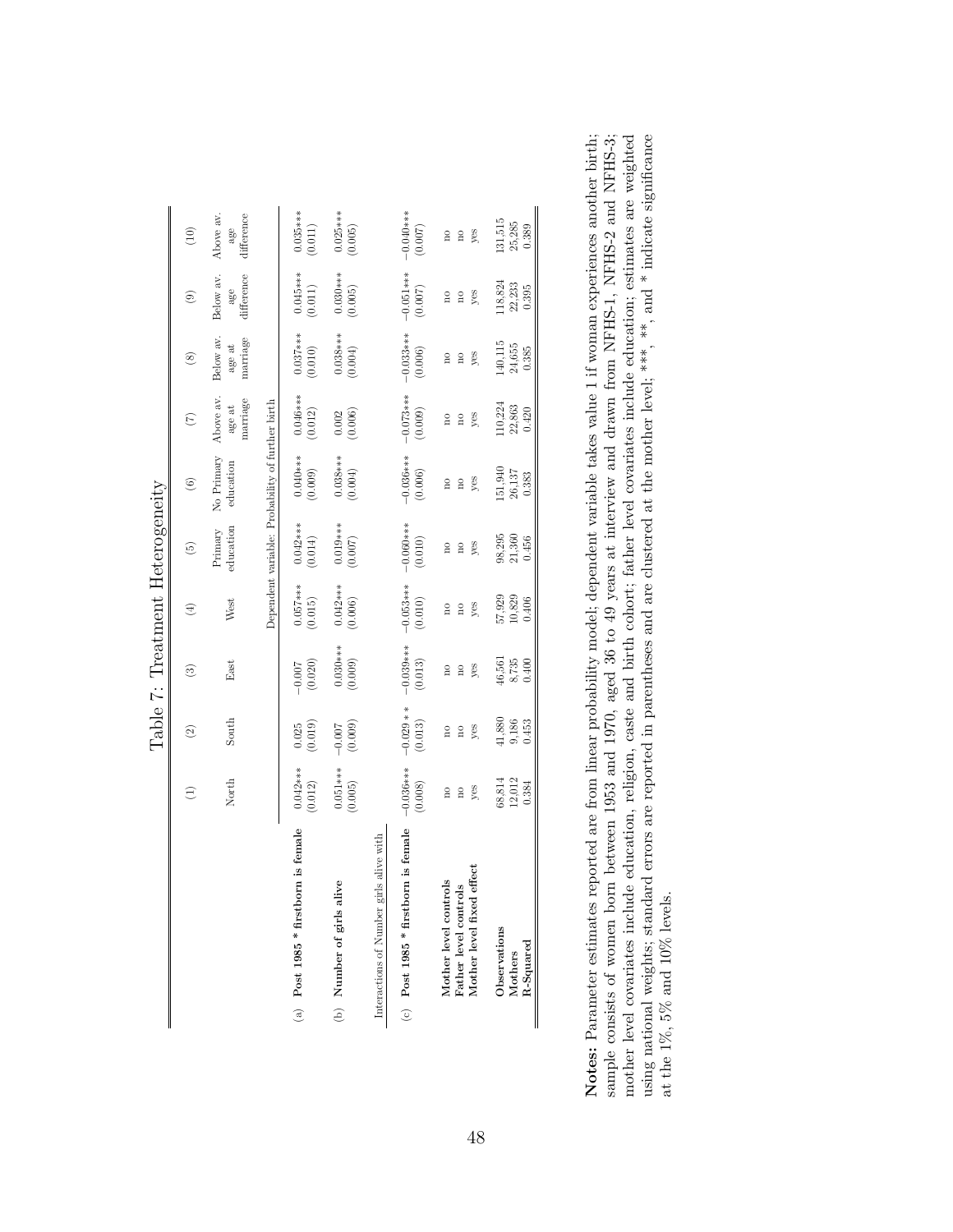# Table 7: Treatment Heterogeneity

| | (1) | (2) | (3) | (4) | (5) | (6) | (7) | (8) | (9) | (10) |
|---|---|---|---|---|---|---|---|---|---|---|
| | North | South | East | West | Primary education | No Primary education | Above av. age at marriage | Below av. age at marriage | Below av. age difference | Above av. age difference |
| | Dependent variable: Probability of further birth | | | | | | | | | |
| (a) **Post 1985 * firstborn is female** | 0.042*** | 0.025 | −0.007 | 0.057*** | 0.042*** | 0.040*** | 0.046*** | 0.037*** | 0.045*** | 0.035*** |
| | (0.012) | (0.019) | (0.020) | (0.015) | (0.014) | (0.009) | (0.012) | (0.010) | (0.011) | (0.011) |
| (b) **Number of girls alive** | 0.051*** | −0.007 | 0.030*** | 0.042*** | 0.019*** | 0.038*** | 0.002 | 0.038*** | 0.030*** | 0.025*** |
| | (0.005) | (0.009) | (0.009) | (0.006) | (0.007) | (0.004) | (0.006) | (0.004) | (0.005) | (0.005) |
| Interactions of Number girls alive with | | | | | | | | | | |
| (c) **Post 1985 * firstborn is female** | −0.036*** | −0.029 * * | −0.039*** | −0.053*** | −0.060*** | −0.036*** | −0.073*** | −0.033*** | −0.051*** | −0.040*** |
| | (0.008) | (0.013) | (0.013) | (0.010) | (0.010) | (0.006) | (0.009) | (0.006) | (0.007) | (0.007) |
| **Mother level controls** | no | no | no | no | no | no | no | no | no | no |
| **Father level controls** | no | no | no | no | no | no | no | no | no | no |
| **Mother level fixed effect** | yes | yes | yes | yes | yes | yes | yes | yes | yes | yes |
| **Observations** | 68,814 | 41,880 | 46,561 | 57,929 | 98,295 | 151,940 | 110,224 | 140,115 | 118,824 | 131,515 |
| **Mothers** | 12,012 | 9,186 | 8,735 | 10,829 | 21,360 | 26,137 | 22,863 | 24,655 | 22,233 | 25,285 |
| **R-Squared** | 0.384 | 0.453 | 0.400 | 0.406 | 0.456 | 0.383 | 0.420 | 0.385 | 0.395 | 0.389 |

**Notes:** Parameter estimates reported are from linear probability model; dependent variable takes value 1 if woman experiences another birth; sample consists of women born between 1953 and 1970, aged 36 to 49 years at interview and drawn from NFHS-1, NFHS-2 and NFHS-3; mother level covariates include education, religion, caste and birth cohort; father level covariates include education; estimates are weighted using national weights; standard errors are reported in parentheses and are clustered at the mother level; ***, **, and * indicate significance at the 1%, 5% and 10% levels.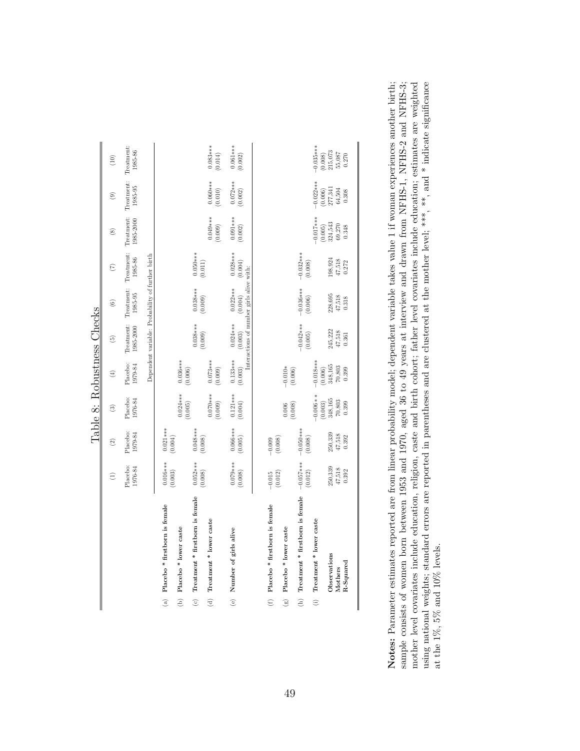# Table 8: Robustness Checks

| | (1) | (2) | (3) | (4) | (5) | (6) | (7) | (8) | (9) | (10) |
|---|---|---|---|---|---|---|---|---|---|---|
| | Placebo: 1976-84 | Placebo: 1979-84 | Placebo: 1976-84 | Placebo: 1979-84 | Treatment: 1985-2000 | Treatment: 1985-95 | Treatment: 1985-86 | Treatment: 1985-2000 | Treatment: 1985-95 | Treatment: 1985-86 |
| | | | | | Dependent variable: Probability of further birth | | | | | |
| (a) **Placebo * firstborn is female** | 0.016*** | 0.021*** | | | | | | | | |
| | (0.003) | (0.004) | | | | | | | | |
| (b) **Placebo * lower caste** | | | 0.024*** | 0.036*** | | | | | | |
| | | | (0.005) | (0.006) | | | | | | |
| (c) **Treatment * firstborn is female** | 0.052*** | 0.048*** | | | 0.038*** | 0.038*** | 0.050*** | | | |
| | (0.008) | (0.008) | | | (0.009) | (0.009) | (0.011) | | | |
| (d) **Treatment * lower caste** | | | 0.070*** | 0.073*** | | | | 0.049*** | 0.060*** | 0.083*** |
| | | | (0.009) | (0.009) | | | | (0.009) | (0.010) | (0.014) |
| (e) **Number of girls alive** | 0.079*** | 0.066*** | 0.121*** | 0.133*** | 0.024*** | 0.022*** | 0.028*** | 0.091*** | 0.072*** | 0.061*** |
| | (0.008) | (0.005) | (0.004) | (0.003) | (0.003) | (0.004) | (0.004) | (0.002) | (0.002) | (0.002) |
| | | | | | Interactions of number girls alive with: | | | | | |
| (f) **Placebo * firstborn is female** | −0.015 | −0.009 | | | | | | | | |
| | (0.012) | (0.008) | | | | | | | | |
| (g) **Placebo * lower caste** | | | 0.006 | −0.010* | | | | | | |
| | | | (0.008) | (0.006) | | | | | | |
| (h) **Treatment * firstborn is female** | −0.057*** | −0.050*** | | | −0.042*** | −0.036*** | −0.032*** | | | |
| | (0.012) | (0.008) | | | (0.005) | (0.006) | (0.008) | | | |
| (i) **Treatment * lower caste** | | | −0.006** | −0.018*** | | | | −0.017*** | −0.022*** | −0.035*** |
| | | | (0.003) | (0.006) | | | | (0.005) | (0.006) | (0.008) |
| **Observations** | 250,339 | 250,339 | 348,165 | 348,165 | 245,222 | 228,695 | 198,924 | 324,543 | 277,341 | 215,073 |
| **Mothers** | 47,518 | 47,518 | 70,803 | 70,803 | 47,518 | 47,518 | 47,518 | 69,270 | 64,504 | 55,087 |
| **R-Squared** | 0.392 | 0.392 | 0.399 | 0.399 | 0.361 | 0.318 | 0.272 | 0.348 | 0.308 | 0.270 |

**Notes:** Parameter estimates reported are from linear probability model; dependent variable takes value 1 if woman experiences another birth; sample consists of women born between 1953 and 1970, aged 36 to 49 years at interview and drawn from NFHS-1, NFHS-2 and NFHS-3; mother level covariates include education, religion, caste and birth cohort; father level covariates include education; estimates are weighted using national weights; standard errors are reported in parentheses and are clustered at the mother level; ***, **, and * indicate significance at the 1%, 5% and 10% levels.